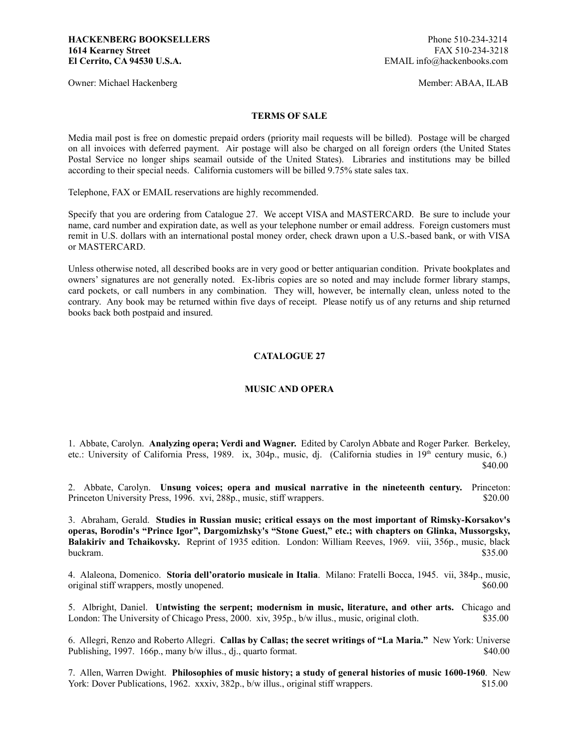**HACKENBERG BOOKSELLERS**
**1614 Kearney Street**
**El Cerrito, CA 94530 U.S.A.**

Phone 510-234-3214
FAX 510-234-3218
EMAIL info@hackenbooks.com

Owner: Michael Hackenberg

Member: ABAA, ILAB

## TERMS OF SALE

Media mail post is free on domestic prepaid orders (priority mail requests will be billed). Postage will be charged on all invoices with deferred payment. Air postage will also be charged on all foreign orders (the United States Postal Service no longer ships seamail outside of the United States). Libraries and institutions may be billed according to their special needs. California customers will be billed 9.75% state sales tax.

Telephone, FAX or EMAIL reservations are highly recommended.

Specify that you are ordering from Catalogue 27. We accept VISA and MASTERCARD. Be sure to include your name, card number and expiration date, as well as your telephone number or email address. Foreign customers must remit in U.S. dollars with an international postal money order, check drawn upon a U.S.-based bank, or with VISA or MASTERCARD.

Unless otherwise noted, all described books are in very good or better antiquarian condition. Private bookplates and owners' signatures are not generally noted. Ex-libris copies are so noted and may include former library stamps, card pockets, or call numbers in any combination. They will, however, be internally clean, unless noted to the contrary. Any book may be returned within five days of receipt. Please notify us of any returns and ship returned books back both postpaid and insured.

# CATALOGUE 27

## MUSIC AND OPERA

1. Abbate, Carolyn. **Analyzing opera; Verdi and Wagner.** Edited by Carolyn Abbate and Roger Parker. Berkeley, etc.: University of California Press, 1989. ix, 304p., music, dj. (California studies in 19th century music, 6.) $40.00

2. Abbate, Carolyn. **Unsung voices; opera and musical narrative in the nineteenth century.** Princeton: Princeton University Press, 1996. xvi, 288p., music, stiff wrappers. $20.00

3. Abraham, Gerald. **Studies in Russian music; critical essays on the most important of Rimsky-Korsakov's operas, Borodin's "Prince Igor", Dargomizhsky's "Stone Guest," etc.; with chapters on Glinka, Mussorgsky, Balakiriv and Tchaikovsky.** Reprint of 1935 edition. London: William Reeves, 1969. viii, 356p., music, black buckram. $35.00

4. Alaleona, Domenico. **Storia dell'oratorio musicale in Italia**. Milano: Fratelli Bocca, 1945. vii, 384p., music, original stiff wrappers, mostly unopened. $60.00

5. Albright, Daniel. **Untwisting the serpent; modernism in music, literature, and other arts.** Chicago and London: The University of Chicago Press, 2000. xiv, 395p., b/w illus., music, original cloth. $35.00

6. Allegri, Renzo and Roberto Allegri. **Callas by Callas; the secret writings of "La Maria."** New York: Universe Publishing, 1997. 166p., many b/w illus., dj., quarto format. $40.00

7. Allen, Warren Dwight. **Philosophies of music history; a study of general histories of music 1600-1960**. New York: Dover Publications, 1962. xxxiv, 382p., b/w illus., original stiff wrappers. $15.00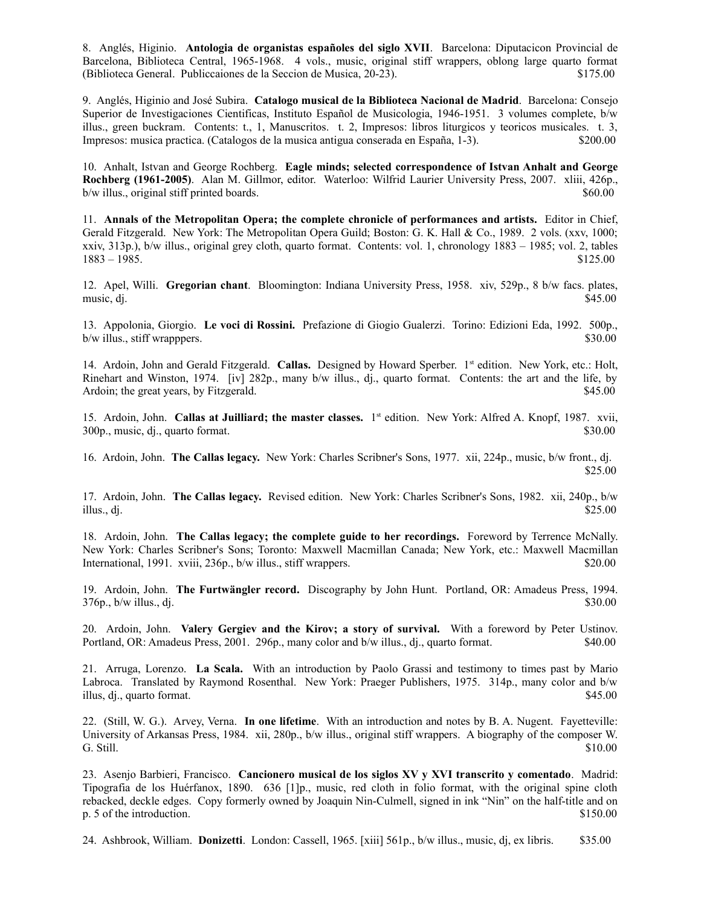8. Anglés, Higinio. **Antologia de organistas españoles del siglo XVII**. Barcelona: Diputacicon Provincial de Barcelona, Biblioteca Central, 1965-1968. 4 vols., music, original stiff wrappers, oblong large quarto format (Biblioteca General. Publiccaiones de la Seccion de Musica, 20-23). $175.00

9. Anglés, Higinio and José Subira. **Catalogo musical de la Biblioteca Nacional de Madrid**. Barcelona: Consejo Superior de Investigaciones Cientificas, Instituto Español de Musicologia, 1946-1951. 3 volumes complete, b/w illus., green buckram. Contents: t., 1, Manuscritos. t. 2, Impresos: libros liturgicos y teoricos musicales. t. 3, Impresos: musica practica. (Catalogos de la musica antigua conserada en España, 1-3). $200.00

10. Anhalt, Istvan and George Rochberg. **Eagle minds; selected correspondence of Istvan Anhalt and George Rochberg (1961-2005)**. Alan M. Gillmor, editor. Waterloo: Wilfrid Laurier University Press, 2007. xliii, 426p., b/w illus., original stiff printed boards. $60.00

11. **Annals of the Metropolitan Opera; the complete chronicle of performances and artists.** Editor in Chief, Gerald Fitzgerald. New York: The Metropolitan Opera Guild; Boston: G. K. Hall & Co., 1989. 2 vols. (xxv, 1000; xxiv, 313p.), b/w illus., original grey cloth, quarto format. Contents: vol. 1, chronology 1883 – 1985; vol. 2, tables 1883 – 1985. $125.00

12. Apel, Willi. **Gregorian chant**. Bloomington: Indiana University Press, 1958. xiv, 529p., 8 b/w facs. plates, music, dj. $45.00

13. Appolonia, Giorgio. **Le voci di Rossini.** Prefazione di Giogio Gualerzi. Torino: Edizioni Eda, 1992. 500p., b/w illus., stiff wrapppers. $30.00

14. Ardoin, John and Gerald Fitzgerald. **Callas.** Designed by Howard Sperber. 1st edition. New York, etc.: Holt, Rinehart and Winston, 1974. [iv] 282p., many b/w illus., dj., quarto format. Contents: the art and the life, by Ardoin; the great years, by Fitzgerald. $45.00

15. Ardoin, John. **Callas at Juilliard; the master classes.** 1st edition. New York: Alfred A. Knopf, 1987. xvii, 300p., music, dj., quarto format. $30.00

16. Ardoin, John. **The Callas legacy.** New York: Charles Scribner's Sons, 1977. xii, 224p., music, b/w front., dj. $25.00

17. Ardoin, John. **The Callas legacy.** Revised edition. New York: Charles Scribner's Sons, 1982. xii, 240p., b/w illus., dj. $25.00

18. Ardoin, John. **The Callas legacy; the complete guide to her recordings.** Foreword by Terrence McNally. New York: Charles Scribner's Sons; Toronto: Maxwell Macmillan Canada; New York, etc.: Maxwell Macmillan International, 1991. xviii, 236p., b/w illus., stiff wrappers. $20.00

19. Ardoin, John. **The Furtwängler record.** Discography by John Hunt. Portland, OR: Amadeus Press, 1994. 376p., b/w illus., dj. $30.00

20. Ardoin, John. **Valery Gergiev and the Kirov; a story of survival.** With a foreword by Peter Ustinov. Portland, OR: Amadeus Press, 2001. 296p., many color and b/w illus., dj., quarto format. $40.00

21. Arruga, Lorenzo. **La Scala.** With an introduction by Paolo Grassi and testimony to times past by Mario Labroca. Translated by Raymond Rosenthal. New York: Praeger Publishers, 1975. 314p., many color and b/w illus, dj., quarto format. $45.00

22. (Still, W. G.). Arvey, Verna. **In one lifetime**. With an introduction and notes by B. A. Nugent. Fayetteville: University of Arkansas Press, 1984. xii, 280p., b/w illus., original stiff wrappers. A biography of the composer W. G. Still. $10.00

23. Asenjo Barbieri, Francisco. **Cancionero musical de los siglos XV y XVI transcrito y comentado**. Madrid: Tipografia de los Huérfanox, 1890. 636 [1]p., music, red cloth in folio format, with the original spine cloth rebacked, deckle edges. Copy formerly owned by Joaquin Nin-Culmell, signed in ink "Nin" on the half-title and on p. 5 of the introduction. $150.00

24. Ashbrook, William. **Donizetti**. London: Cassell, 1965. [xiii] 561p., b/w illus., music, dj, ex libris. $35.00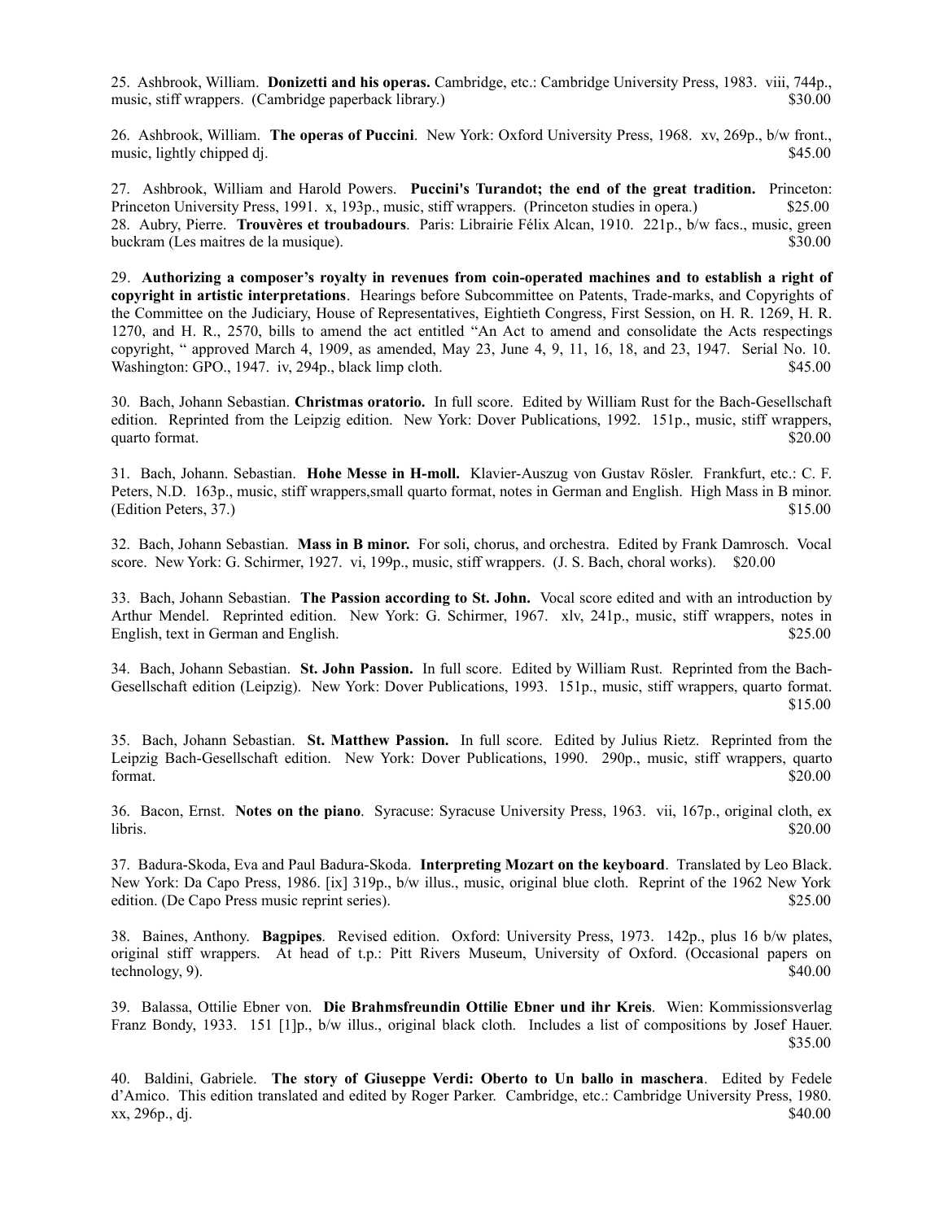25. Ashbrook, William. **Donizetti and his operas.** Cambridge, etc.: Cambridge University Press, 1983. viii, 744p., music, stiff wrappers. (Cambridge paperback library.) $30.00

26. Ashbrook, William. **The operas of Puccini**. New York: Oxford University Press, 1968. xv, 269p., b/w front., music, lightly chipped dj. $45.00

27. Ashbrook, William and Harold Powers. **Puccini's Turandot; the end of the great tradition.** Princeton: Princeton University Press, 1991. x, 193p., music, stiff wrappers. (Princeton studies in opera.) $25.00

28. Aubry, Pierre. **Trouvères et troubadours**. Paris: Librairie Félix Alcan, 1910. 221p., b/w facs., music, green buckram (Les maitres de la musique). $30.00

29. **Authorizing a composer's royalty in revenues from coin-operated machines and to establish a right of copyright in artistic interpretations**. Hearings before Subcommittee on Patents, Trade-marks, and Copyrights of the Committee on the Judiciary, House of Representatives, Eightieth Congress, First Session, on H. R. 1269, H. R. 1270, and H. R., 2570, bills to amend the act entitled "An Act to amend and consolidate the Acts respectings copyright, " approved March 4, 1909, as amended, May 23, June 4, 9, 11, 16, 18, and 23, 1947. Serial No. 10. Washington: GPO., 1947. iv, 294p., black limp cloth. $45.00

30. Bach, Johann Sebastian. **Christmas oratorio.** In full score. Edited by William Rust for the Bach-Gesellschaft edition. Reprinted from the Leipzig edition. New York: Dover Publications, 1992. 151p., music, stiff wrappers, quarto format. $20.00

31. Bach, Johann. Sebastian. **Hohe Messe in H-moll.** Klavier-Auszug von Gustav Rösler. Frankfurt, etc.: C. F. Peters, N.D. 163p., music, stiff wrappers,small quarto format, notes in German and English. High Mass in B minor. (Edition Peters, 37.) $15.00

32. Bach, Johann Sebastian. **Mass in B minor.** For soli, chorus, and orchestra. Edited by Frank Damrosch. Vocal score. New York: G. Schirmer, 1927. vi, 199p., music, stiff wrappers. (J. S. Bach, choral works). $20.00

33. Bach, Johann Sebastian. **The Passion according to St. John.** Vocal score edited and with an introduction by Arthur Mendel. Reprinted edition. New York: G. Schirmer, 1967. xlv, 241p., music, stiff wrappers, notes in English, text in German and English. $25.00

34. Bach, Johann Sebastian. **St. John Passion.** In full score. Edited by William Rust. Reprinted from the Bach-Gesellschaft edition (Leipzig). New York: Dover Publications, 1993. 151p., music, stiff wrappers, quarto format. $15.00

35. Bach, Johann Sebastian. **St. Matthew Passion.** In full score. Edited by Julius Rietz. Reprinted from the Leipzig Bach-Gesellschaft edition. New York: Dover Publications, 1990. 290p., music, stiff wrappers, quarto format. $20.00

36. Bacon, Ernst. **Notes on the piano**. Syracuse: Syracuse University Press, 1963. vii, 167p., original cloth, ex libris. $20.00

37. Badura-Skoda, Eva and Paul Badura-Skoda. **Interpreting Mozart on the keyboard**. Translated by Leo Black. New York: Da Capo Press, 1986. [ix] 319p., b/w illus., music, original blue cloth. Reprint of the 1962 New York edition. (De Capo Press music reprint series). $25.00

38. Baines, Anthony. **Bagpipes**. Revised edition. Oxford: University Press, 1973. 142p., plus 16 b/w plates, original stiff wrappers. At head of t.p.: Pitt Rivers Museum, University of Oxford. (Occasional papers on technology, 9). $40.00

39. Balassa, Ottilie Ebner von. **Die Brahmsfreundin Ottilie Ebner und ihr Kreis**. Wien: Kommissionsverlag Franz Bondy, 1933. 151 [1]p., b/w illus., original black cloth. Includes a list of compositions by Josef Hauer. $35.00

40. Baldini, Gabriele. **The story of Giuseppe Verdi: Oberto to Un ballo in maschera**. Edited by Fedele d'Amico. This edition translated and edited by Roger Parker. Cambridge, etc.: Cambridge University Press, 1980. xx, 296p., dj. $40.00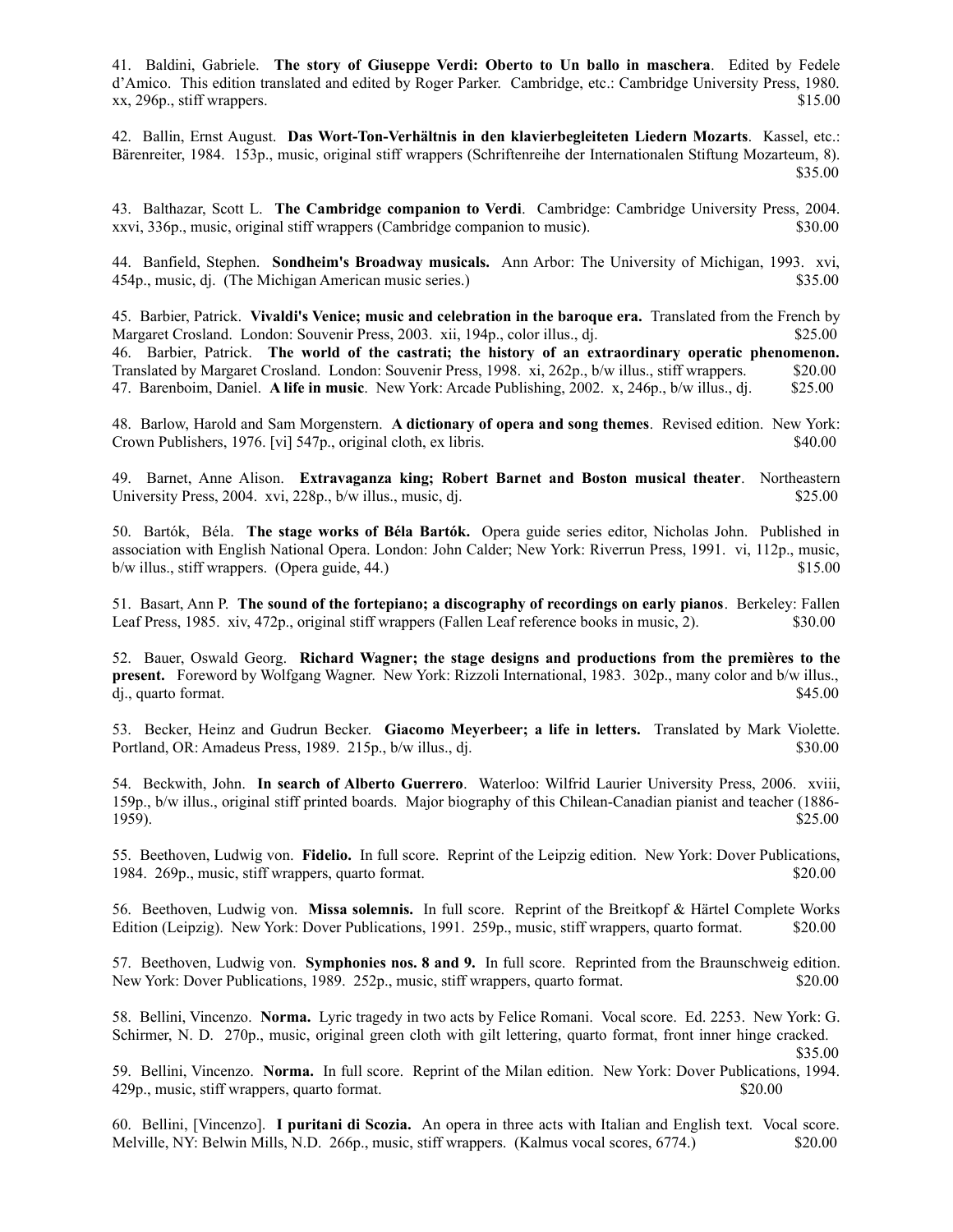41. Baldini, Gabriele. **The story of Giuseppe Verdi: Oberto to Un ballo in maschera**. Edited by Fedele d'Amico. This edition translated and edited by Roger Parker. Cambridge, etc.: Cambridge University Press, 1980. xx, 296p., stiff wrappers. $15.00

42. Ballin, Ernst August. **Das Wort-Ton-Verhältnis in den klavierbegleiteten Liedern Mozarts**. Kassel, etc.: Bärenreiter, 1984. 153p., music, original stiff wrappers (Schriftenreihe der Internationalen Stiftung Mozarteum, 8). $35.00

43. Balthazar, Scott L. **The Cambridge companion to Verdi**. Cambridge: Cambridge University Press, 2004. xxvi, 336p., music, original stiff wrappers (Cambridge companion to music). $30.00

44. Banfield, Stephen. **Sondheim's Broadway musicals.** Ann Arbor: The University of Michigan, 1993. xvi, 454p., music, dj. (The Michigan American music series.) $35.00

45. Barbier, Patrick. **Vivaldi's Venice; music and celebration in the baroque era.** Translated from the French by Margaret Crosland. London: Souvenir Press, 2003. xii, 194p., color illus., dj. $25.00

46. Barbier, Patrick. **The world of the castrati; the history of an extraordinary operatic phenomenon.** Translated by Margaret Crosland. London: Souvenir Press, 1998. xi, 262p., b/w illus., stiff wrappers. $20.00

47. Barenboim, Daniel. **A life in music**. New York: Arcade Publishing, 2002. x, 246p., b/w illus., dj. $25.00

48. Barlow, Harold and Sam Morgenstern. **A dictionary of opera and song themes**. Revised edition. New York: Crown Publishers, 1976. [vi] 547p., original cloth, ex libris. $40.00

49. Barnet, Anne Alison. **Extravaganza king; Robert Barnet and Boston musical theater**. Northeastern University Press, 2004. xvi, 228p., b/w illus., music, dj. $25.00

50. Bartók, Béla. **The stage works of Béla Bartók.** Opera guide series editor, Nicholas John. Published in association with English National Opera. London: John Calder; New York: Riverrun Press, 1991. vi, 112p., music, b/w illus., stiff wrappers. (Opera guide, 44.) $15.00

51. Basart, Ann P. **The sound of the fortepiano; a discography of recordings on early pianos**. Berkeley: Fallen Leaf Press, 1985. xiv, 472p., original stiff wrappers (Fallen Leaf reference books in music, 2). $30.00

52. Bauer, Oswald Georg. **Richard Wagner; the stage designs and productions from the premières to the present.** Foreword by Wolfgang Wagner. New York: Rizzoli International, 1983. 302p., many color and b/w illus., dj., quarto format. $45.00

53. Becker, Heinz and Gudrun Becker. **Giacomo Meyerbeer; a life in letters.** Translated by Mark Violette. Portland, OR: Amadeus Press, 1989. 215p., b/w illus., dj. $30.00

54. Beckwith, John. **In search of Alberto Guerrero**. Waterloo: Wilfrid Laurier University Press, 2006. xviii, 159p., b/w illus., original stiff printed boards. Major biography of this Chilean-Canadian pianist and teacher (1886-1959). $25.00

55. Beethoven, Ludwig von. **Fidelio.** In full score. Reprint of the Leipzig edition. New York: Dover Publications, 1984. 269p., music, stiff wrappers, quarto format. $20.00

56. Beethoven, Ludwig von. **Missa solemnis.** In full score. Reprint of the Breitkopf & Härtel Complete Works Edition (Leipzig). New York: Dover Publications, 1991. 259p., music, stiff wrappers, quarto format. $20.00

57. Beethoven, Ludwig von. **Symphonies nos. 8 and 9.** In full score. Reprinted from the Braunschweig edition. New York: Dover Publications, 1989. 252p., music, stiff wrappers, quarto format. $20.00

58. Bellini, Vincenzo. **Norma.** Lyric tragedy in two acts by Felice Romani. Vocal score. Ed. 2253. New York: G. Schirmer, N. D. 270p., music, original green cloth with gilt lettering, quarto format, front inner hinge cracked. $35.00

59. Bellini, Vincenzo. **Norma.** In full score. Reprint of the Milan edition. New York: Dover Publications, 1994. 429p., music, stiff wrappers, quarto format. $20.00

60. Bellini, [Vincenzo]. **I puritani di Scozia.** An opera in three acts with Italian and English text. Vocal score. Melville, NY: Belwin Mills, N.D. 266p., music, stiff wrappers. (Kalmus vocal scores, 6774.) $20.00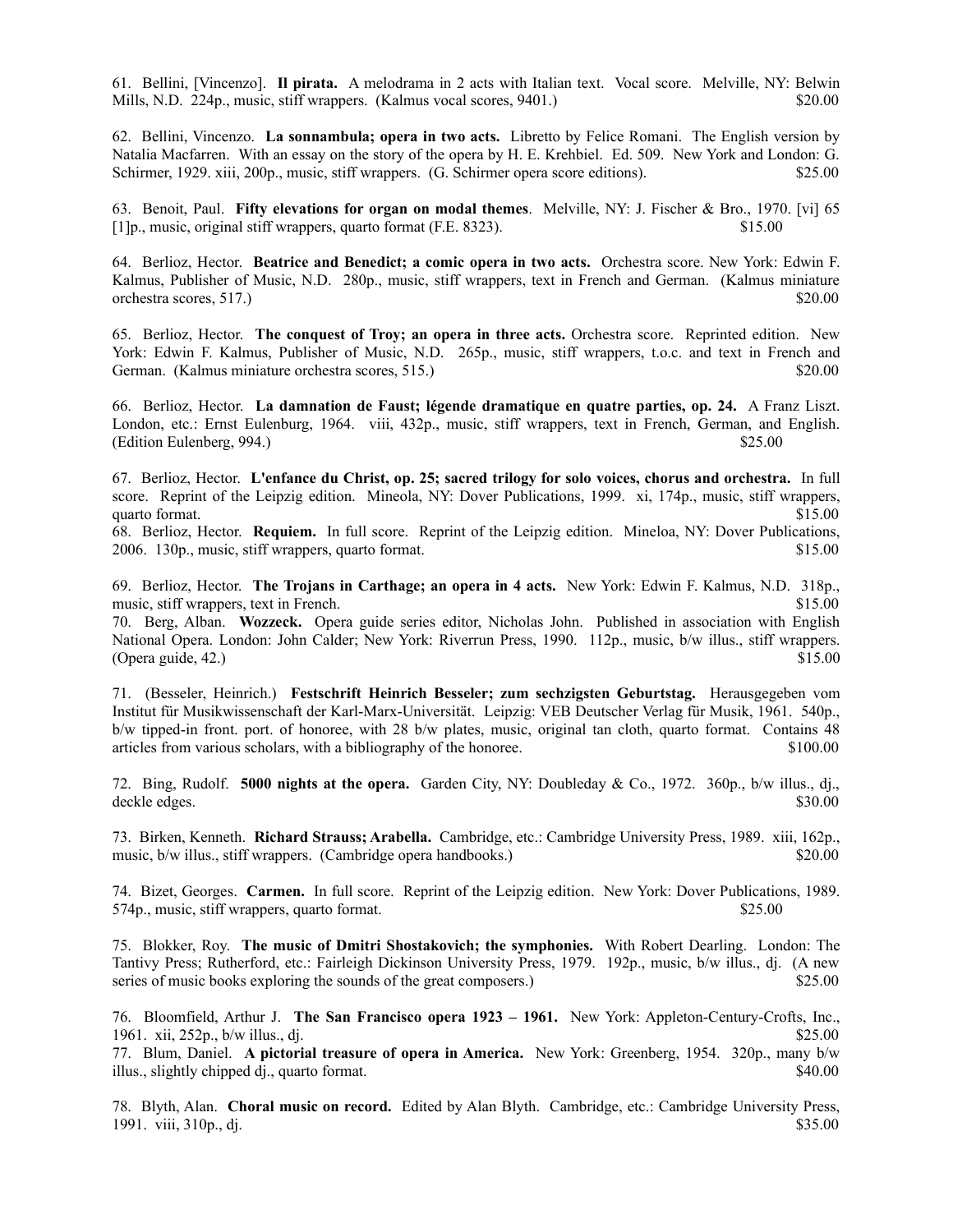61. Bellini, [Vincenzo]. **Il pirata.** A melodrama in 2 acts with Italian text. Vocal score. Melville, NY: Belwin Mills, N.D. 224p., music, stiff wrappers. (Kalmus vocal scores, 9401.) $20.00

62. Bellini, Vincenzo. **La sonnambula; opera in two acts.** Libretto by Felice Romani. The English version by Natalia Macfarren. With an essay on the story of the opera by H. E. Krehbiel. Ed. 509. New York and London: G. Schirmer, 1929. xiii, 200p., music, stiff wrappers. (G. Schirmer opera score editions). $25.00

63. Benoit, Paul. **Fifty elevations for organ on modal themes**. Melville, NY: J. Fischer & Bro., 1970. [vi] 65 [1]p., music, original stiff wrappers, quarto format (F.E. 8323). $15.00

64. Berlioz, Hector. **Beatrice and Benedict; a comic opera in two acts.** Orchestra score. New York: Edwin F. Kalmus, Publisher of Music, N.D. 280p., music, stiff wrappers, text in French and German. (Kalmus miniature orchestra scores, 517.) $20.00

65. Berlioz, Hector. **The conquest of Troy; an opera in three acts.** Orchestra score. Reprinted edition. New York: Edwin F. Kalmus, Publisher of Music, N.D. 265p., music, stiff wrappers, t.o.c. and text in French and German. (Kalmus miniature orchestra scores, 515.) $20.00

66. Berlioz, Hector. **La damnation de Faust; légende dramatique en quatre parties, op. 24.** A Franz Liszt. London, etc.: Ernst Eulenburg, 1964. viii, 432p., music, stiff wrappers, text in French, German, and English. (Edition Eulenberg, 994.) $25.00

67. Berlioz, Hector. **L'enfance du Christ, op. 25; sacred trilogy for solo voices, chorus and orchestra.** In full score. Reprint of the Leipzig edition. Mineola, NY: Dover Publications, 1999. xi, 174p., music, stiff wrappers, quarto format. $15.00

68. Berlioz, Hector. **Requiem.** In full score. Reprint of the Leipzig edition. Mineoa, NY: Dover Publications, 2006. 130p., music, stiff wrappers, quarto format. $15.00

69. Berlioz, Hector. **The Trojans in Carthage; an opera in 4 acts.** New York: Edwin F. Kalmus, N.D. 318p., music, stiff wrappers, text in French. $15.00

70. Berg, Alban. **Wozzeck.** Opera guide series editor, Nicholas John. Published in association with English National Opera. London: John Calder; New York: Riverrun Press, 1990. 112p., music, b/w illus., stiff wrappers. (Opera guide, 42.) $15.00

71. (Besseler, Heinrich.) **Festschrift Heinrich Besseler; zum sechzigsten Geburtstag.** Herausgegeben vom Institut für Musikwissenschaft der Karl-Marx-Universität. Leipzig: VEB Deutscher Verlag für Musik, 1961. 540p., b/w tipped-in front. port. of honoree, with 28 b/w plates, music, original tan cloth, quarto format. Contains 48 articles from various scholars, with a bibliography of the honoree. $100.00

72. Bing, Rudolf. **5000 nights at the opera.** Garden City, NY: Doubleday & Co., 1972. 360p., b/w illus., dj., deckle edges. $30.00

73. Birken, Kenneth. **Richard Strauss; Arabella.** Cambridge, etc.: Cambridge University Press, 1989. xiii, 162p., music, b/w illus., stiff wrappers. (Cambridge opera handbooks.) $20.00

74. Bizet, Georges. **Carmen.** In full score. Reprint of the Leipzig edition. New York: Dover Publications, 1989. 574p., music, stiff wrappers, quarto format. $25.00

75. Blokker, Roy. **The music of Dmitri Shostakovich; the symphonies.** With Robert Dearling. London: The Tantivy Press; Rutherford, etc.: Fairleigh Dickinson University Press, 1979. 192p., music, b/w illus., dj. (A new series of music books exploring the sounds of the great composers.) $25.00

76. Bloomfield, Arthur J. **The San Francisco opera 1923 – 1961.** New York: Appleton-Century-Crofts, Inc., 1961. xii, 252p., b/w illus., dj. $25.00

77. Blum, Daniel. **A pictorial treasure of opera in America.** New York: Greenberg, 1954. 320p., many b/w illus., slightly chipped dj., quarto format. $40.00

78. Blyth, Alan. **Choral music on record.** Edited by Alan Blyth. Cambridge, etc.: Cambridge University Press, 1991. viii, 310p., dj. $35.00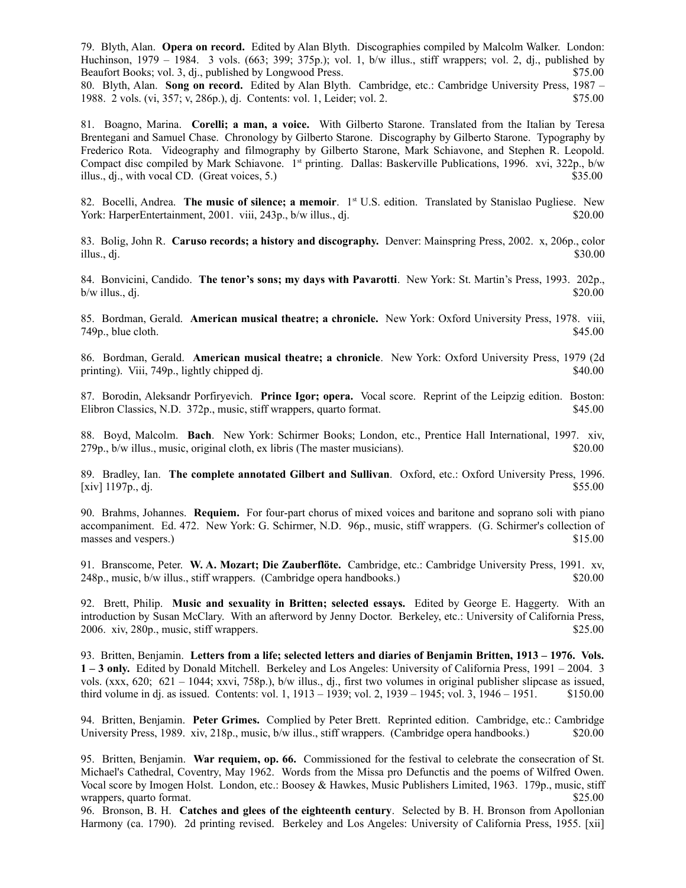79. Blyth, Alan. **Opera on record.** Edited by Alan Blyth. Discographies compiled by Malcolm Walker. London: Huchinson, 1979 – 1984. 3 vols. (663; 399; 375p.); vol. 1, b/w illus., stiff wrappers; vol. 2, dj., published by Beaufort Books; vol. 3, dj., published by Longwood Press. $75.00

80. Blyth, Alan. **Song on record.** Edited by Alan Blyth. Cambridge, etc.: Cambridge University Press, 1987 – 1988. 2 vols. (vi, 357; v, 286p.), dj. Contents: vol. 1, Leider; vol. 2. $75.00

81. Boagno, Marina. **Corelli; a man, a voice.** With Gilberto Starone. Translated from the Italian by Teresa Brentegani and Samuel Chase. Chronology by Gilberto Starone. Discography by Gilberto Starone. Typography by Frederico Rota. Videography and filmography by Gilberto Starone, Mark Schiavone, and Stephen R. Leopold. Compact disc compiled by Mark Schiavone. 1st printing. Dallas: Baskerville Publications, 1996. xvi, 322p., b/w illus., dj., with vocal CD. (Great voices, 5.) $35.00

82. Bocelli, Andrea. **The music of silence; a memoir**. 1st U.S. edition. Translated by Stanislao Pugliese. New York: HarperEntertainment, 2001. viii, 243p., b/w illus., dj. $20.00

83. Bolig, John R. **Caruso records; a history and discography.** Denver: Mainspring Press, 2002. x, 206p., color illus., dj. $30.00

84. Bonvicini, Candido. **The tenor's sons; my days with Pavarotti**. New York: St. Martin's Press, 1993. 202p., b/w illus., dj. $20.00

85. Bordman, Gerald. **American musical theatre; a chronicle.** New York: Oxford University Press, 1978. viii, 749p., blue cloth. $45.00

86. Bordman, Gerald. **American musical theatre; a chronicle**. New York: Oxford University Press, 1979 (2d printing). Viii, 749p., lightly chipped dj. $40.00

87. Borodin, Aleksandr Porfiryevich. **Prince Igor; opera.** Vocal score. Reprint of the Leipzig edition. Boston: Elibron Classics, N.D. 372p., music, stiff wrappers, quarto format. $45.00

88. Boyd, Malcolm. **Bach**. New York: Schirmer Books; London, etc., Prentice Hall International, 1997. xiv, 279p., b/w illus., music, original cloth, ex libris (The master musicians). $20.00

89. Bradley, Ian. **The complete annotated Gilbert and Sullivan**. Oxford, etc.: Oxford University Press, 1996. [xiv] 1197p., dj. $55.00

90. Brahms, Johannes. **Requiem.** For four-part chorus of mixed voices and baritone and soprano soli with piano accompaniment. Ed. 472. New York: G. Schirmer, N.D. 96p., music, stiff wrappers. (G. Schirmer's collection of masses and vespers.) $15.00

91. Branscome, Peter. **W. A. Mozart; Die Zauberflöte.** Cambridge, etc.: Cambridge University Press, 1991. xv, 248p., music, b/w illus., stiff wrappers. (Cambridge opera handbooks.) $20.00

92. Brett, Philip. **Music and sexuality in Britten; selected essays.** Edited by George E. Haggerty. With an introduction by Susan McClary. With an afterword by Jenny Doctor. Berkeley, etc.: University of California Press, 2006. xiv, 280p., music, stiff wrappers. $25.00

93. Britten, Benjamin. **Letters from a life; selected letters and diaries of Benjamin Britten, 1913 – 1976. Vols. 1 – 3 only.** Edited by Donald Mitchell. Berkeley and Los Angeles: University of California Press, 1991 – 2004. 3 vols. (xxx, 620; 621 – 1044; xxvi, 758p.), b/w illus., dj., first two volumes in original publisher slipcase as issued, third volume in dj. as issued. Contents: vol. 1, 1913 – 1939; vol. 2, 1939 – 1945; vol. 3, 1946 – 1951. $150.00

94. Britten, Benjamin. **Peter Grimes.** Complied by Peter Brett. Reprinted edition. Cambridge, etc.: Cambridge University Press, 1989. xiv, 218p., music, b/w illus., stiff wrappers. (Cambridge opera handbooks.) $20.00

95. Britten, Benjamin. **War requiem, op. 66.** Commissioned for the festival to celebrate the consecration of St. Michael's Cathedral, Coventry, May 1962. Words from the Missa pro Defunctis and the poems of Wilfred Owen. Vocal score by Imogen Holst. London, etc.: Boosey & Hawkes, Music Publishers Limited, 1963. 179p., music, stiff wrappers, quarto format. $25.00

96. Bronson, B. H. **Catches and glees of the eighteenth century**. Selected by B. H. Bronson from Apollonian Harmony (ca. 1790). 2d printing revised. Berkeley and Los Angeles: University of California Press, 1955. [xii]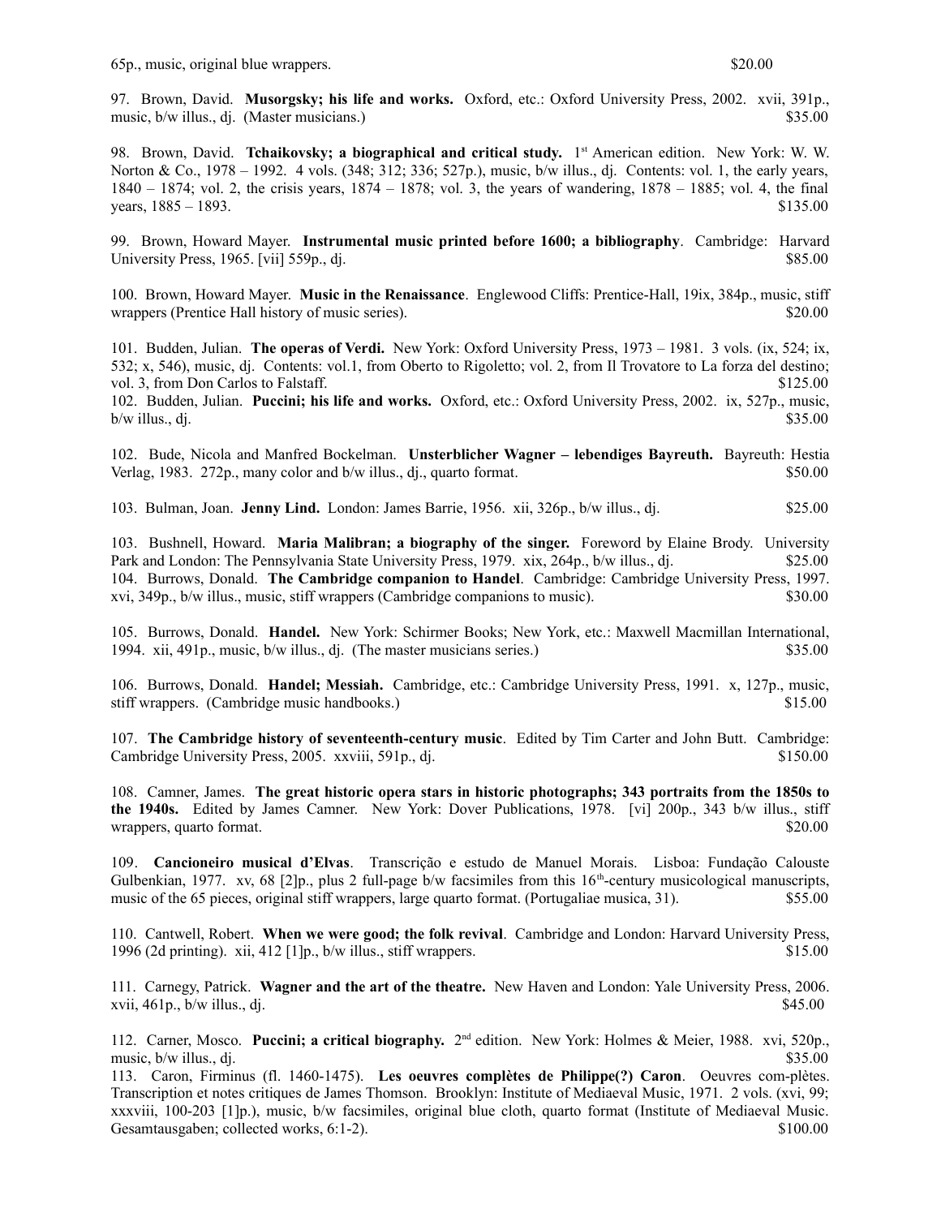65p., music, original blue wrappers. $20.00

97. Brown, David. **Musorgsky; his life and works.** Oxford, etc.: Oxford University Press, 2002. xvii, 391p., music, b/w illus., dj. (Master musicians.) $35.00

98. Brown, David. **Tchaikovsky; a biographical and critical study.** 1st American edition. New York: W. W. Norton & Co., 1978 – 1992. 4 vols. (348; 312; 336; 527p.), music, b/w illus., dj. Contents: vol. 1, the early years, 1840 – 1874; vol. 2, the crisis years, 1874 – 1878; vol. 3, the years of wandering, 1878 – 1885; vol. 4, the final years, 1885 – 1893. $135.00

99. Brown, Howard Mayer. **Instrumental music printed before 1600; a bibliography**. Cambridge: Harvard University Press, 1965. [vii] 559p., dj. $85.00

100. Brown, Howard Mayer. **Music in the Renaissance**. Englewood Cliffs: Prentice-Hall, 19ix, 384p., music, stiff wrappers (Prentice Hall history of music series). $20.00

101. Budden, Julian. **The operas of Verdi.** New York: Oxford University Press, 1973 – 1981. 3 vols. (ix, 524; ix, 532; x, 546), music, dj. Contents: vol.1, from Oberto to Rigoletto; vol. 2, from Il Trovatore to La forza del destino; vol. 3, from Don Carlos to Falstaff. $125.00

102. Budden, Julian. **Puccini; his life and works.** Oxford, etc.: Oxford University Press, 2002. ix, 527p., music, b/w illus., dj. $35.00

102. Bude, Nicola and Manfred Bockelman. **Unsterblicher Wagner – lebendiges Bayreuth.** Bayreuth: Hestia Verlag, 1983. 272p., many color and b/w illus., dj., quarto format. $50.00

103. Bulman, Joan. **Jenny Lind.** London: James Barrie, 1956. xii, 326p., b/w illus., dj. $25.00

103. Bushnell, Howard. **Maria Malibran; a biography of the singer.** Foreword by Elaine Brody. University Park and London: The Pennsylvania State University Press, 1979. xix, 264p., b/w illus., dj. $25.00

104. Burrows, Donald. **The Cambridge companion to Handel**. Cambridge: Cambridge University Press, 1997. xvi, 349p., b/w illus., music, stiff wrappers (Cambridge companions to music). $30.00

105. Burrows, Donald. **Handel.** New York: Schirmer Books; New York, etc.: Maxwell Macmillan International, 1994. xii, 491p., music, b/w illus., dj. (The master musicians series.) $35.00

106. Burrows, Donald. **Handel; Messiah.** Cambridge, etc.: Cambridge University Press, 1991. x, 127p., music, stiff wrappers. (Cambridge music handbooks.) $15.00

107. **The Cambridge history of seventeenth-century music**. Edited by Tim Carter and John Butt. Cambridge: Cambridge University Press, 2005. xxviii, 591p., dj. $150.00

108. Camner, James. **The great historic opera stars in historic photographs; 343 portraits from the 1850s to the 1940s.** Edited by James Camner. New York: Dover Publications, 1978. [vi] 200p., 343 b/w illus., stiff wrappers, quarto format. $20.00

109. **Cancioneiro musical d'Elvas**. Transcrição e estudo de Manuel Morais. Lisboa: Fundação Calouste Gulbenkian, 1977. xv, 68 [2]p., plus 2 full-page b/w facsimiles from this 16th-century musicological manuscripts, music of the 65 pieces, original stiff wrappers, large quarto format. (Portugaliae musica, 31). $55.00

110. Cantwell, Robert. **When we were good; the folk revival**. Cambridge and London: Harvard University Press, 1996 (2d printing). xii, 412 [1]p., b/w illus., stiff wrappers. $15.00

111. Carnegy, Patrick. **Wagner and the art of the theatre.** New Haven and London: Yale University Press, 2006. xvii, 461p., b/w illus., dj. $45.00

112. Carner, Mosco. **Puccini; a critical biography.** 2nd edition. New York: Holmes & Meier, 1988. xvi, 520p., music, b/w illus., dj. $35.00

113. Caron, Firminus (fl. 1460-1475). **Les oeuvres complètes de Philippe(?) Caron**. Oeuvres com-plètes. Transcription et notes critiques de James Thomson. Brooklyn: Institute of Mediaeval Music, 1971. 2 vols. (xvi, 99; xxxviii, 100-203 [1]p.), music, b/w facsimiles, original blue cloth, quarto format (Institute of Mediaeval Music. Gesamtausgaben; collected works, 6:1-2). $100.00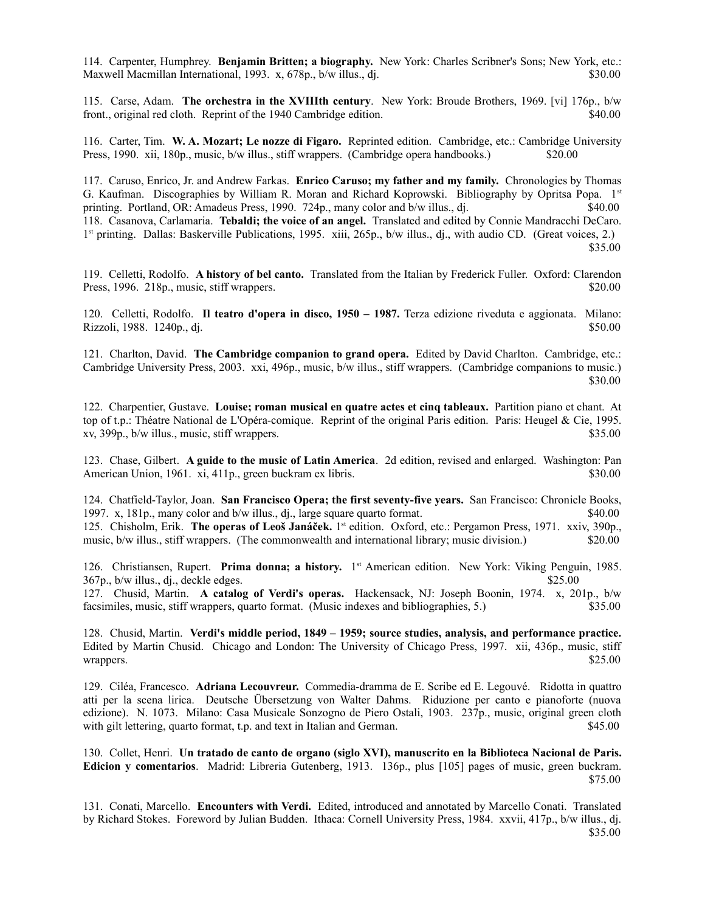114. Carpenter, Humphrey. **Benjamin Britten; a biography.** New York: Charles Scribner's Sons; New York, etc.: Maxwell Macmillan International, 1993. x, 678p., b/w illus., dj. $30.00

115. Carse, Adam. **The orchestra in the XVIIIth century**. New York: Broude Brothers, 1969. [vi] 176p., b/w front., original red cloth. Reprint of the 1940 Cambridge edition. $40.00

116. Carter, Tim. **W. A. Mozart; Le nozze di Figaro.** Reprinted edition. Cambridge, etc.: Cambridge University Press, 1990. xii, 180p., music, b/w illus., stiff wrappers. (Cambridge opera handbooks.) $20.00

117. Caruso, Enrico, Jr. and Andrew Farkas. **Enrico Caruso; my father and my family.** Chronologies by Thomas G. Kaufman. Discographies by William R. Moran and Richard Koprowski. Bibliography by Opritsa Popa. 1st printing. Portland, OR: Amadeus Press, 1990. 724p., many color and b/w illus., dj. $40.00

118. Casanova, Carlamaria. **Tebaldi; the voice of an angel.** Translated and edited by Connie Mandracchi DeCaro. 1st printing. Dallas: Baskerville Publications, 1995. xiii, 265p., b/w illus., dj., with audio CD. (Great voices, 2.) $35.00

119. Celletti, Rodolfo. **A history of bel canto.** Translated from the Italian by Frederick Fuller. Oxford: Clarendon Press, 1996. 218p., music, stiff wrappers. $20.00

120. Celletti, Rodolfo. **Il teatro d'opera in disco, 1950 – 1987.** Terza edizione riveduta e aggionata. Milano: Rizzoli, 1988. 1240p., dj. $50.00

121. Charlton, David. **The Cambridge companion to grand opera.** Edited by David Charlton. Cambridge, etc.: Cambridge University Press, 2003. xxi, 496p., music, b/w illus., stiff wrappers. (Cambridge companions to music.) $30.00

122. Charpentier, Gustave. **Louise; roman musical en quatre actes et cinq tableaux.** Partition piano et chant. At top of t.p.: Théatre National de L'Opéra-comique. Reprint of the original Paris edition. Paris: Heugel & Cie, 1995. xv, 399p., b/w illus., music, stiff wrappers. $35.00

123. Chase, Gilbert. **A guide to the music of Latin America**. 2d edition, revised and enlarged. Washington: Pan American Union, 1961. xi, 411p., green buckram ex libris. $30.00

124. Chatfield-Taylor, Joan. **San Francisco Opera; the first seventy-five years.** San Francisco: Chronicle Books, 1997. x, 181p., many color and b/w illus., dj., large square quarto format. $40.00

125. Chisholm, Erik. **The operas of Leoš Janáček.** 1st edition. Oxford, etc.: Pergamon Press, 1971. xxiv, 390p., music, b/w illus., stiff wrappers. (The commonwealth and international library; music division.) $20.00

126. Christiansen, Rupert. **Prima donna; a history.** 1st American edition. New York: Viking Penguin, 1985. 367p., b/w illus., dj., deckle edges. $25.00

127. Chusid, Martin. **A catalog of Verdi's operas.** Hackensack, NJ: Joseph Boonin, 1974. x, 201p., b/w facsimiles, music, stiff wrappers, quarto format. (Music indexes and bibliographies, 5.) $35.00

128. Chusid, Martin. **Verdi's middle period, 1849 – 1959; source studies, analysis, and performance practice.** Edited by Martin Chusid. Chicago and London: The University of Chicago Press, 1997. xii, 436p., music, stiff wrappers. $25.00

129. Ciléa, Francesco. **Adriana Lecouvreur.** Commedia-dramma de E. Scribe ed E. Legouvé. Ridotta in quattro atti per la scena lirica. Deutsche Übersetzung von Walter Dahms. Riduzione per canto e pianoforte (nuova edizione). N. 1073. Milano: Casa Musicale Sonzogno de Piero Ostali, 1903. 237p., music, original green cloth with gilt lettering, quarto format, t.p. and text in Italian and German. $45.00

130. Collet, Henri. **Un tratado de canto de organo (siglo XVI), manuscrito en la Biblioteca Nacional de Paris. Edicion y comentarios**. Madrid: Libreria Gutenberg, 1913. 136p., plus [105] pages of music, green buckram. $75.00

131. Conati, Marcello. **Encounters with Verdi.** Edited, introduced and annotated by Marcello Conati. Translated by Richard Stokes. Foreword by Julian Budden. Ithaca: Cornell University Press, 1984. xxvii, 417p., b/w illus., dj. $35.00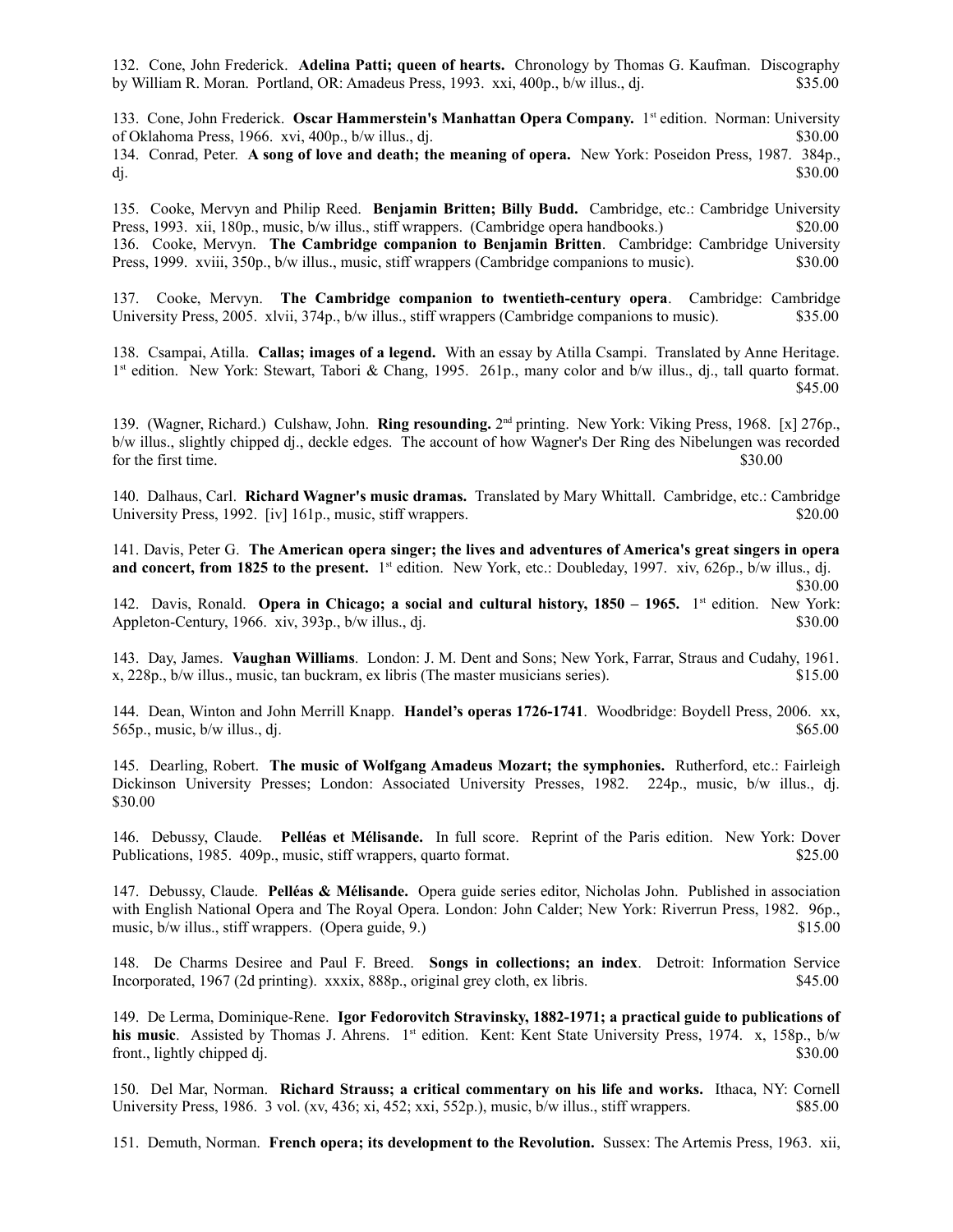132. Cone, John Frederick. **Adelina Patti; queen of hearts.** Chronology by Thomas G. Kaufman. Discography by William R. Moran. Portland, OR: Amadeus Press, 1993. xxi, 400p., b/w illus., dj. $35.00

133. Cone, John Frederick. **Oscar Hammerstein's Manhattan Opera Company.** 1st edition. Norman: University of Oklahoma Press, 1966. xvi, 400p., b/w illus., dj. $30.00

134. Conrad, Peter. **A song of love and death; the meaning of opera.** New York: Poseidon Press, 1987. 384p., dj. $30.00

135. Cooke, Mervyn and Philip Reed. **Benjamin Britten; Billy Budd.** Cambridge, etc.: Cambridge University Press, 1993. xii, 180p., music, b/w illus., stiff wrappers. (Cambridge opera handbooks.) $20.00

136. Cooke, Mervyn. **The Cambridge companion to Benjamin Britten**. Cambridge: Cambridge University Press, 1999. xviii, 350p., b/w illus., music, stiff wrappers (Cambridge companions to music). $30.00

137. Cooke, Mervyn. **The Cambridge companion to twentieth-century opera**. Cambridge: Cambridge University Press, 2005. xlvii, 374p., b/w illus., stiff wrappers (Cambridge companions to music). $35.00

138. Csampai, Atilla. **Callas; images of a legend.** With an essay by Atilla Csampi. Translated by Anne Heritage. 1st edition. New York: Stewart, Tabori & Chang, 1995. 261p., many color and b/w illus., dj., tall quarto format. $45.00

139. (Wagner, Richard.) Culshaw, John. **Ring resounding.** 2nd printing. New York: Viking Press, 1968. [x] 276p., b/w illus., slightly chipped dj., deckle edges. The account of how Wagner's Der Ring des Nibelungen was recorded for the first time. $30.00

140. Dalhaus, Carl. **Richard Wagner's music dramas.** Translated by Mary Whittall. Cambridge, etc.: Cambridge University Press, 1992. [iv] 161p., music, stiff wrappers. $20.00

141. Davis, Peter G. **The American opera singer; the lives and adventures of America's great singers in opera and concert, from 1825 to the present.** 1st edition. New York, etc.: Doubleday, 1997. xiv, 626p., b/w illus., dj. $30.00

142. Davis, Ronald. **Opera in Chicago; a social and cultural history, 1850 – 1965.** 1st edition. New York: Appleton-Century, 1966. xiv, 393p., b/w illus., dj. $30.00

143. Day, James. **Vaughan Williams**. London: J. M. Dent and Sons; New York, Farrar, Straus and Cudahy, 1961. x, 228p., b/w illus., music, tan buckram, ex libris (The master musicians series). $15.00

144. Dean, Winton and John Merrill Knapp. **Handel's operas 1726-1741**. Woodbridge: Boydell Press, 2006. xx, 565p., music, b/w illus., dj. $65.00

145. Dearling, Robert. **The music of Wolfgang Amadeus Mozart; the symphonies.** Rutherford, etc.: Fairleigh Dickinson University Presses; London: Associated University Presses, 1982. 224p., music, b/w illus., dj. $30.00

146. Debussy, Claude. **Pelléas et Mélisande.** In full score. Reprint of the Paris edition. New York: Dover Publications, 1985. 409p., music, stiff wrappers, quarto format. $25.00

147. Debussy, Claude. **Pelléas & Mélisande.** Opera guide series editor, Nicholas John. Published in association with English National Opera and The Royal Opera. London: John Calder; New York: Riverrun Press, 1982. 96p., music, b/w illus., stiff wrappers. (Opera guide, 9.) $15.00

148. De Charms Desiree and Paul F. Breed. **Songs in collections; an index**. Detroit: Information Service Incorporated, 1967 (2d printing). xxxix, 888p., original grey cloth, ex libris. $45.00

149. De Lerma, Dominique-Rene. **Igor Fedorovitch Stravinsky, 1882-1971; a practical guide to publications of his music**. Assisted by Thomas J. Ahrens. 1st edition. Kent: Kent State University Press, 1974. x, 158p., b/w front., lightly chipped dj. $30.00

150. Del Mar, Norman. **Richard Strauss; a critical commentary on his life and works.** Ithaca, NY: Cornell University Press, 1986. 3 vol. (xv, 436; xi, 452; xxi, 552p.), music, b/w illus., stiff wrappers. $85.00

151. Demuth, Norman. **French opera; its development to the Revolution.** Sussex: The Artemis Press, 1963. xii,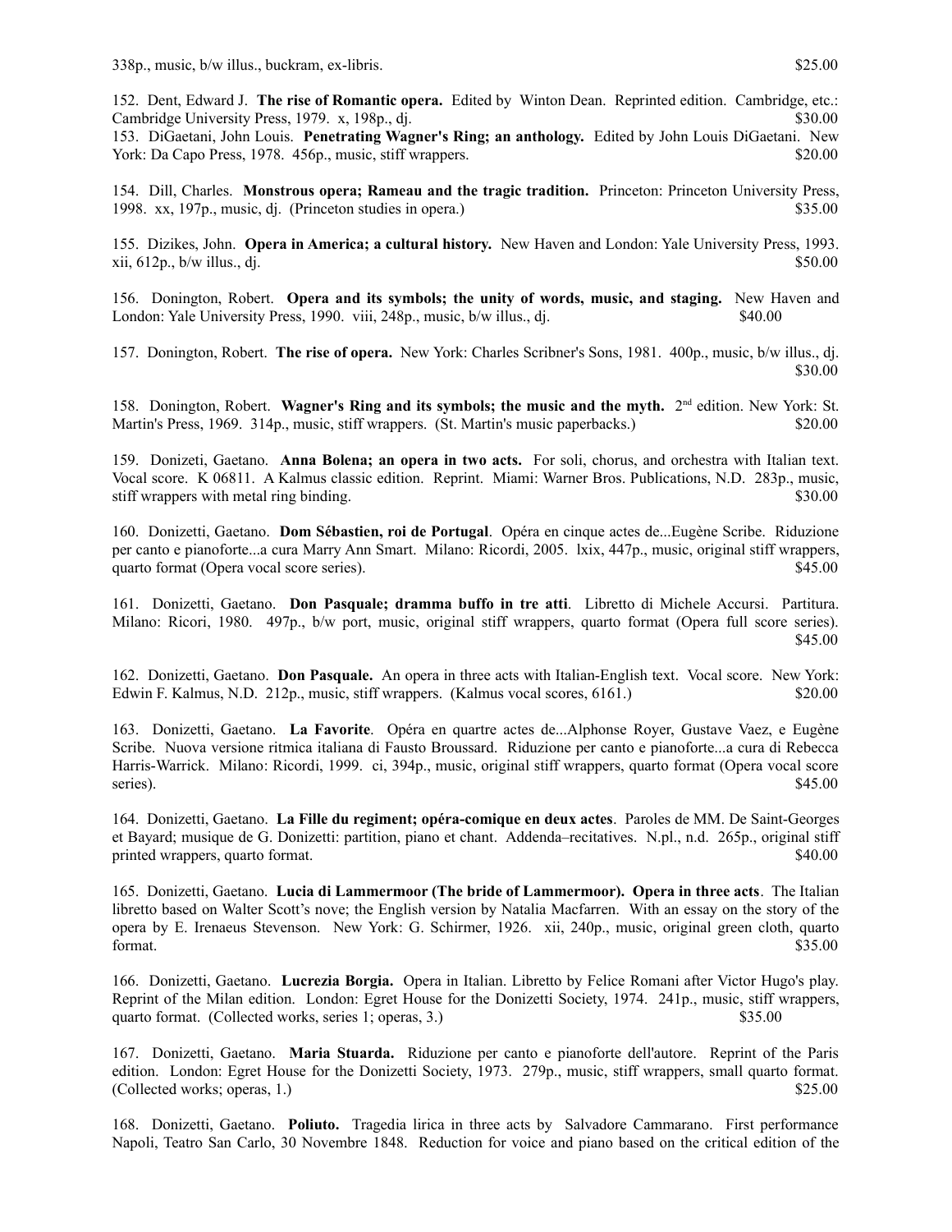338p., music, b/w illus., buckram, ex-libris. $25.00

152. Dent, Edward J. **The rise of Romantic opera.** Edited by Winton Dean. Reprinted edition. Cambridge, etc.: Cambridge University Press, 1979. x, 198p., dj. $30.00

153. DiGaetani, John Louis. **Penetrating Wagner's Ring; an anthology.** Edited by John Louis DiGaetani. New York: Da Capo Press, 1978. 456p., music, stiff wrappers. $20.00

154. Dill, Charles. **Monstrous opera; Rameau and the tragic tradition.** Princeton: Princeton University Press, 1998. xx, 197p., music, dj. (Princeton studies in opera.) $35.00

155. Dizikes, John. **Opera in America; a cultural history.** New Haven and London: Yale University Press, 1993. xii, 612p., b/w illus., dj. $50.00

156. Donington, Robert. **Opera and its symbols; the unity of words, music, and staging.** New Haven and London: Yale University Press, 1990. viii, 248p., music, b/w illus., dj. $40.00

157. Donington, Robert. **The rise of opera.** New York: Charles Scribner's Sons, 1981. 400p., music, b/w illus., dj. $30.00

158. Donington, Robert. **Wagner's Ring and its symbols; the music and the myth.** 2nd edition. New York: St. Martin's Press, 1969. 314p., music, stiff wrappers. (St. Martin's music paperbacks.) $20.00

159. Donizeti, Gaetano. **Anna Bolena; an opera in two acts.** For soli, chorus, and orchestra with Italian text. Vocal score. K 06811. A Kalmus classic edition. Reprint. Miami: Warner Bros. Publications, N.D. 283p., music, stiff wrappers with metal ring binding. $30.00

160. Donizetti, Gaetano. **Dom Sébastien, roi de Portugal**. Opéra en cinque actes de...Eugène Scribe. Riduzione per canto e pianoforte...a cura Marry Ann Smart. Milano: Ricordi, 2005. lxix, 447p., music, original stiff wrappers, quarto format (Opera vocal score series). $45.00

161. Donizetti, Gaetano. **Don Pasquale; dramma buffo in tre atti**. Libretto di Michele Accursi. Partitura. Milano: Ricori, 1980. 497p., b/w port, music, original stiff wrappers, quarto format (Opera full score series). $45.00

162. Donizetti, Gaetano. **Don Pasquale.** An opera in three acts with Italian-English text. Vocal score. New York: Edwin F. Kalmus, N.D. 212p., music, stiff wrappers. (Kalmus vocal scores, 6161.) $20.00

163. Donizetti, Gaetano. **La Favorite**. Opéra en quartre actes de...Alphonse Royer, Gustave Vaez, e Eugène Scribe. Nuova versione ritmica italiana di Fausto Broussard. Riduzione per canto e pianoforte...a cura di Rebecca Harris-Warrick. Milano: Ricordi, 1999. ci, 394p., music, original stiff wrappers, quarto format (Opera vocal score series). $45.00

164. Donizetti, Gaetano. **La Fille du regiment; opéra-comique en deux actes**. Paroles de MM. De Saint-Georges et Bayard; musique de G. Donizetti: partition, piano et chant. Addenda–recitatives. N.pl., n.d. 265p., original stiff printed wrappers, quarto format. $40.00

165. Donizetti, Gaetano. **Lucia di Lammermoor (The bride of Lammermoor). Opera in three acts**. The Italian libretto based on Walter Scott's nove; the English version by Natalia Macfarren. With an essay on the story of the opera by E. Irenaeus Stevenson. New York: G. Schirmer, 1926. xii, 240p., music, original green cloth, quarto format. $35.00

166. Donizetti, Gaetano. **Lucrezia Borgia.** Opera in Italian. Libretto by Felice Romani after Victor Hugo's play. Reprint of the Milan edition. London: Egret House for the Donizetti Society, 1974. 241p., music, stiff wrappers, quarto format. (Collected works, series 1; operas, 3.) $35.00

167. Donizetti, Gaetano. **Maria Stuarda.** Riduzione per canto e pianoforte dell'autore. Reprint of the Paris edition. London: Egret House for the Donizetti Society, 1973. 279p., music, stiff wrappers, small quarto format. (Collected works; operas, 1.) $25.00

168. Donizetti, Gaetano. **Poliuto.** Tragedia lirica in three acts by Salvadore Cammarano. First performance Napoli, Teatro San Carlo, 30 Novembre 1848. Reduction for voice and piano based on the critical edition of the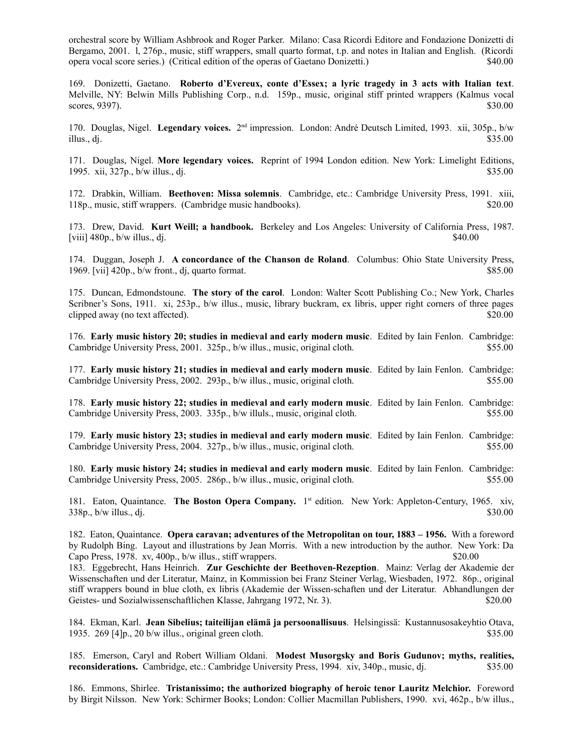orchestral score by William Ashbrook and Roger Parker. Milano: Casa Ricordi Editore and Fondazione Donizetti di Bergamo, 2001. l, 276p., music, stiff wrappers, small quarto format, t.p. and notes in Italian and English. (Ricordi opera vocal score series.) (Critical edition of the operas of Gaetano Donizetti.) $40.00

169. Donizetti, Gaetano. **Roberto d'Evereux, conte d'Essex; a lyric tragedy in 3 acts with Italian text**. Melville, NY: Belwin Mills Publishing Corp., n.d. 159p., music, original stiff printed wrappers (Kalmus vocal scores, 9397). $30.00

170. Douglas, Nigel. **Legendary voices.** 2nd impression. London: André Deutsch Limited, 1993. xii, 305p., b/w illus., dj. $35.00

171. Douglas, Nigel. **More legendary voices.** Reprint of 1994 London edition. New York: Limelight Editions, 1995. xii, 327p., b/w illus., dj. $35.00

172. Drabkin, William. **Beethoven: Missa solemnis**. Cambridge, etc.: Cambridge University Press, 1991. xiii, 118p., music, stiff wrappers. (Cambridge music handbooks). $20.00

173. Drew, David. **Kurt Weill; a handbook.** Berkeley and Los Angeles: University of California Press, 1987. [viii] 480p., b/w illus., dj. $40.00

174. Duggan, Joseph J. **A concordance of the Chanson de Roland**. Columbus: Ohio State University Press, 1969. [vii] 420p., b/w front., dj, quarto format. $85.00

175. Duncan, Edmondstoune. **The story of the carol**. London: Walter Scott Publishing Co.; New York, Charles Scribner's Sons, 1911. xi, 253p., b/w illus., music, library buckram, ex libris, upper right corners of three pages clipped away (no text affected). $20.00

176. **Early music history 20; studies in medieval and early modern music**. Edited by Iain Fenlon. Cambridge: Cambridge University Press, 2001. 325p., b/w illus., music, original cloth. $55.00

177. **Early music history 21; studies in medieval and early modern music**. Edited by Iain Fenlon. Cambridge: Cambridge University Press, 2002. 293p., b/w illus., music, original cloth. $55.00

178. **Early music history 22; studies in medieval and early modern music**. Edited by Iain Fenlon. Cambridge: Cambridge University Press, 2003. 335p., b/w illuls., music, original cloth. $55.00

179. **Early music history 23; studies in medieval and early modern music**. Edited by Iain Fenlon. Cambridge: Cambridge University Press, 2004. 327p., b/w illus., music, original cloth. $55.00

180. **Early music history 24; studies in medieval and early modern music**. Edited by Iain Fenlon. Cambridge: Cambridge University Press, 2005. 286p., b/w illus., music, original cloth. $55.00

181. Eaton, Quaintance. **The Boston Opera Company.** 1st edition. New York: Appleton-Century, 1965. xiv, 338p., b/w illus., dj. $30.00

182. Eaton, Quaintance. **Opera caravan; adventures of the Metropolitan on tour, 1883 – 1956.** With a foreword by Rudolph Bing. Layout and illustrations by Jean Morris. With a new introduction by the author. New York: Da Capo Press, 1978. xv, 400p., b/w illus., stiff wrappers. $20.00

183. Eggebrecht, Hans Heinrich. **Zur Geschichte der Beethoven-Rezeption**. Mainz: Verlag der Akademie der Wissenschaften und der Literatur, Mainz, in Kommission bei Franz Steiner Verlag, Wiesbaden, 1972. 86p., original stiff wrappers bound in blue cloth, ex libris (Akademie der Wissen-schaften und der Literatur. Abhandlungen der Geistes- und Sozialwissenschaftlichen Klasse, Jahrgang 1972, Nr. 3). $20.00

184. Ekman, Karl. **Jean Sibelius; taiteilijan elämä ja persoonallisuus**. Helsingissä: Kustannusosakeyhtio Otava, 1935. 269 [4]p., 20 b/w illus., original green cloth. $35.00

185. Emerson, Caryl and Robert William Oldani. **Modest Musorgsky and Boris Gudunov; myths, realities, reconsiderations.** Cambridge, etc.: Cambridge University Press, 1994. xiv, 340p., music, dj. $35.00

186. Emmons, Shirlee. **Tristanissimo; the authorized biography of heroic tenor Lauritz Melchior.** Foreword by Birgit Nilsson. New York: Schirmer Books; London: Collier Macmillan Publishers, 1990. xvi, 462p., b/w illus.,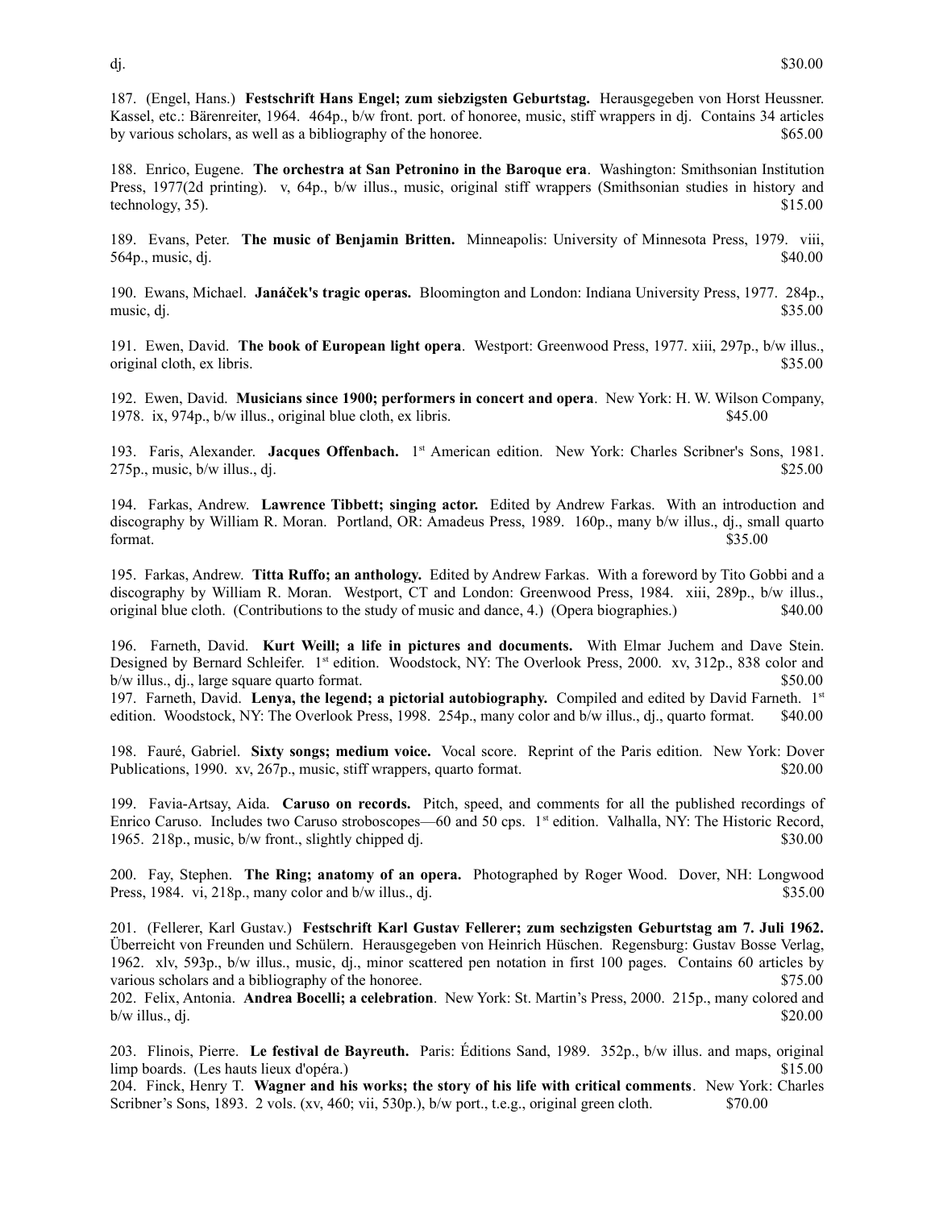dj. $30.00

187. (Engel, Hans.) **Festschrift Hans Engel; zum siebzigsten Geburtstag.** Herausgegeben von Horst Heussner. Kassel, etc.: Bärenreiter, 1964. 464p., b/w front. port. of honoree, music, stiff wrappers in dj. Contains 34 articles by various scholars, as well as a bibliography of the honoree. $65.00

188. Enrico, Eugene. **The orchestra at San Petronino in the Baroque era**. Washington: Smithsonian Institution Press, 1977(2d printing). v, 64p., b/w illus., music, original stiff wrappers (Smithsonian studies in history and technology, 35). $15.00

189. Evans, Peter. **The music of Benjamin Britten.** Minneapolis: University of Minnesota Press, 1979. viii, 564p., music, dj. $40.00

190. Ewans, Michael. **Janáček's tragic operas.** Bloomington and London: Indiana University Press, 1977. 284p., music, dj. $35.00

191. Ewen, David. **The book of European light opera**. Westport: Greenwood Press, 1977. xiii, 297p., b/w illus., original cloth, ex libris. $35.00

192. Ewen, David. **Musicians since 1900; performers in concert and opera**. New York: H. W. Wilson Company, 1978. ix, 974p., b/w illus., original blue cloth, ex libris. $45.00

193. Faris, Alexander. **Jacques Offenbach.** 1st American edition. New York: Charles Scribner's Sons, 1981. 275p., music, b/w illus., dj. $25.00

194. Farkas, Andrew. **Lawrence Tibbett; singing actor.** Edited by Andrew Farkas. With an introduction and discography by William R. Moran. Portland, OR: Amadeus Press, 1989. 160p., many b/w illus., dj., small quarto format. $35.00

195. Farkas, Andrew. **Titta Ruffo; an anthology.** Edited by Andrew Farkas. With a foreword by Tito Gobbi and a discography by William R. Moran. Westport, CT and London: Greenwood Press, 1984. xiii, 289p., b/w illus., original blue cloth. (Contributions to the study of music and dance, 4.) (Opera biographies.) $40.00

196. Farneth, David. **Kurt Weill; a life in pictures and documents.** With Elmar Juchem and Dave Stein. Designed by Bernard Schleifer. 1st edition. Woodstock, NY: The Overlook Press, 2000. xv, 312p., 838 color and b/w illus., dj., large square quarto format. $50.00

197. Farneth, David. **Lenya, the legend; a pictorial autobiography.** Compiled and edited by David Farneth. 1st edition. Woodstock, NY: The Overlook Press, 1998. 254p., many color and b/w illus., dj., quarto format. $40.00

198. Fauré, Gabriel. **Sixty songs; medium voice.** Vocal score. Reprint of the Paris edition. New York: Dover Publications, 1990. xv, 267p., music, stiff wrappers, quarto format. $20.00

199. Favia-Artsay, Aida. **Caruso on records.** Pitch, speed, and comments for all the published recordings of Enrico Caruso. Includes two Caruso stroboscopes—60 and 50 cps. 1st edition. Valhalla, NY: The Historic Record, 1965. 218p., music, b/w front., slightly chipped dj. $30.00

200. Fay, Stephen. **The Ring; anatomy of an opera.** Photographed by Roger Wood. Dover, NH: Longwood Press, 1984. vi, 218p., many color and b/w illus., dj. $35.00

201. (Fellerer, Karl Gustav.) **Festschrift Karl Gustav Fellerer; zum sechzigsten Geburtstag am 7. Juli 1962.** Überreicht von Freunden und Schülern. Herausgegeben von Heinrich Hüschen. Regensburg: Gustav Bosse Verlag, 1962. xlv, 593p., b/w illus., music, dj., minor scattered pen notation in first 100 pages. Contains 60 articles by various scholars and a bibliography of the honoree. $75.00

202. Felix, Antonia. **Andrea Bocelli; a celebration**. New York: St. Martin's Press, 2000. 215p., many colored and b/w illus., dj. $20.00

203. Flinois, Pierre. **Le festival de Bayreuth.** Paris: Éditions Sand, 1989. 352p., b/w illus. and maps, original limp boards. (Les hauts lieux d'opéra.) $15.00

204. Finck, Henry T. **Wagner and his works; the story of his life with critical comments**. New York: Charles Scribner's Sons, 1893. 2 vols. (xv, 460; vii, 530p.), b/w port., t.e.g., original green cloth. $70.00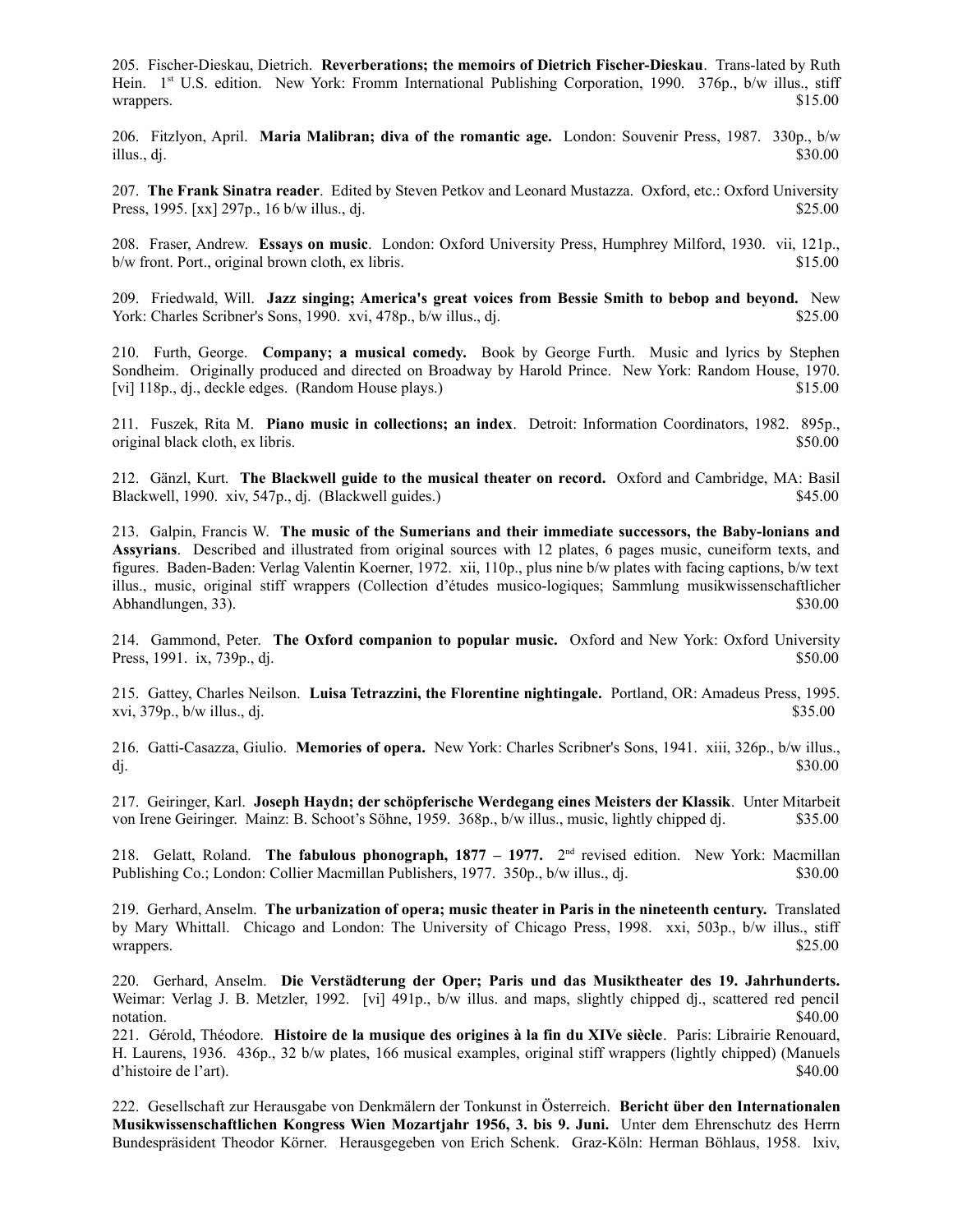205. Fischer-Dieskau, Dietrich. **Reverberations; the memoirs of Dietrich Fischer-Dieskau**. Trans-lated by Ruth Hein. 1st U.S. edition. New York: Fromm International Publishing Corporation, 1990. 376p., b/w illus., stiff wrappers. $15.00

206. Fitzlyon, April. **Maria Malibran; diva of the romantic age.** London: Souvenir Press, 1987. 330p., b/w illus., dj. $30.00

207. **The Frank Sinatra reader**. Edited by Steven Petkov and Leonard Mustazza. Oxford, etc.: Oxford University Press, 1995. [xx] 297p., 16 b/w illus., dj. $25.00

208. Fraser, Andrew. **Essays on music**. London: Oxford University Press, Humphrey Milford, 1930. vii, 121p., b/w front. Port., original brown cloth, ex libris. $15.00

209. Friedwald, Will. **Jazz singing; America's great voices from Bessie Smith to bebop and beyond.** New York: Charles Scribner's Sons, 1990. xvi, 478p., b/w illus., dj. $25.00

210. Furth, George. **Company; a musical comedy.** Book by George Furth. Music and lyrics by Stephen Sondheim. Originally produced and directed on Broadway by Harold Prince. New York: Random House, 1970. [vi] 118p., dj., deckle edges. (Random House plays.) $15.00

211. Fuszek, Rita M. **Piano music in collections; an index**. Detroit: Information Coordinators, 1982. 895p., original black cloth, ex libris. $50.00

212. Gänzl, Kurt. **The Blackwell guide to the musical theater on record.** Oxford and Cambridge, MA: Basil Blackwell, 1990. xiv, 547p., dj. (Blackwell guides.) $45.00

213. Galpin, Francis W. **The music of the Sumerians and their immediate successors, the Baby-lonians and Assyrians**. Described and illustrated from original sources with 12 plates, 6 pages music, cuneiform texts, and figures. Baden-Baden: Verlag Valentin Koerner, 1972. xii, 110p., plus nine b/w plates with facing captions, b/w text illus., music, original stiff wrappers (Collection d'études musico-logiques; Sammlung musikwissenschaftlicher Abhandlungen, 33). $30.00

214. Gammond, Peter. **The Oxford companion to popular music.** Oxford and New York: Oxford University Press, 1991. ix, 739p., dj. $50.00

215. Gattey, Charles Neilson. **Luisa Tetrazzini, the Florentine nightingale.** Portland, OR: Amadeus Press, 1995. xvi, 379p., b/w illus., dj. $35.00

216. Gatti-Casazza, Giulio. **Memories of opera.** New York: Charles Scribner's Sons, 1941. xiii, 326p., b/w illus., dj. $30.00

217. Geiringer, Karl. **Joseph Haydn; der schöpferische Werdegang eines Meisters der Klassik**. Unter Mitarbeit von Irene Geiringer. Mainz: B. Schoot's Söhne, 1959. 368p., b/w illus., music, lightly chipped dj. $35.00

218. Gelatt, Roland. **The fabulous phonograph, 1877 – 1977.** 2nd revised edition. New York: Macmillan Publishing Co.; London: Collier Macmillan Publishers, 1977. 350p., b/w illus., dj. $30.00

219. Gerhard, Anselm. **The urbanization of opera; music theater in Paris in the nineteenth century.** Translated by Mary Whittall. Chicago and London: The University of Chicago Press, 1998. xxi, 503p., b/w illus., stiff wrappers. $25.00

220. Gerhard, Anselm. **Die Verstädterung der Oper; Paris und das Musiktheater des 19. Jahrhunderts.** Weimar: Verlag J. B. Metzler, 1992. [vi] 491p., b/w illus. and maps, slightly chipped dj., scattered red pencil notation. $40.00

221. Gérold, Théodore. **Histoire de la musique des origines à la fin du XIVe siècle**. Paris: Librairie Renouard, H. Laurens, 1936. 436p., 32 b/w plates, 166 musical examples, original stiff wrappers (lightly chipped) (Manuels d'histoire de l'art). $40.00

222. Gesellschaft zur Herausgabe von Denkmälern der Tonkunst in Österreich. **Bericht über den Internationalen Musikwissenschaftlichen Kongress Wien Mozartjahr 1956, 3. bis 9. Juni.** Unter dem Ehrenschutz des Herrn Bundespräsident Theodor Körner. Herausgegeben von Erich Schenk. Graz-Köln: Herman Böhlaus, 1958. lxiv,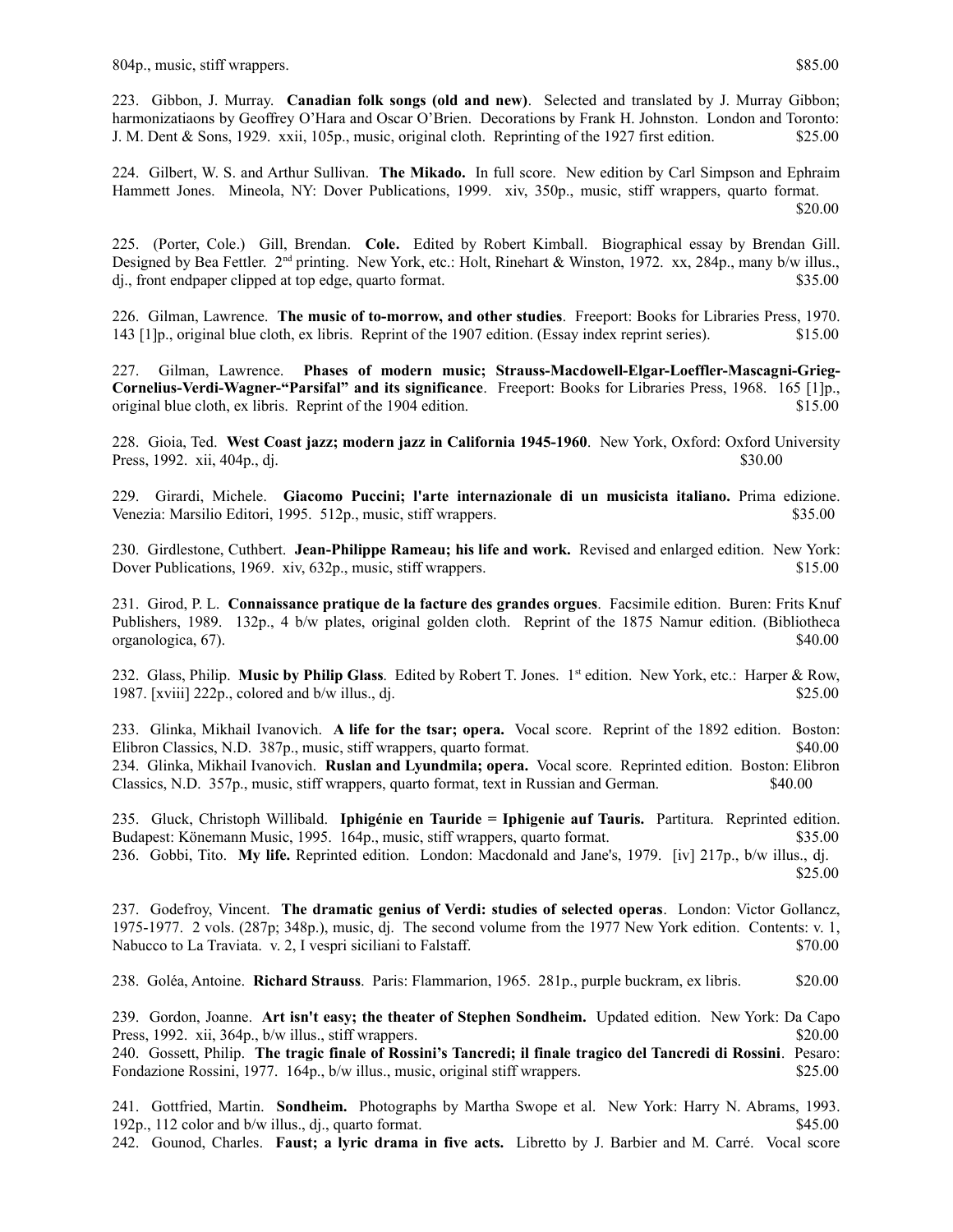804p., music, stiff wrappers. $85.00

223. Gibbon, J. Murray. **Canadian folk songs (old and new)**. Selected and translated by J. Murray Gibbon; harmonizatiaons by Geoffrey O'Hara and Oscar O'Brien. Decorations by Frank H. Johnston. London and Toronto: J. M. Dent & Sons, 1929. xxii, 105p., music, original cloth. Reprinting of the 1927 first edition. $25.00

224. Gilbert, W. S. and Arthur Sullivan. **The Mikado.** In full score. New edition by Carl Simpson and Ephraim Hammett Jones. Mineola, NY: Dover Publications, 1999. xiv, 350p., music, stiff wrappers, quarto format. $20.00

225. (Porter, Cole.) Gill, Brendan. **Cole.** Edited by Robert Kimball. Biographical essay by Brendan Gill. Designed by Bea Fettler. 2nd printing. New York, etc.: Holt, Rinehart & Winston, 1972. xx, 284p., many b/w illus., dj., front endpaper clipped at top edge, quarto format. $35.00

226. Gilman, Lawrence. **The music of to-morrow, and other studies**. Freeport: Books for Libraries Press, 1970. 143 [1]p., original blue cloth, ex libris. Reprint of the 1907 edition. (Essay index reprint series). $15.00

227. Gilman, Lawrence. **Phases of modern music; Strauss-Macdowell-Elgar-Loeffler-Mascagni-Grieg-Cornelius-Verdi-Wagner-"Parsifal" and its significance**. Freeport: Books for Libraries Press, 1968. 165 [1]p., original blue cloth, ex libris. Reprint of the 1904 edition. $15.00

228. Gioia, Ted. **West Coast jazz; modern jazz in California 1945-1960**. New York, Oxford: Oxford University Press, 1992. xii, 404p., dj. $30.00

229. Girardi, Michele. **Giacomo Puccini; l'arte internazionale di un musicista italiano.** Prima edizione. Venezia: Marsilio Editori, 1995. 512p., music, stiff wrappers. $35.00

230. Girdlestone, Cuthbert. **Jean-Philippe Rameau; his life and work.** Revised and enlarged edition. New York: Dover Publications, 1969. xiv, 632p., music, stiff wrappers. $15.00

231. Girod, P. L. **Connaissance pratique de la facture des grandes orgues**. Facsimile edition. Buren: Frits Knuf Publishers, 1989. 132p., 4 b/w plates, original golden cloth. Reprint of the 1875 Namur edition. (Bibliotheca organologica, 67). $40.00

232. Glass, Philip. **Music by Philip Glass**. Edited by Robert T. Jones. 1st edition. New York, etc.: Harper & Row, 1987. [xviii] 222p., colored and b/w illus., dj. $25.00

233. Glinka, Mikhail Ivanovich. **A life for the tsar; opera.** Vocal score. Reprint of the 1892 edition. Boston: Elibron Classics, N.D. 387p., music, stiff wrappers, quarto format. $40.00

234. Glinka, Mikhail Ivanovich. **Ruslan and Lyundmila; opera.** Vocal score. Reprinted edition. Boston: Elibron Classics, N.D. 357p., music, stiff wrappers, quarto format, text in Russian and German. $40.00

235. Gluck, Christoph Willibald. **Iphigénie en Tauride = Iphigenie auf Tauris.** Partitura. Reprinted edition. Budapest: Könemann Music, 1995. 164p., music, stiff wrappers, quarto format. $35.00

236. Gobbi, Tito. **My life.** Reprinted edition. London: Macdonald and Jane's, 1979. [iv] 217p., b/w illus., dj. $25.00

237. Godefroy, Vincent. **The dramatic genius of Verdi: studies of selected operas**. London: Victor Gollancz, 1975-1977. 2 vols. (287p; 348p.), music, dj. The second volume from the 1977 New York edition. Contents: v. 1, Nabucco to La Traviata. v. 2, I vespri siciliani to Falstaff. $70.00

238. Goléa, Antoine. **Richard Strauss**. Paris: Flammarion, 1965. 281p., purple buckram, ex libris. $20.00

239. Gordon, Joanne. **Art isn't easy; the theater of Stephen Sondheim.** Updated edition. New York: Da Capo Press, 1992. xii, 364p., b/w illus., stiff wrappers. $20.00

240. Gossett, Philip. **The tragic finale of Rossini's Tancredi; il finale tragico del Tancredi di Rossini**. Pesaro: Fondazione Rossini, 1977. 164p., b/w illus., music, original stiff wrappers. $25.00

241. Gottfried, Martin. **Sondheim.** Photographs by Martha Swope et al. New York: Harry N. Abrams, 1993. 192p., 112 color and b/w illus., dj., quarto format. $45.00

242. Gounod, Charles. **Faust; a lyric drama in five acts.** Libretto by J. Barbier and M. Carré. Vocal score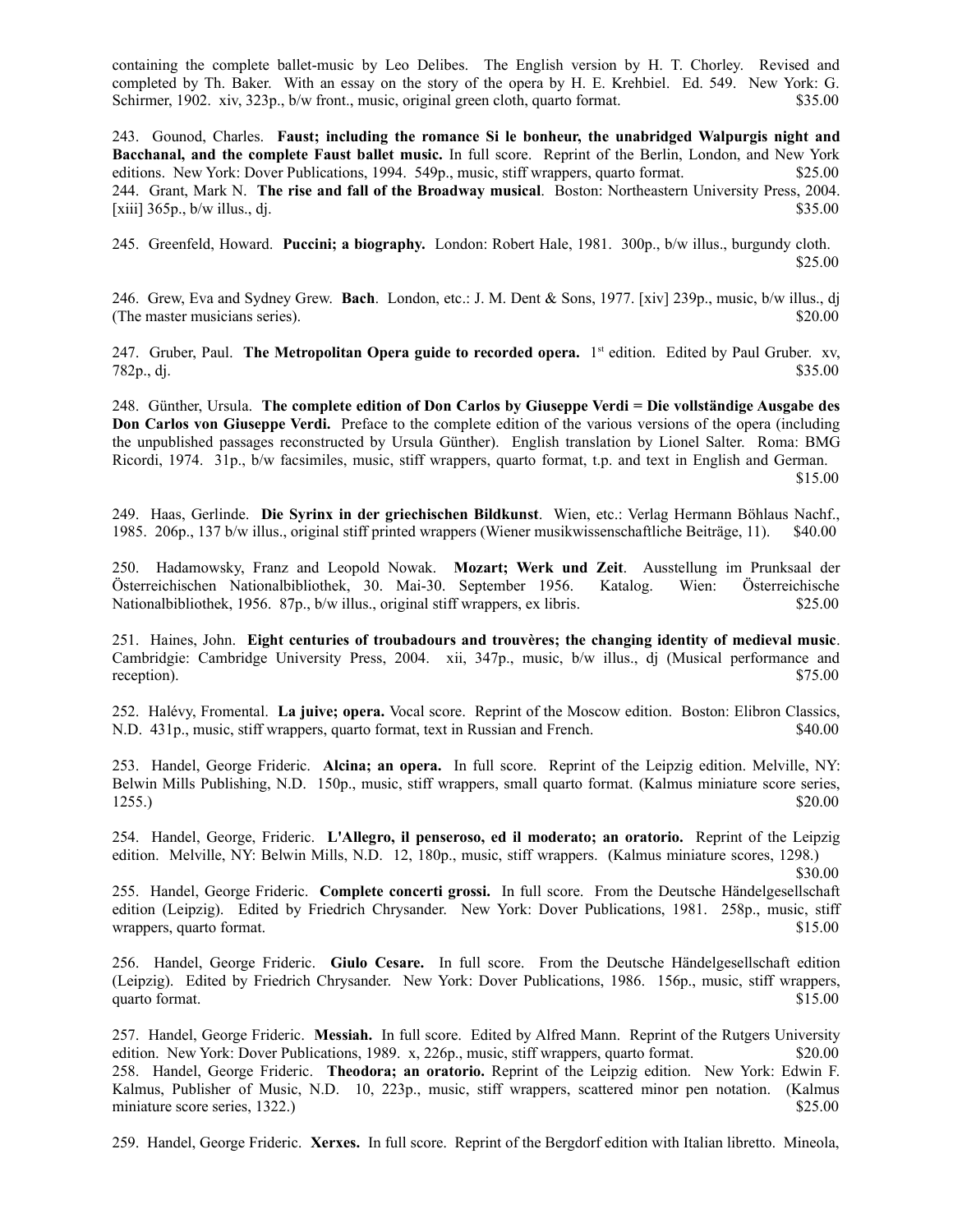containing the complete ballet-music by Leo Delibes. The English version by H. T. Chorley. Revised and completed by Th. Baker. With an essay on the story of the opera by H. E. Krehbiel. Ed. 549. New York: G. Schirmer, 1902. xiv, 323p., b/w front., music, original green cloth, quarto format. $35.00

243. Gounod, Charles. **Faust; including the romance Si le bonheur, the unabridged Walpurgis night and Bacchanal, and the complete Faust ballet music.** In full score. Reprint of the Berlin, London, and New York editions. New York: Dover Publications, 1994. 549p., music, stiff wrappers, quarto format. $25.00

244. Grant, Mark N. **The rise and fall of the Broadway musical**. Boston: Northeastern University Press, 2004. [xiii] 365p., b/w illus., dj. $35.00

245. Greenfeld, Howard. **Puccini; a biography.** London: Robert Hale, 1981. 300p., b/w illus., burgundy cloth. $25.00

246. Grew, Eva and Sydney Grew. **Bach**. London, etc.: J. M. Dent & Sons, 1977. [xiv] 239p., music, b/w illus., dj (The master musicians series). $20.00

247. Gruber, Paul. **The Metropolitan Opera guide to recorded opera.** 1st edition. Edited by Paul Gruber. xv, 782p., dj. $35.00

248. Günther, Ursula. **The complete edition of Don Carlos by Giuseppe Verdi = Die vollständige Ausgabe des Don Carlos von Giuseppe Verdi.** Preface to the complete edition of the various versions of the opera (including the unpublished passages reconstructed by Ursula Günther). English translation by Lionel Salter. Roma: BMG Ricordi, 1974. 31p., b/w facsimiles, music, stiff wrappers, quarto format, t.p. and text in English and German. $15.00

249. Haas, Gerlinde. **Die Syrinx in der griechischen Bildkunst**. Wien, etc.: Verlag Hermann Böhlaus Nachf., 1985. 206p., 137 b/w illus., original stiff printed wrappers (Wiener musikwissenschaftliche Beiträge, 11). $40.00

250. Hadamowsky, Franz and Leopold Nowak. **Mozart; Werk und Zeit**. Ausstellung im Prunksaal der Österreichischen Nationalbibliothek, 30. Mai-30. September 1956. Katalog. Wien: Österreichische Nationalbibliothek, 1956. 87p., b/w illus., original stiff wrappers, ex libris. $25.00

251. Haines, John. **Eight centuries of troubadours and trouvères; the changing identity of medieval music**. Cambridgie: Cambridge University Press, 2004. xii, 347p., music, b/w illus., dj (Musical performance and reception). $75.00

252. Halévy, Fromental. **La juive; opera.** Vocal score. Reprint of the Moscow edition. Boston: Elibron Classics, N.D. 431p., music, stiff wrappers, quarto format, text in Russian and French. $40.00

253. Handel, George Frideric. **Alcina; an opera.** In full score. Reprint of the Leipzig edition. Melville, NY: Belwin Mills Publishing, N.D. 150p., music, stiff wrappers, small quarto format. (Kalmus miniature score series, 1255.) $20.00

254. Handel, George, Frideric. **L'Allegro, il penseroso, ed il moderato; an oratorio.** Reprint of the Leipzig edition. Melville, NY: Belwin Mills, N.D. 12, 180p., music, stiff wrappers. (Kalmus miniature scores, 1298.) $30.00

255. Handel, George Frideric. **Complete concerti grossi.** In full score. From the Deutsche Händelgesellschaft edition (Leipzig). Edited by Friedrich Chrysander. New York: Dover Publications, 1981. 258p., music, stiff wrappers, quarto format. $15.00

256. Handel, George Frideric. **Giulo Cesare.** In full score. From the Deutsche Händelgesellschaft edition (Leipzig). Edited by Friedrich Chrysander. New York: Dover Publications, 1986. 156p., music, stiff wrappers, quarto format. $15.00

257. Handel, George Frideric. **Messiah.** In full score. Edited by Alfred Mann. Reprint of the Rutgers University edition. New York: Dover Publications, 1989. x, 226p., music, stiff wrappers, quarto format. $20.00

258. Handel, George Frideric. **Theodora; an oratorio.** Reprint of the Leipzig edition. New York: Edwin F. Kalmus, Publisher of Music, N.D. 10, 223p., music, stiff wrappers, scattered minor pen notation. (Kalmus miniature score series, 1322.) $25.00

259. Handel, George Frideric. **Xerxes.** In full score. Reprint of the Bergdorf edition with Italian libretto. Mineola,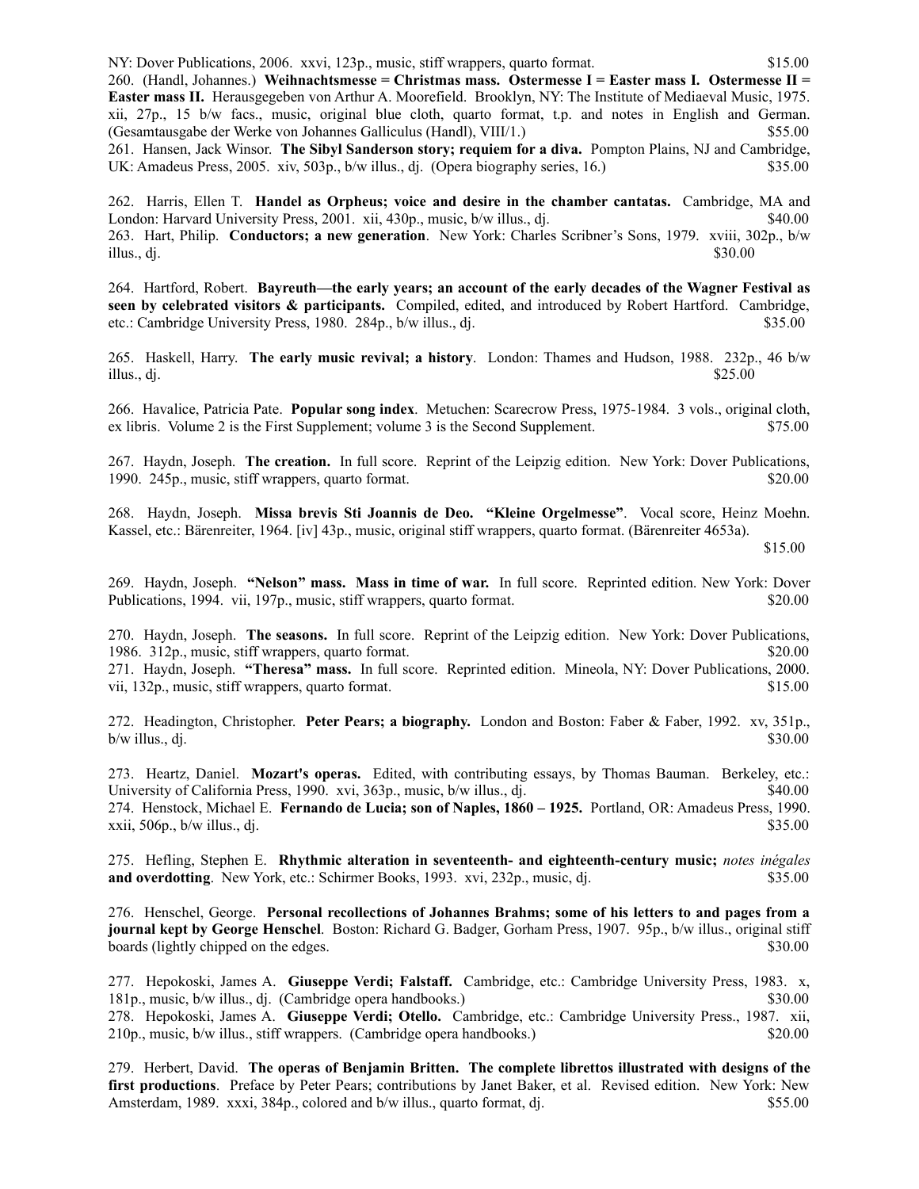NY: Dover Publications, 2006. xxvi, 123p., music, stiff wrappers, quarto format. $15.00

260. (Handl, Johannes.) **Weihnachtsmesse = Christmas mass. Ostermesse I = Easter mass I. Ostermesse II = Easter mass II.** Herausgegeben von Arthur A. Moorefield. Brooklyn, NY: The Institute of Mediaeval Music, 1975. xii, 27p., 15 b/w facs., music, original blue cloth, quarto format, t.p. and notes in English and German. (Gesamtausgabe der Werke von Johannes Galliculus (Handl), VIII/1.) $55.00

261. Hansen, Jack Winsor. **The Sibyl Sanderson story; requiem for a diva.** Pompton Plains, NJ and Cambridge, UK: Amadeus Press, 2005. xiv, 503p., b/w illus., dj. (Opera biography series, 16.) $35.00

262. Harris, Ellen T. **Handel as Orpheus; voice and desire in the chamber cantatas.** Cambridge, MA and London: Harvard University Press, 2001. xii, 430p., music, b/w illus., dj. $40.00

263. Hart, Philip. **Conductors; a new generation**. New York: Charles Scribner's Sons, 1979. xviii, 302p., b/w illus., dj. $30.00

264. Hartford, Robert. **Bayreuth—the early years; an account of the early decades of the Wagner Festival as seen by celebrated visitors & participants.** Compiled, edited, and introduced by Robert Hartford. Cambridge, etc.: Cambridge University Press, 1980. 284p., b/w illus., dj. $35.00

265. Haskell, Harry. **The early music revival; a history**. London: Thames and Hudson, 1988. 232p., 46 b/w illus., dj. $25.00

266. Havalice, Patricia Pate. **Popular song index**. Metuchen: Scarecrow Press, 1975-1984. 3 vols., original cloth, ex libris. Volume 2 is the First Supplement; volume 3 is the Second Supplement. $75.00

267. Haydn, Joseph. **The creation.** In full score. Reprint of the Leipzig edition. New York: Dover Publications, 1990. 245p., music, stiff wrappers, quarto format. $20.00

268. Haydn, Joseph. **Missa brevis Sti Joannis de Deo. "Kleine Orgelmesse"**. Vocal score, Heinz Moehn. Kassel, etc.: Bärenreiter, 1964. [iv] 43p., music, original stiff wrappers, quarto format. (Bärenreiter 4653a). $15.00

269. Haydn, Joseph. **"Nelson" mass. Mass in time of war.** In full score. Reprinted edition. New York: Dover Publications, 1994. vii, 197p., music, stiff wrappers, quarto format. $20.00

270. Haydn, Joseph. **The seasons.** In full score. Reprint of the Leipzig edition. New York: Dover Publications, 1986. 312p., music, stiff wrappers, quarto format. $20.00

271. Haydn, Joseph. **"Theresa" mass.** In full score. Reprinted edition. Mineola, NY: Dover Publications, 2000. vii, 132p., music, stiff wrappers, quarto format. $15.00

272. Headington, Christopher. **Peter Pears; a biography.** London and Boston: Faber & Faber, 1992. xv, 351p., b/w illus., dj. $30.00

273. Heartz, Daniel. **Mozart's operas.** Edited, with contributing essays, by Thomas Bauman. Berkeley, etc.: University of California Press, 1990. xvi, 363p., music, b/w illus., dj. $40.00

274. Henstock, Michael E. **Fernando de Lucia; son of Naples, 1860 – 1925.** Portland, OR: Amadeus Press, 1990. xxii, 506p., b/w illus., dj. $35.00

275. Hefling, Stephen E. **Rhythmic alteration in seventeenth- and eighteenth-century music;** *notes inégales* **and overdotting**. New York, etc.: Schirmer Books, 1993. xvi, 232p., music, dj. $35.00

276. Henschel, George. **Personal recollections of Johannes Brahms; some of his letters to and pages from a journal kept by George Henschel**. Boston: Richard G. Badger, Gorham Press, 1907. 95p., b/w illus., original stiff boards (lightly chipped on the edges. $30.00

277. Hepokoski, James A. **Giuseppe Verdi; Falstaff.** Cambridge, etc.: Cambridge University Press, 1983. x, 181p., music, b/w illus., dj. (Cambridge opera handbooks.) $30.00

278. Hepokoski, James A. **Giuseppe Verdi; Otello.** Cambridge, etc.: Cambridge University Press., 1987. xii, 210p., music, b/w illus., stiff wrappers. (Cambridge opera handbooks.) $20.00

279. Herbert, David. **The operas of Benjamin Britten. The complete librettos illustrated with designs of the first productions**. Preface by Peter Pears; contributions by Janet Baker, et al. Revised edition. New York: New Amsterdam, 1989. xxxi, 384p., colored and b/w illus., quarto format, dj. $55.00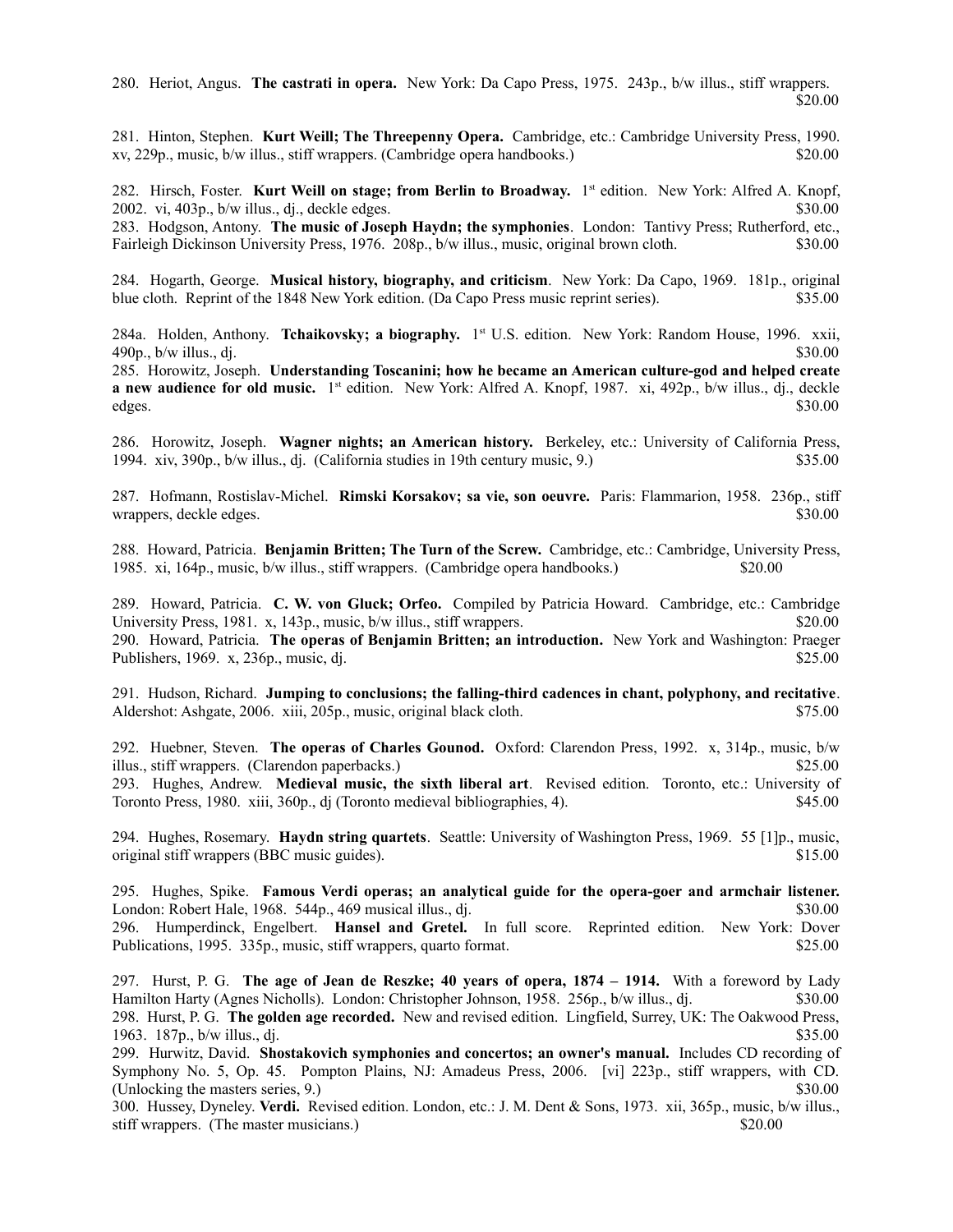280. Heriot, Angus. **The castrati in opera.** New York: Da Capo Press, 1975. 243p., b/w illus., stiff wrappers. $20.00

281. Hinton, Stephen. **Kurt Weill; The Threepenny Opera.** Cambridge, etc.: Cambridge University Press, 1990. xv, 229p., music, b/w illus., stiff wrappers. (Cambridge opera handbooks.) $20.00

282. Hirsch, Foster. **Kurt Weill on stage; from Berlin to Broadway.** 1st edition. New York: Alfred A. Knopf, 2002. vi, 403p., b/w illus., dj., deckle edges. $30.00

283. Hodgson, Antony. **The music of Joseph Haydn; the symphonies**. London: Tantivy Press; Rutherford, etc., Fairleigh Dickinson University Press, 1976. 208p., b/w illus., music, original brown cloth. $30.00

284. Hogarth, George. **Musical history, biography, and criticism**. New York: Da Capo, 1969. 181p., original blue cloth. Reprint of the 1848 New York edition. (Da Capo Press music reprint series). $35.00

284a. Holden, Anthony. **Tchaikovsky; a biography.** 1st U.S. edition. New York: Random House, 1996. xxii, 490p., b/w illus., dj. $30.00

285. Horowitz, Joseph. **Understanding Toscanini; how he became an American culture-god and helped create a new audience for old music.** 1st edition. New York: Alfred A. Knopf, 1987. xi, 492p., b/w illus., dj., deckle edges. $30.00

286. Horowitz, Joseph. **Wagner nights; an American history.** Berkeley, etc.: University of California Press, 1994. xiv, 390p., b/w illus., dj. (California studies in 19th century music, 9.) $35.00

287. Hofmann, Rostislav-Michel. **Rimski Korsakov; sa vie, son oeuvre.** Paris: Flammarion, 1958. 236p., stiff wrappers, deckle edges. $30.00

288. Howard, Patricia. **Benjamin Britten; The Turn of the Screw.** Cambridge, etc.: Cambridge, University Press, 1985. xi, 164p., music, b/w illus., stiff wrappers. (Cambridge opera handbooks.) $20.00

289. Howard, Patricia. **C. W. von Gluck; Orfeo.** Compiled by Patricia Howard. Cambridge, etc.: Cambridge University Press, 1981. x, 143p., music, b/w illus., stiff wrappers. $20.00

290. Howard, Patricia. **The operas of Benjamin Britten; an introduction.** New York and Washington: Praeger Publishers, 1969. x, 236p., music, dj. $25.00

291. Hudson, Richard. **Jumping to conclusions; the falling-third cadences in chant, polyphony, and recitative**. Aldershot: Ashgate, 2006. xiii, 205p., music, original black cloth. $75.00

292. Huebner, Steven. **The operas of Charles Gounod.** Oxford: Clarendon Press, 1992. x, 314p., music, b/w illus., stiff wrappers. (Clarendon paperbacks.) $25.00

293. Hughes, Andrew. **Medieval music, the sixth liberal art**. Revised edition. Toronto, etc.: University of Toronto Press, 1980. xiii, 360p., dj (Toronto medieval bibliographies, 4). $45.00

294. Hughes, Rosemary. **Haydn string quartets**. Seattle: University of Washington Press, 1969. 55 [1]p., music, original stiff wrappers (BBC music guides). $15.00

295. Hughes, Spike. **Famous Verdi operas; an analytical guide for the opera-goer and armchair listener.** London: Robert Hale, 1968. 544p., 469 musical illus., dj. $30.00

296. Humperdinck, Engelbert. **Hansel and Gretel.** In full score. Reprinted edition. New York: Dover Publications, 1995. 335p., music, stiff wrappers, quarto format. $25.00

297. Hurst, P. G. **The age of Jean de Reszke; 40 years of opera, 1874 – 1914.** With a foreword by Lady Hamilton Harty (Agnes Nicholls). London: Christopher Johnson, 1958. 256p., b/w illus., dj. $30.00

298. Hurst, P. G. **The golden age recorded.** New and revised edition. Lingfield, Surrey, UK: The Oakwood Press, 1963. 187p., b/w illus., dj. $35.00

299. Hurwitz, David. **Shostakovich symphonies and concertos; an owner's manual.** Includes CD recording of Symphony No. 5, Op. 45. Pompton Plains, NJ: Amadeus Press, 2006. [vi] 223p., stiff wrappers, with CD. (Unlocking the masters series, 9.) $30.00

300. Hussey, Dyneley. **Verdi.** Revised edition. London, etc.: J. M. Dent & Sons, 1973. xii, 365p., music, b/w illus., stiff wrappers. (The master musicians.) $20.00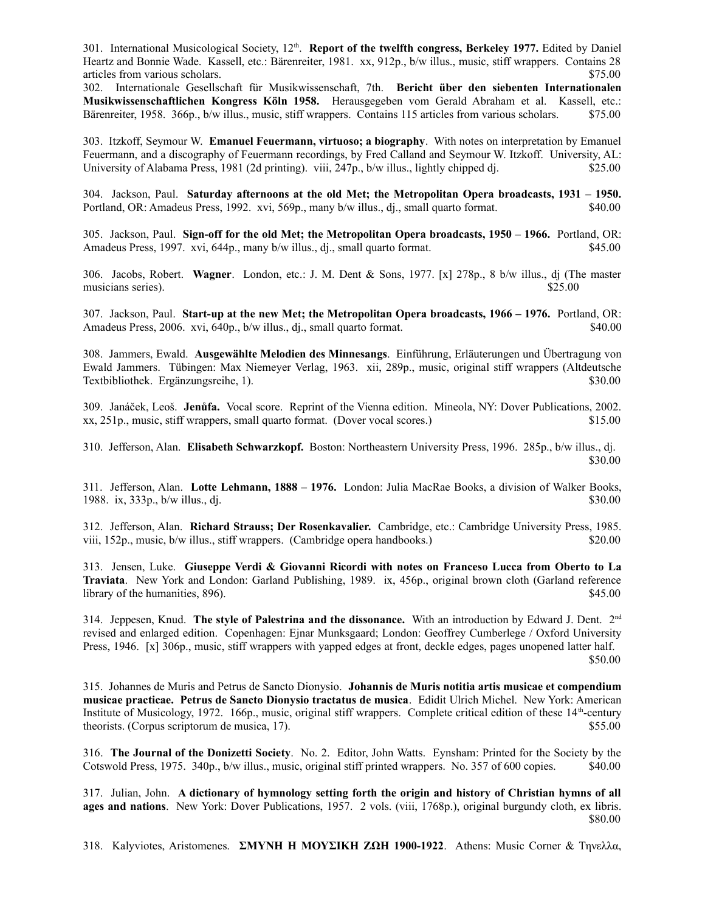301. International Musicological Society, 12th. **Report of the twelfth congress, Berkeley 1977.** Edited by Daniel Heartz and Bonnie Wade. Kassell, etc.: Bärenreiter, 1981. xx, 912p., b/w illus., music, stiff wrappers. Contains 28 articles from various scholars. $75.00

302. Internationale Gesellschaft für Musikwissenschaft, 7th. **Bericht über den siebenten Internationalen Musikwissenschaftlichen Kongress Köln 1958.** Herausgegeben vom Gerald Abraham et al. Kassell, etc.: Bärenreiter, 1958. 366p., b/w illus., music, stiff wrappers. Contains 115 articles from various scholars. $75.00

303. Itzkoff, Seymour W. **Emanuel Feuermann, virtuoso; a biography**. With notes on interpretation by Emanuel Feuermann, and a discography of Feuermann recordings, by Fred Calland and Seymour W. Itzkoff. University, AL: University of Alabama Press, 1981 (2d printing). viii, 247p., b/w illus., lightly chipped dj. $25.00

304. Jackson, Paul. **Saturday afternoons at the old Met; the Metropolitan Opera broadcasts, 1931 – 1950.** Portland, OR: Amadeus Press, 1992. xvi, 569p., many b/w illus., dj., small quarto format. $40.00

305. Jackson, Paul. **Sign-off for the old Met; the Metropolitan Opera broadcasts, 1950 – 1966.** Portland, OR: Amadeus Press, 1997. xvi, 644p., many b/w illus., dj., small quarto format. $45.00

306. Jacobs, Robert. **Wagner**. London, etc.: J. M. Dent & Sons, 1977. [x] 278p., 8 b/w illus., dj (The master musicians series). $25.00

307. Jackson, Paul. **Start-up at the new Met; the Metropolitan Opera broadcasts, 1966 – 1976.** Portland, OR: Amadeus Press, 2006. xvi, 640p., b/w illus., dj., small quarto format. $40.00

308. Jammers, Ewald. **Ausgewählte Melodien des Minnesangs**. Einführung, Erläuterungen und Übertragung von Ewald Jammers. Tübingen: Max Niemeyer Verlag, 1963. xii, 289p., music, original stiff wrappers (Altdeutsche Textbibliothek. Ergänzungsreihe, 1). $30.00

309. Janáček, Leoš. **Jenůfa.** Vocal score. Reprint of the Vienna edition. Mineola, NY: Dover Publications, 2002. xx, 251p., music, stiff wrappers, small quarto format. (Dover vocal scores.) $15.00

310. Jefferson, Alan. **Elisabeth Schwarzkopf.** Boston: Northeastern University Press, 1996. 285p., b/w illus., dj. $30.00

311. Jefferson, Alan. **Lotte Lehmann, 1888 – 1976.** London: Julia MacRae Books, a division of Walker Books, 1988. ix, 333p., b/w illus., dj. $30.00

312. Jefferson, Alan. **Richard Strauss; Der Rosenkavalier.** Cambridge, etc.: Cambridge University Press, 1985. viii, 152p., music, b/w illus., stiff wrappers. (Cambridge opera handbooks.) $20.00

313. Jensen, Luke. **Giuseppe Verdi & Giovanni Ricordi with notes on Franceso Lucca from Oberto to La Traviata**. New York and London: Garland Publishing, 1989. ix, 456p., original brown cloth (Garland reference library of the humanities, 896). $45.00

314. Jeppesen, Knud. **The style of Palestrina and the dissonance.** With an introduction by Edward J. Dent. 2nd revised and enlarged edition. Copenhagen: Ejnar Munksgaard; London: Geoffrey Cumberlege / Oxford University Press, 1946. [x] 306p., music, stiff wrappers with yapped edges at front, deckle edges, pages unopened latter half. $50.00

315. Johannes de Muris and Petrus de Sancto Dionysio. **Johannis de Muris notitia artis musicae et compendium musicae practicae. Petrus de Sancto Dionysio tractatus de musica**. Edidit Ulrich Michel. New York: American Institute of Musicology, 1972. 166p., music, original stiff wrappers. Complete critical edition of these 14th-century theorists. (Corpus scriptorum de musica, 17). $55.00

316. **The Journal of the Donizetti Society**. No. 2. Editor, John Watts. Eynsham: Printed for the Society by the Cotswold Press, 1975. 340p., b/w illus., music, original stiff printed wrappers. No. 357 of 600 copies. $40.00

317. Julian, John. **A dictionary of hymnology setting forth the origin and history of Christian hymns of all ages and nations**. New York: Dover Publications, 1957. 2 vols. (viii, 1768p.), original burgundy cloth, ex libris. $80.00

318. Kalyviotes, Aristomenes. **ΣΜΥΝΗ Η ΜΟΥΣΙΚΗ ΖΩΗ 1900-1922**. Athens: Music Corner & Τηνελλα,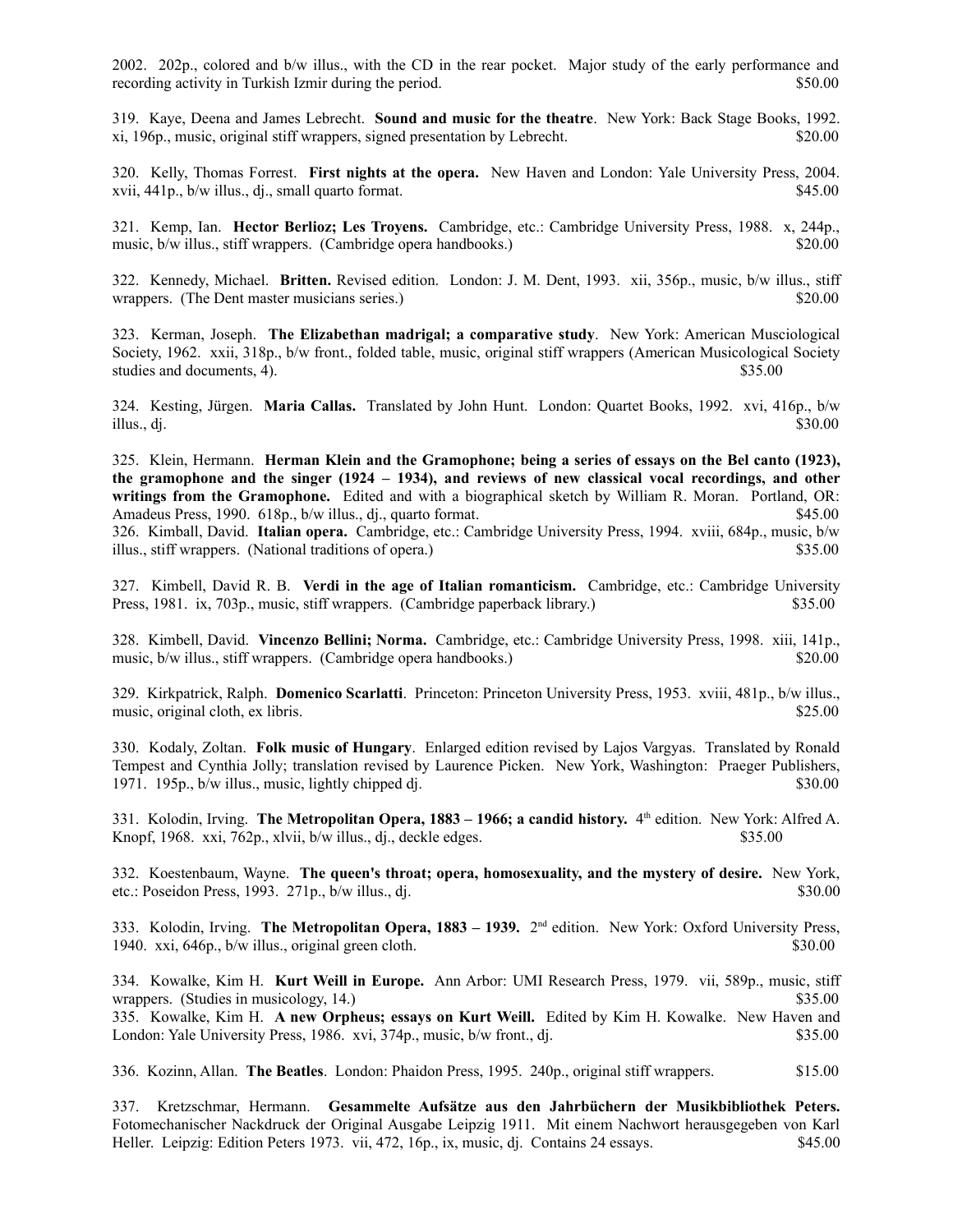2002. 202p., colored and b/w illus., with the CD in the rear pocket. Major study of the early performance and recording activity in Turkish Izmir during the period. $50.00

319. Kaye, Deena and James Lebrecht. **Sound and music for the theatre**. New York: Back Stage Books, 1992. xi, 196p., music, original stiff wrappers, signed presentation by Lebrecht. $20.00

320. Kelly, Thomas Forrest. **First nights at the opera.** New Haven and London: Yale University Press, 2004. xvii, 441p., b/w illus., dj., small quarto format. $45.00

321. Kemp, Ian. **Hector Berlioz; Les Troyens.** Cambridge, etc.: Cambridge University Press, 1988. x, 244p., music, b/w illus., stiff wrappers. (Cambridge opera handbooks.) $20.00

322. Kennedy, Michael. **Britten.** Revised edition. London: J. M. Dent, 1993. xii, 356p., music, b/w illus., stiff wrappers. (The Dent master musicians series.) $20.00

323. Kerman, Joseph. **The Elizabethan madrigal; a comparative study**. New York: American Musciological Society, 1962. xxii, 318p., b/w front., folded table, music, original stiff wrappers (American Musicological Society studies and documents, 4). $35.00

324. Kesting, Jürgen. **Maria Callas.** Translated by John Hunt. London: Quartet Books, 1992. xvi, 416p., b/w illus., dj. $30.00

325. Klein, Hermann. **Herman Klein and the Gramophone; being a series of essays on the Bel canto (1923), the gramophone and the singer (1924 – 1934), and reviews of new classical vocal recordings, and other writings from the Gramophone.** Edited and with a biographical sketch by William R. Moran. Portland, OR: Amadeus Press, 1990. 618p., b/w illus., dj., quarto format. $45.00

326. Kimball, David. **Italian opera.** Cambridge, etc.: Cambridge University Press, 1994. xviii, 684p., music, b/w illus., stiff wrappers. (National traditions of opera.) $35.00

327. Kimbell, David R. B. **Verdi in the age of Italian romanticism.** Cambridge, etc.: Cambridge University Press, 1981. ix, 703p., music, stiff wrappers. (Cambridge paperback library.) $35.00

328. Kimbell, David. **Vincenzo Bellini; Norma.** Cambridge, etc.: Cambridge University Press, 1998. xiii, 141p., music, b/w illus., stiff wrappers. (Cambridge opera handbooks.) $20.00

329. Kirkpatrick, Ralph. **Domenico Scarlatti**. Princeton: Princeton University Press, 1953. xviii, 481p., b/w illus., music, original cloth, ex libris. $25.00

330. Kodaly, Zoltan. **Folk music of Hungary**. Enlarged edition revised by Lajos Vargyas. Translated by Ronald Tempest and Cynthia Jolly; translation revised by Laurence Picken. New York, Washington: Praeger Publishers, 1971. 195p., b/w illus., music, lightly chipped dj. $30.00

331. Kolodin, Irving. **The Metropolitan Opera, 1883 – 1966; a candid history.** 4th edition. New York: Alfred A. Knopf, 1968. xxi, 762p., xlvii, b/w illus., dj., deckle edges. $35.00

332. Koestenbaum, Wayne. **The queen's throat; opera, homosexuality, and the mystery of desire.** New York, etc.: Poseidon Press, 1993. 271p., b/w illus., dj. $30.00

333. Kolodin, Irving. **The Metropolitan Opera, 1883 – 1939.** 2nd edition. New York: Oxford University Press, 1940. xxi, 646p., b/w illus., original green cloth. $30.00

334. Kowalke, Kim H. **Kurt Weill in Europe.** Ann Arbor: UMI Research Press, 1979. vii, 589p., music, stiff wrappers. (Studies in musicology, 14.) $35.00

335. Kowalke, Kim H. **A new Orpheus; essays on Kurt Weill.** Edited by Kim H. Kowalke. New Haven and London: Yale University Press, 1986. xvi, 374p., music, b/w front., dj. $35.00

336. Kozinn, Allan. **The Beatles**. London: Phaidon Press, 1995. 240p., original stiff wrappers. $15.00

337. Kretzschmar, Hermann. **Gesammelte Aufsätze aus den Jahrbüchern der Musikbibliothek Peters.** Fotomechanischer Nackdruck der Original Ausgabe Leipzig 1911. Mit einem Nachwort herausgegeben von Karl Heller. Leipzig: Edition Peters 1973. vii, 472, 16p., ix, music, dj. Contains 24 essays. $45.00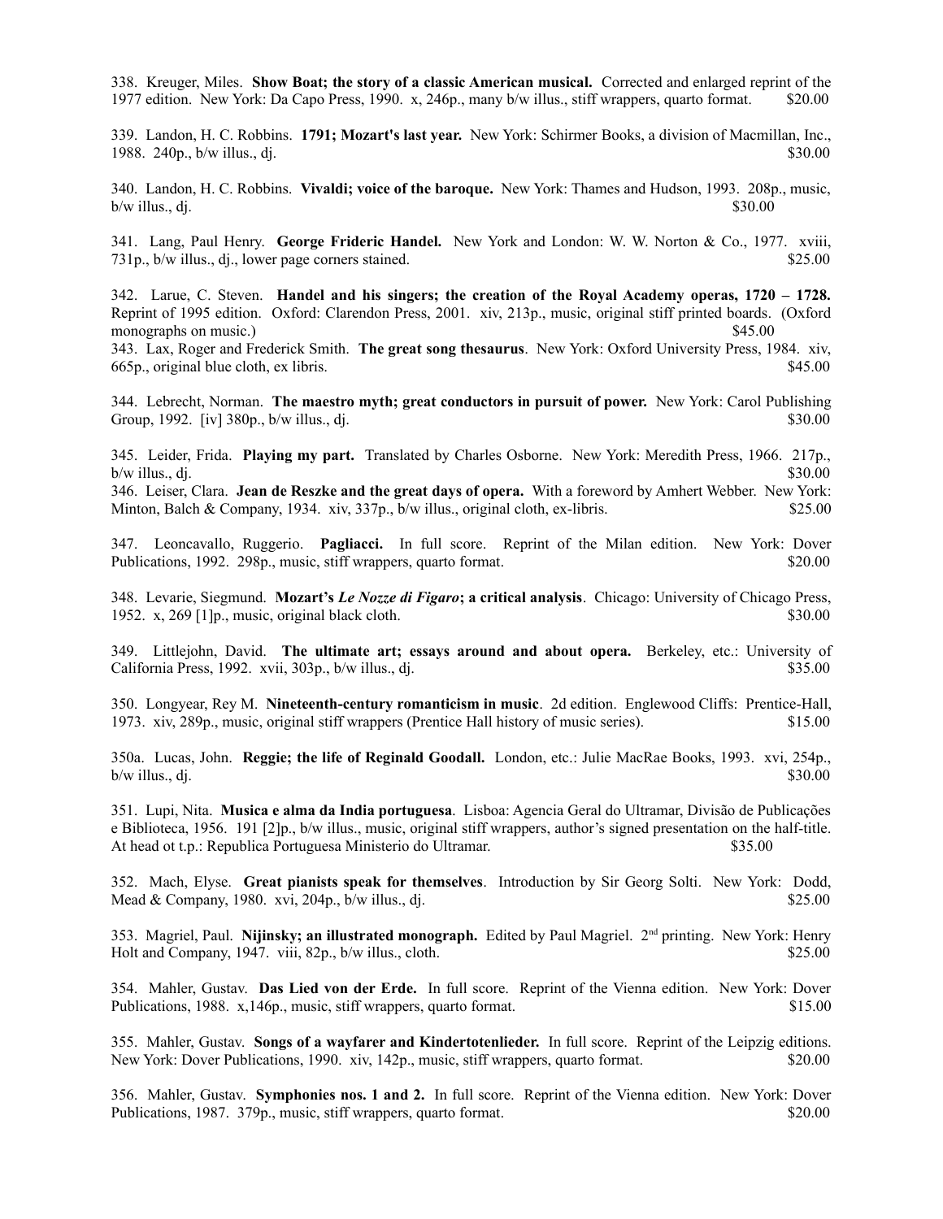338. Kreuger, Miles. **Show Boat; the story of a classic American musical.** Corrected and enlarged reprint of the 1977 edition. New York: Da Capo Press, 1990. x, 246p., many b/w illus., stiff wrappers, quarto format. $20.00

339. Landon, H. C. Robbins. **1791; Mozart's last year.** New York: Schirmer Books, a division of Macmillan, Inc., 1988. 240p., b/w illus., dj. $30.00

340. Landon, H. C. Robbins. **Vivaldi; voice of the baroque.** New York: Thames and Hudson, 1993. 208p., music, b/w illus., dj. $30.00

341. Lang, Paul Henry. **George Frideric Handel.** New York and London: W. W. Norton & Co., 1977. xviii, 731p., b/w illus., dj., lower page corners stained. $25.00

342. Larue, C. Steven. **Handel and his singers; the creation of the Royal Academy operas, 1720 – 1728.** Reprint of 1995 edition. Oxford: Clarendon Press, 2001. xiv, 213p., music, original stiff printed boards. (Oxford monographs on music.) $45.00

343. Lax, Roger and Frederick Smith. **The great song thesaurus**. New York: Oxford University Press, 1984. xiv, 665p., original blue cloth, ex libris. $45.00

344. Lebrecht, Norman. **The maestro myth; great conductors in pursuit of power.** New York: Carol Publishing Group, 1992. [iv] 380p., b/w illus., dj. $30.00

345. Leider, Frida. **Playing my part.** Translated by Charles Osborne. New York: Meredith Press, 1966. 217p., b/w illus., dj. $30.00

346. Leiser, Clara. **Jean de Reszke and the great days of opera.** With a foreword by Amhert Webber. New York: Minton, Balch & Company, 1934. xiv, 337p., b/w illus., original cloth, ex-libris. $25.00

347. Leoncavallo, Ruggerio. **Pagliacci.** In full score. Reprint of the Milan edition. New York: Dover Publications, 1992. 298p., music, stiff wrappers, quarto format. $20.00

348. Levarie, Siegmund. **Mozart's *Le Nozze di Figaro*; a critical analysis**. Chicago: University of Chicago Press, 1952. x, 269 [1]p., music, original black cloth. $30.00

349. Littlejohn, David. **The ultimate art; essays around and about opera.** Berkeley, etc.: University of California Press, 1992. xvii, 303p., b/w illus., dj. $35.00

350. Longyear, Rey M. **Nineteenth-century romanticism in music**. 2d edition. Englewood Cliffs: Prentice-Hall, 1973. xiv, 289p., music, original stiff wrappers (Prentice Hall history of music series). $15.00

350a. Lucas, John. **Reggie; the life of Reginald Goodall.** London, etc.: Julie MacRae Books, 1993. xvi, 254p., b/w illus., dj. $30.00

351. Lupi, Nita. **Musica e alma da India portuguesa**. Lisboa: Agencia Geral do Ultramar, Divisão de Publicações e Biblioteca, 1956. 191 [2]p., b/w illus., music, original stiff wrappers, author's signed presentation on the half-title. At head ot t.p.: Republica Portuguesa Ministerio do Ultramar. $35.00

352. Mach, Elyse. **Great pianists speak for themselves**. Introduction by Sir Georg Solti. New York: Dodd, Mead & Company, 1980. xvi, 204p., b/w illus., dj. $25.00

353. Magriel, Paul. **Nijinsky; an illustrated monograph.** Edited by Paul Magriel. 2nd printing. New York: Henry Holt and Company, 1947. viii, 82p., b/w illus., cloth. $25.00

354. Mahler, Gustav. **Das Lied von der Erde.** In full score. Reprint of the Vienna edition. New York: Dover Publications, 1988. x,146p., music, stiff wrappers, quarto format. $15.00

355. Mahler, Gustav. **Songs of a wayfarer and Kindertotenlieder.** In full score. Reprint of the Leipzig editions. New York: Dover Publications, 1990. xiv, 142p., music, stiff wrappers, quarto format. $20.00

356. Mahler, Gustav. **Symphonies nos. 1 and 2.** In full score. Reprint of the Vienna edition. New York: Dover Publications, 1987. 379p., music, stiff wrappers, quarto format. $20.00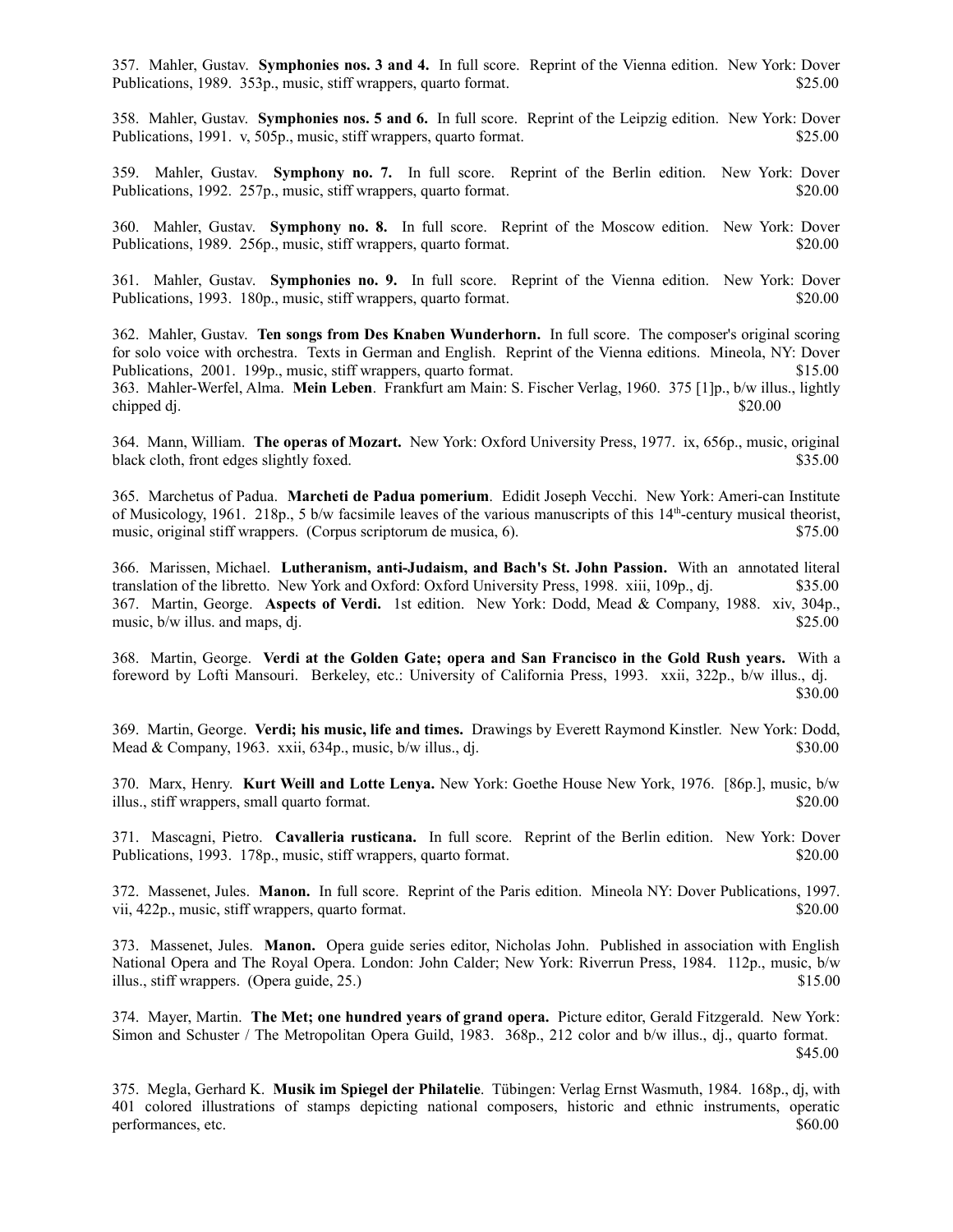357. Mahler, Gustav. **Symphonies nos. 3 and 4.** In full score. Reprint of the Vienna edition. New York: Dover Publications, 1989. 353p., music, stiff wrappers, quarto format. $25.00

358. Mahler, Gustav. **Symphonies nos. 5 and 6.** In full score. Reprint of the Leipzig edition. New York: Dover Publications, 1991. v, 505p., music, stiff wrappers, quarto format. $25.00

359. Mahler, Gustav. **Symphony no. 7.** In full score. Reprint of the Berlin edition. New York: Dover Publications, 1992. 257p., music, stiff wrappers, quarto format. $20.00

360. Mahler, Gustav. **Symphony no. 8.** In full score. Reprint of the Moscow edition. New York: Dover Publications, 1989. 256p., music, stiff wrappers, quarto format. $20.00

361. Mahler, Gustav. **Symphonies no. 9.** In full score. Reprint of the Vienna edition. New York: Dover Publications, 1993. 180p., music, stiff wrappers, quarto format. $20.00

362. Mahler, Gustav. **Ten songs from Des Knaben Wunderhorn.** In full score. The composer's original scoring for solo voice with orchestra. Texts in German and English. Reprint of the Vienna editions. Mineola, NY: Dover Publications, 2001. 199p., music, stiff wrappers, quarto format. $15.00

363. Mahler-Werfel, Alma. **Mein Leben**. Frankfurt am Main: S. Fischer Verlag, 1960. 375 [1]p., b/w illus., lightly chipped dj. $20.00

364. Mann, William. **The operas of Mozart.** New York: Oxford University Press, 1977. ix, 656p., music, original black cloth, front edges slightly foxed. $35.00

365. Marchetus of Padua. **Marcheti de Padua pomerium**. Edidit Joseph Vecchi. New York: Ameri-can Institute of Musicology, 1961. 218p., 5 b/w facsimile leaves of the various manuscripts of this 14th-century musical theorist, music, original stiff wrappers. (Corpus scriptorum de musica, 6). $75.00

366. Marissen, Michael. **Lutheranism, anti-Judaism, and Bach's St. John Passion.** With an annotated literal translation of the libretto. New York and Oxford: Oxford University Press, 1998. xiii, 109p., dj. $35.00

367. Martin, George. **Aspects of Verdi.** 1st edition. New York: Dodd, Mead & Company, 1988. xiv, 304p., music, b/w illus. and maps, dj. $25.00

368. Martin, George. **Verdi at the Golden Gate; opera and San Francisco in the Gold Rush years.** With a foreword by Lofti Mansouri. Berkeley, etc.: University of California Press, 1993. xxii, 322p., b/w illus., dj. $30.00

369. Martin, George. **Verdi; his music, life and times.** Drawings by Everett Raymond Kinstler. New York: Dodd, Mead & Company, 1963. xxii, 634p., music, b/w illus., dj. $30.00

370. Marx, Henry. **Kurt Weill and Lotte Lenya.** New York: Goethe House New York, 1976. [86p.], music, b/w illus., stiff wrappers, small quarto format. $20.00

371. Mascagni, Pietro. **Cavalleria rusticana.** In full score. Reprint of the Berlin edition. New York: Dover Publications, 1993. 178p., music, stiff wrappers, quarto format. $20.00

372. Massenet, Jules. **Manon.** In full score. Reprint of the Paris edition. Mineola NY: Dover Publications, 1997. vii, 422p., music, stiff wrappers, quarto format. $20.00

373. Massenet, Jules. **Manon.** Opera guide series editor, Nicholas John. Published in association with English National Opera and The Royal Opera. London: John Calder; New York: Riverrun Press, 1984. 112p., music, b/w illus., stiff wrappers. (Opera guide, 25.) $15.00

374. Mayer, Martin. **The Met; one hundred years of grand opera.** Picture editor, Gerald Fitzgerald. New York: Simon and Schuster / The Metropolitan Opera Guild, 1983. 368p., 212 color and b/w illus., dj., quarto format. $45.00

375. Megla, Gerhard K. **Musik im Spiegel der Philatelie**. Tübingen: Verlag Ernst Wasmuth, 1984. 168p., dj, with 401 colored illustrations of stamps depicting national composers, historic and ethnic instruments, operatic performances, etc. $60.00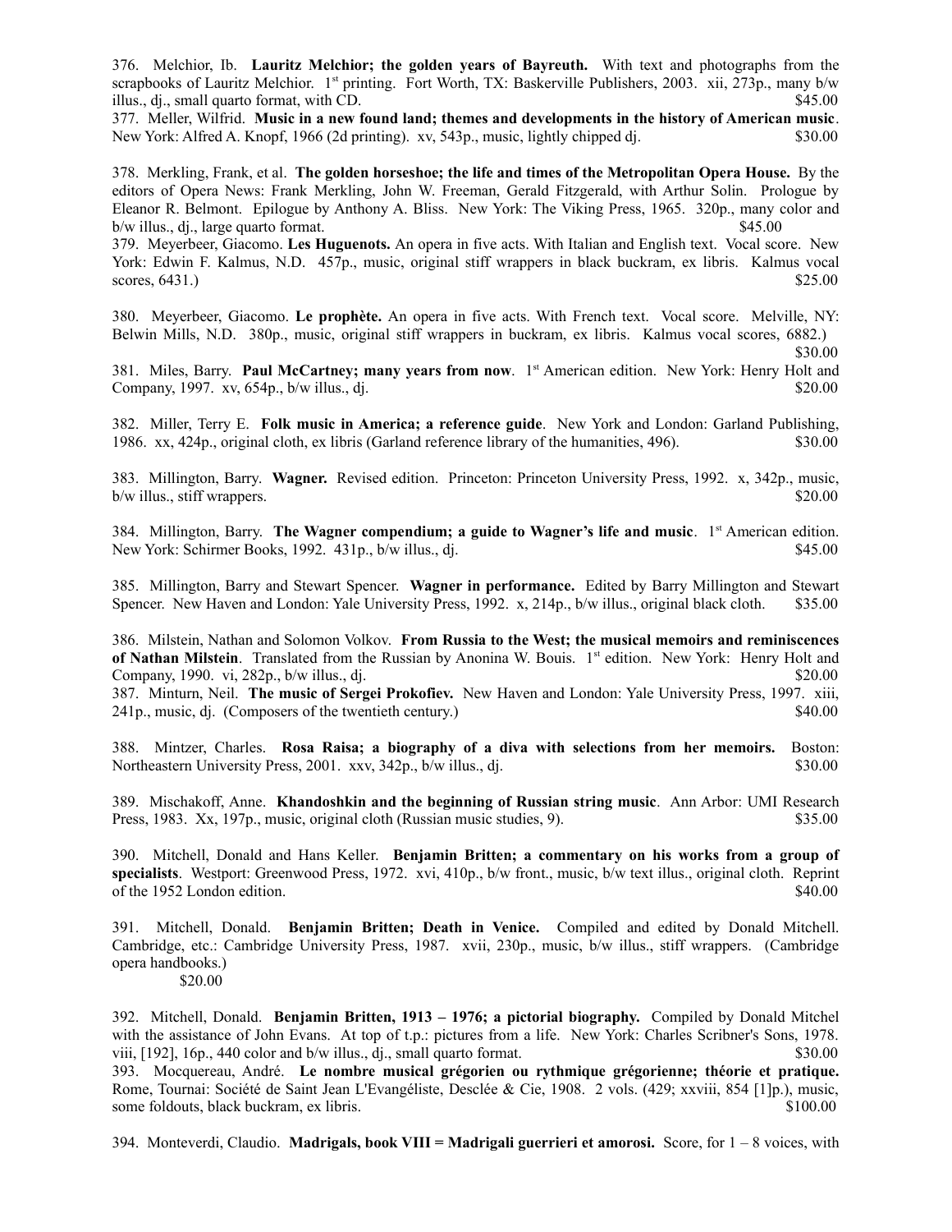376. Melchior, Ib. **Lauritz Melchior; the golden years of Bayreuth.** With text and photographs from the scrapbooks of Lauritz Melchior. 1st printing. Fort Worth, TX: Baskerville Publishers, 2003. xii, 273p., many b/w illus., dj., small quarto format, with CD. $45.00

377. Meller, Wilfrid. **Music in a new found land; themes and developments in the history of American music**. New York: Alfred A. Knopf, 1966 (2d printing). xv, 543p., music, lightly chipped dj. $30.00

378. Merkling, Frank, et al. **The golden horseshoe; the life and times of the Metropolitan Opera House.** By the editors of Opera News: Frank Merkling, John W. Freeman, Gerald Fitzgerald, with Arthur Solin. Prologue by Eleanor R. Belmont. Epilogue by Anthony A. Bliss. New York: The Viking Press, 1965. 320p., many color and b/w illus., dj., large quarto format. $45.00

379. Meyerbeer, Giacomo. **Les Huguenots.** An opera in five acts. With Italian and English text. Vocal score. New York: Edwin F. Kalmus, N.D. 457p., music, original stiff wrappers in black buckram, ex libris. Kalmus vocal scores, 6431.) $25.00

380. Meyerbeer, Giacomo. **Le prophète.** An opera in five acts. With French text. Vocal score. Melville, NY: Belwin Mills, N.D. 380p., music, original stiff wrappers in buckram, ex libris. Kalmus vocal scores, 6882.) $30.00

381. Miles, Barry. **Paul McCartney; many years from now**. 1st American edition. New York: Henry Holt and Company, 1997. xv, 654p., b/w illus., dj. $20.00

382. Miller, Terry E. **Folk music in America; a reference guide**. New York and London: Garland Publishing, 1986. xx, 424p., original cloth, ex libris (Garland reference library of the humanities, 496). $30.00

383. Millington, Barry. **Wagner.** Revised edition. Princeton: Princeton University Press, 1992. x, 342p., music, b/w illus., stiff wrappers. $20.00

384. Millington, Barry. **The Wagner compendium; a guide to Wagner's life and music**. 1st American edition. New York: Schirmer Books, 1992. 431p., b/w illus., dj. $45.00

385. Millington, Barry and Stewart Spencer. **Wagner in performance.** Edited by Barry Millington and Stewart Spencer. New Haven and London: Yale University Press, 1992. x, 214p., b/w illus., original black cloth. $35.00

386. Milstein, Nathan and Solomon Volkov. **From Russia to the West; the musical memoirs and reminiscences of Nathan Milstein**. Translated from the Russian by Anonina W. Bouis. 1st edition. New York: Henry Holt and Company, 1990. vi, 282p., b/w illus., dj. $20.00

387. Minturn, Neil. **The music of Sergei Prokofiev.** New Haven and London: Yale University Press, 1997. xiii, 241p., music, dj. (Composers of the twentieth century.) $40.00

388. Mintzer, Charles. **Rosa Raisa; a biography of a diva with selections from her memoirs.** Boston: Northeastern University Press, 2001. xxv, 342p., b/w illus., dj. $30.00

389. Mischakoff, Anne. **Khandoshkin and the beginning of Russian string music**. Ann Arbor: UMI Research Press, 1983. Xx, 197p., music, original cloth (Russian music studies, 9). $35.00

390. Mitchell, Donald and Hans Keller. **Benjamin Britten; a commentary on his works from a group of specialists**. Westport: Greenwood Press, 1972. xvi, 410p., b/w front., music, b/w text illus., original cloth. Reprint of the 1952 London edition. $40.00

391. Mitchell, Donald. **Benjamin Britten; Death in Venice.** Compiled and edited by Donald Mitchell. Cambridge, etc.: Cambridge University Press, 1987. xvii, 230p., music, b/w illus., stiff wrappers. (Cambridge opera handbooks.) $20.00

392. Mitchell, Donald. **Benjamin Britten, 1913 – 1976; a pictorial biography.** Compiled by Donald Mitchel with the assistance of John Evans. At top of t.p.: pictures from a life. New York: Charles Scribner's Sons, 1978. viii, [192], 16p., 440 color and b/w illus., dj., small quarto format. $30.00

393. Mocquereau, André. **Le nombre musical grégorien ou rythmique grégorienne; théorie et pratique.** Rome, Tournai: Société de Saint Jean L'Evangéliste, Desclée & Cie, 1908. 2 vols. (429; xxviii, 854 [1]p.), music, some foldouts, black buckram, ex libris. $100.00

394. Monteverdi, Claudio. **Madrigals, book VIII = Madrigali guerrieri et amorosi.** Score, for 1 – 8 voices, with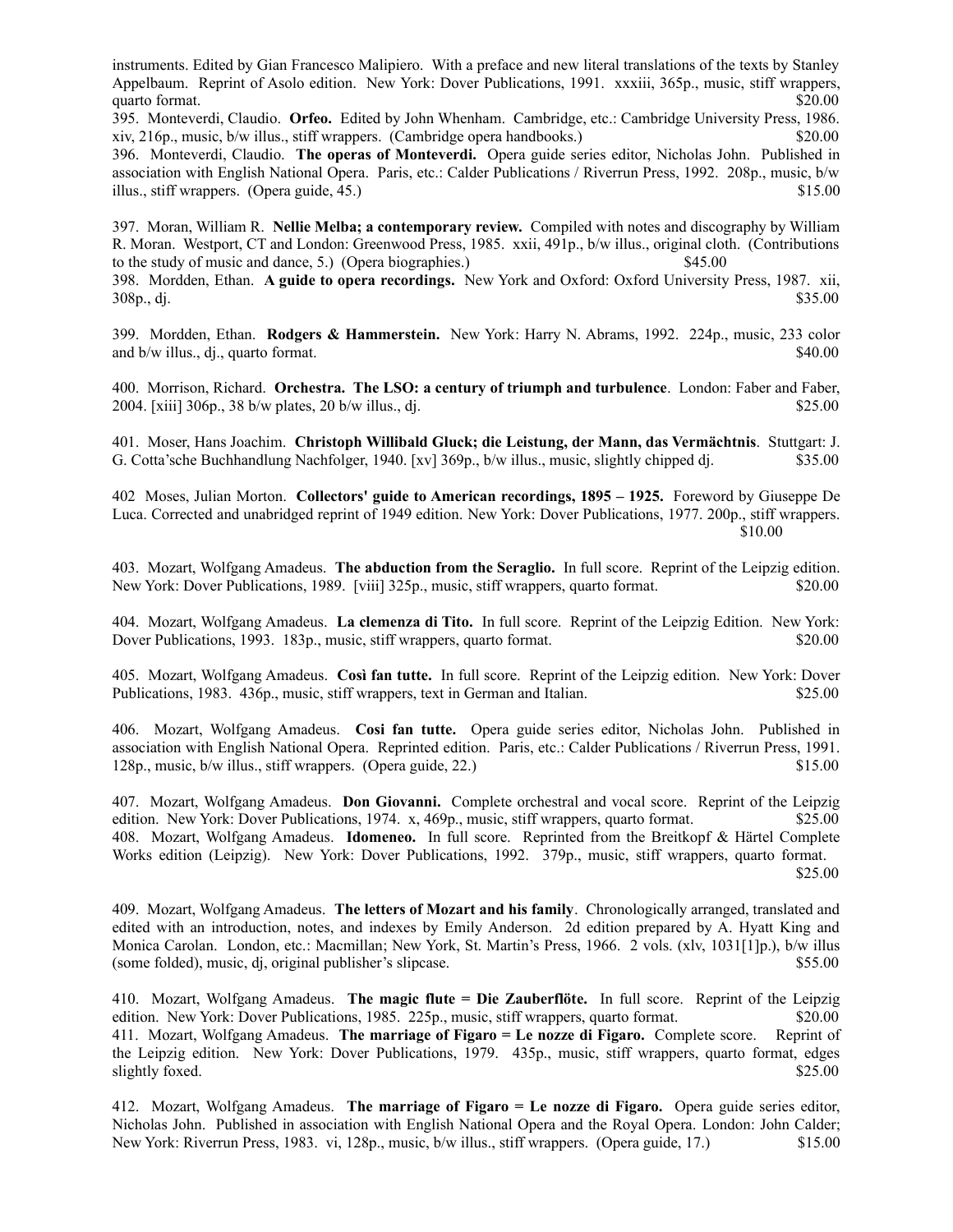instruments. Edited by Gian Francesco Malipiero. With a preface and new literal translations of the texts by Stanley Appelbaum. Reprint of Asolo edition. New York: Dover Publications, 1991. xxxiii, 365p., music, stiff wrappers, quarto format. $20.00

395. Monteverdi, Claudio. **Orfeo.** Edited by John Whenham. Cambridge, etc.: Cambridge University Press, 1986. xiv, 216p., music, b/w illus., stiff wrappers. (Cambridge opera handbooks.) $20.00

396. Monteverdi, Claudio. **The operas of Monteverdi.** Opera guide series editor, Nicholas John. Published in association with English National Opera. Paris, etc.: Calder Publications / Riverrun Press, 1992. 208p., music, b/w illus., stiff wrappers. (Opera guide, 45.) $15.00

397. Moran, William R. **Nellie Melba; a contemporary review.** Compiled with notes and discography by William R. Moran. Westport, CT and London: Greenwood Press, 1985. xxii, 491p., b/w illus., original cloth. (Contributions to the study of music and dance, 5.) (Opera biographies.) $45.00

398. Mordden, Ethan. **A guide to opera recordings.** New York and Oxford: Oxford University Press, 1987. xii, 308p., dj. $35.00

399. Mordden, Ethan. **Rodgers & Hammerstein.** New York: Harry N. Abrams, 1992. 224p., music, 233 color and b/w illus., dj., quarto format. $40.00

400. Morrison, Richard. **Orchestra. The LSO: a century of triumph and turbulence**. London: Faber and Faber, 2004. [xiii] 306p., 38 b/w plates, 20 b/w illus., dj. $25.00

401. Moser, Hans Joachim. **Christoph Willibald Gluck; die Leistung, der Mann, das Vermächtnis**. Stuttgart: J. G. Cotta'sche Buchhandlung Nachfolger, 1940. [xv] 369p., b/w illus., music, slightly chipped dj. $35.00

402 Moses, Julian Morton. **Collectors' guide to American recordings, 1895 – 1925.** Foreword by Giuseppe De Luca. Corrected and unabridged reprint of 1949 edition. New York: Dover Publications, 1977. 200p., stiff wrappers. $10.00

403. Mozart, Wolfgang Amadeus. **The abduction from the Seraglio.** In full score. Reprint of the Leipzig edition. New York: Dover Publications, 1989. [viii] 325p., music, stiff wrappers, quarto format. $20.00

404. Mozart, Wolfgang Amadeus. **La clemenza di Tito.** In full score. Reprint of the Leipzig Edition. New York: Dover Publications, 1993. 183p., music, stiff wrappers, quarto format. $20.00

405. Mozart, Wolfgang Amadeus. **Così fan tutte.** In full score. Reprint of the Leipzig edition. New York: Dover Publications, 1983. 436p., music, stiff wrappers, text in German and Italian. $25.00

406. Mozart, Wolfgang Amadeus. **Cosi fan tutte.** Opera guide series editor, Nicholas John. Published in association with English National Opera. Reprinted edition. Paris, etc.: Calder Publications / Riverrun Press, 1991. 128p., music, b/w illus., stiff wrappers. (Opera guide, 22.) $15.00

407. Mozart, Wolfgang Amadeus. **Don Giovanni.** Complete orchestral and vocal score. Reprint of the Leipzig edition. New York: Dover Publications, 1974. x, 469p., music, stiff wrappers, quarto format. $25.00

408. Mozart, Wolfgang Amadeus. **Idomeneo.** In full score. Reprinted from the Breitkopf & Härtel Complete Works edition (Leipzig). New York: Dover Publications, 1992. 379p., music, stiff wrappers, quarto format. $25.00

409. Mozart, Wolfgang Amadeus. **The letters of Mozart and his family**. Chronologically arranged, translated and edited with an introduction, notes, and indexes by Emily Anderson. 2d edition prepared by A. Hyatt King and Monica Carolan. London, etc.: Macmillan; New York, St. Martin's Press, 1966. 2 vols. (xlv, 1031[1]p.), b/w illus (some folded), music, dj, original publisher's slipcase. $55.00

410. Mozart, Wolfgang Amadeus. **The magic flute = Die Zauberflöte.** In full score. Reprint of the Leipzig edition. New York: Dover Publications, 1985. 225p., music, stiff wrappers, quarto format. $20.00

411. Mozart, Wolfgang Amadeus. **The marriage of Figaro = Le nozze di Figaro.** Complete score. Reprint of the Leipzig edition. New York: Dover Publications, 1979. 435p., music, stiff wrappers, quarto format, edges slightly foxed. $25.00

412. Mozart, Wolfgang Amadeus. **The marriage of Figaro = Le nozze di Figaro.** Opera guide series editor, Nicholas John. Published in association with English National Opera and the Royal Opera. London: John Calder; New York: Riverrun Press, 1983. vi, 128p., music, b/w illus., stiff wrappers. (Opera guide, 17.) $15.00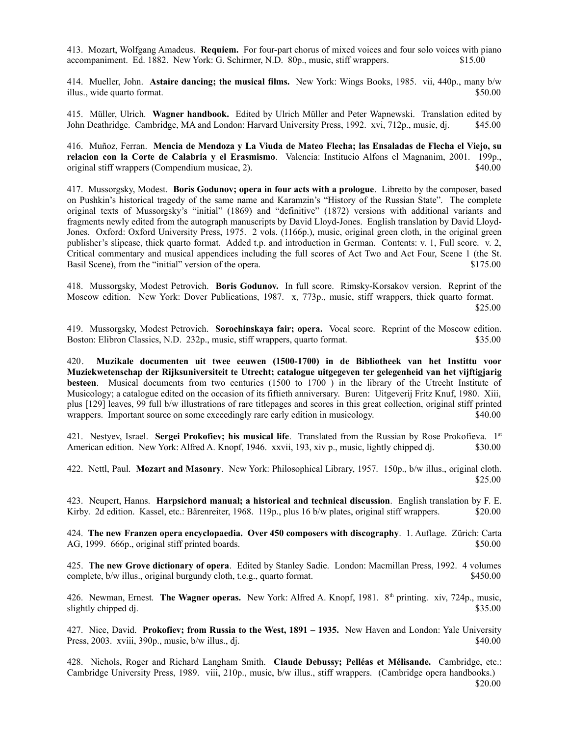413. Mozart, Wolfgang Amadeus. **Requiem.** For four-part chorus of mixed voices and four solo voices with piano accompaniment. Ed. 1882. New York: G. Schirmer, N.D. 80p., music, stiff wrappers. $15.00

414. Mueller, John. **Astaire dancing; the musical films.** New York: Wings Books, 1985. vii, 440p., many b/w illus., wide quarto format. $50.00

415. Müller, Ulrich. **Wagner handbook.** Edited by Ulrich Müller and Peter Wapnewski. Translation edited by John Deathridge. Cambridge, MA and London: Harvard University Press, 1992. xvi, 712p., music, dj. $45.00

416. Muñoz, Ferran. **Mencia de Mendoza y La Viuda de Mateo Flecha; las Ensaladas de Flecha el Viejo, su relacion con la Corte de Calabria y el Erasmismo**. Valencia: Institucio Alfons el Magnanim, 2001. 199p., original stiff wrappers (Compendium musicae, 2). $40.00

417. Mussorgsky, Modest. **Boris Godunov; opera in four acts with a prologue**. Libretto by the composer, based on Pushkin's historical tragedy of the same name and Karamzin's "History of the Russian State". The complete original texts of Mussorgsky's "initial" (1869) and "definitive" (1872) versions with additional variants and fragments newly edited from the autograph manuscripts by David Lloyd-Jones. English translation by David Lloyd-Jones. Oxford: Oxford University Press, 1975. 2 vols. (1166p.), music, original green cloth, in the original green publisher's slipcase, thick quarto format. Added t.p. and introduction in German. Contents: v. 1, Full score. v. 2, Critical commentary and musical appendices including the full scores of Act Two and Act Four, Scene 1 (the St. Basil Scene), from the "initial" version of the opera. $175.00

418. Mussorgsky, Modest Petrovich. **Boris Godunov.** In full score. Rimsky-Korsakov version. Reprint of the Moscow edition. New York: Dover Publications, 1987. x, 773p., music, stiff wrappers, thick quarto format. $25.00

419. Mussorgsky, Modest Petrovich. **Sorochinskaya fair; opera.** Vocal score. Reprint of the Moscow edition. Boston: Elibron Classics, N.D. 232p., music, stiff wrappers, quarto format. $35.00

420. **Muzikale documenten uit twee eeuwen (1500-1700) in de Bibliotheek van het Institu voor Muziekwetenschap der Rijksuniversiteit te Utrecht; catalogue uitgegeven ter gelegenheid van het vijftigjarig besteen**. Musical documents from two centuries (1500 to 1700 ) in the library of the Utrecht Institute of Musicology; a catalogue edited on the occasion of its fiftieth anniversary. Buren: Uitgeverij Fritz Knuf, 1980. Xiii, plus [129] leaves, 99 full b/w illustrations of rare titlepages and scores in this great collection, original stiff printed wrappers. Important source on some exceedingly rare early edition in musicology. $40.00

421. Nestyev, Israel. **Sergei Prokofiev; his musical life**. Translated from the Russian by Rose Prokofieva. 1st American edition. New York: Alfred A. Knopf, 1946. xxvii, 193, xiv p., music, lightly chipped dj. $30.00

422. Nettl, Paul. **Mozart and Masonry**. New York: Philosophical Library, 1957. 150p., b/w illus., original cloth. $25.00

423. Neupert, Hanns. **Harpsichord manual; a historical and technical discussion**. English translation by F. E. Kirby. 2d edition. Kassel, etc.: Bärenreiter, 1968. 119p., plus 16 b/w plates, original stiff wrappers. $20.00

424. **The new Franzen opera encyclopaedia. Over 450 composers with discography**. 1. Auflage. Zürich: Carta AG, 1999. 666p., original stiff printed boards. $50.00

425. **The new Grove dictionary of opera**. Edited by Stanley Sadie. London: Macmillan Press, 1992. 4 volumes complete, b/w illus., original burgundy cloth, t.e.g., quarto format. $450.00

426. Newman, Ernest. **The Wagner operas.** New York: Alfred A. Knopf, 1981. 8th printing. xiv, 724p., music, slightly chipped dj. $35.00

427. Nice, David. **Prokofiev; from Russia to the West, 1891 – 1935.** New Haven and London: Yale University Press, 2003. xviii, 390p., music, b/w illus., dj. $40.00

428. Nichols, Roger and Richard Langham Smith. **Claude Debussy; Pelléas et Mélisande.** Cambridge, etc.: Cambridge University Press, 1989. viii, 210p., music, b/w illus., stiff wrappers. (Cambridge opera handbooks.) $20.00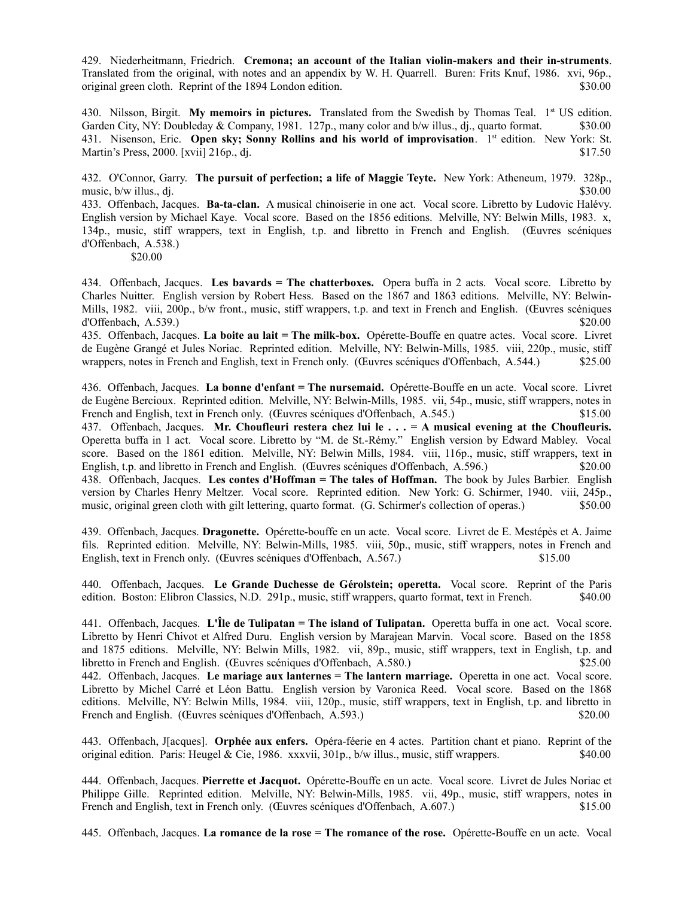429. Niederheitmann, Friedrich. **Cremona; an account of the Italian violin-makers and their in-struments**. Translated from the original, with notes and an appendix by W. H. Quarrell. Buren: Frits Knuf, 1986. xvi, 96p., original green cloth. Reprint of the 1894 London edition. $30.00

430. Nilsson, Birgit. **My memoirs in pictures.** Translated from the Swedish by Thomas Teal. 1st US edition. Garden City, NY: Doubleday & Company, 1981. 127p., many color and b/w illus., dj., quarto format. $30.00

431. Nisenson, Eric. **Open sky; Sonny Rollins and his world of improvisation**. 1st edition. New York: St. Martin's Press, 2000. [xvii] 216p., dj. $17.50

432. O'Connor, Garry. **The pursuit of perfection; a life of Maggie Teyte.** New York: Atheneum, 1979. 328p., music, b/w illus., dj. $30.00

433. Offenbach, Jacques. **Ba-ta-clan.** A musical chinoiserie in one act. Vocal score. Libretto by Ludovic Halévy. English version by Michael Kaye. Vocal score. Based on the 1856 editions. Melville, NY: Belwin Mills, 1983. x, 134p., music, stiff wrappers, text in English, t.p. and libretto in French and English. (Œuvres scéniques d'Offenbach, A.538.) $20.00

434. Offenbach, Jacques. **Les bavards = The chatterboxes.** Opera buffa in 2 acts. Vocal score. Libretto by Charles Nuitter. English version by Robert Hess. Based on the 1867 and 1863 editions. Melville, NY: Belwin-Mills, 1982. viii, 200p., b/w front., music, stiff wrappers, t.p. and text in French and English. (Œuvres scéniques d'Offenbach, A.539.) $20.00

435. Offenbach, Jacques. **La boite au lait = The milk-box.** Opérette-Bouffe en quatre actes. Vocal score. Livret de Eugène Grangé et Jules Noriac. Reprinted edition. Melville, NY: Belwin-Mills, 1985. viii, 220p., music, stiff wrappers, notes in French and English, text in French only. (Œuvres scéniques d'Offenbach, A.544.) $25.00

436. Offenbach, Jacques. **La bonne d'enfant = The nursemaid.** Opérette-Bouffe en un acte. Vocal score. Livret de Eugène Bercioux. Reprinted edition. Melville, NY: Belwin-Mills, 1985. vii, 54p., music, stiff wrappers, notes in French and English, text in French only. (Œuvres scéniques d'Offenbach, A.545.) $15.00

437. Offenbach, Jacques. **Mr. Choufleuri restera chez lui le . . . = A musical evening at the Choufleuris.** Operetta buffa in 1 act. Vocal score. Libretto by "M. de St.-Rémy." English version by Edward Mabley. Vocal score. Based on the 1861 edition. Melville, NY: Belwin Mills, 1984. viii, 116p., music, stiff wrappers, text in English, t.p. and libretto in French and English. (Œuvres scéniques d'Offenbach, A.596.) $20.00

438. Offenbach, Jacques. **Les contes d'Hoffman = The tales of Hoffman.** The book by Jules Barbier. English version by Charles Henry Meltzer. Vocal score. Reprinted edition. New York: G. Schirmer, 1940. viii, 245p., music, original green cloth with gilt lettering, quarto format. (G. Schirmer's collection of operas.) $50.00

439. Offenbach, Jacques. **Dragonette.** Opérette-bouffe en un acte. Vocal score. Livret de E. Mestépès et A. Jaime fils. Reprinted edition. Melville, NY: Belwin-Mills, 1985. viii, 50p., music, stiff wrappers, notes in French and English, text in French only. (Œuvres scéniques d'Offenbach, A.567.) $15.00

440. Offenbach, Jacques. **Le Grande Duchesse de Gérolstein; operetta.** Vocal score. Reprint of the Paris edition. Boston: Elibron Classics, N.D. 291p., music, stiff wrappers, quarto format, text in French. $40.00

441. Offenbach, Jacques. **L'Île de Tulipatan = The island of Tulipatan.** Operetta buffa in one act. Vocal score. Libretto by Henri Chivot et Alfred Duru. English version by Marajean Marvin. Vocal score. Based on the 1858 and 1875 editions. Melville, NY: Belwin Mills, 1982. vii, 89p., music, stiff wrappers, text in English, t.p. and libretto in French and English. (Œuvres scéniques d'Offenbach, A.580.) $25.00

442. Offenbach, Jacques. **Le mariage aux lanternes = The lantern marriage.** Operetta in one act. Vocal score. Libretto by Michel Carré et Léon Battu. English version by Varonica Reed. Vocal score. Based on the 1868 editions. Melville, NY: Belwin Mills, 1984. viii, 120p., music, stiff wrappers, text in English, t.p. and libretto in French and English. (Œuvres scéniques d'Offenbach, A.593.) $20.00

443. Offenbach, J[acques]. **Orphée aux enfers.** Opéra-féerie en 4 actes. Partition chant et piano. Reprint of the original edition. Paris: Heugel & Cie, 1986. xxxvii, 301p., b/w illus., music, stiff wrappers. $40.00

444. Offenbach, Jacques. **Pierrette et Jacquot.** Opérette-Bouffe en un acte. Vocal score. Livret de Jules Noriac et Philippe Gille. Reprinted edition. Melville, NY: Belwin-Mills, 1985. vii, 49p., music, stiff wrappers, notes in French and English, text in French only. (Œuvres scéniques d'Offenbach, A.607.) $15.00

445. Offenbach, Jacques. **La romance de la rose = The romance of the rose.** Opérette-Bouffe en un acte. Vocal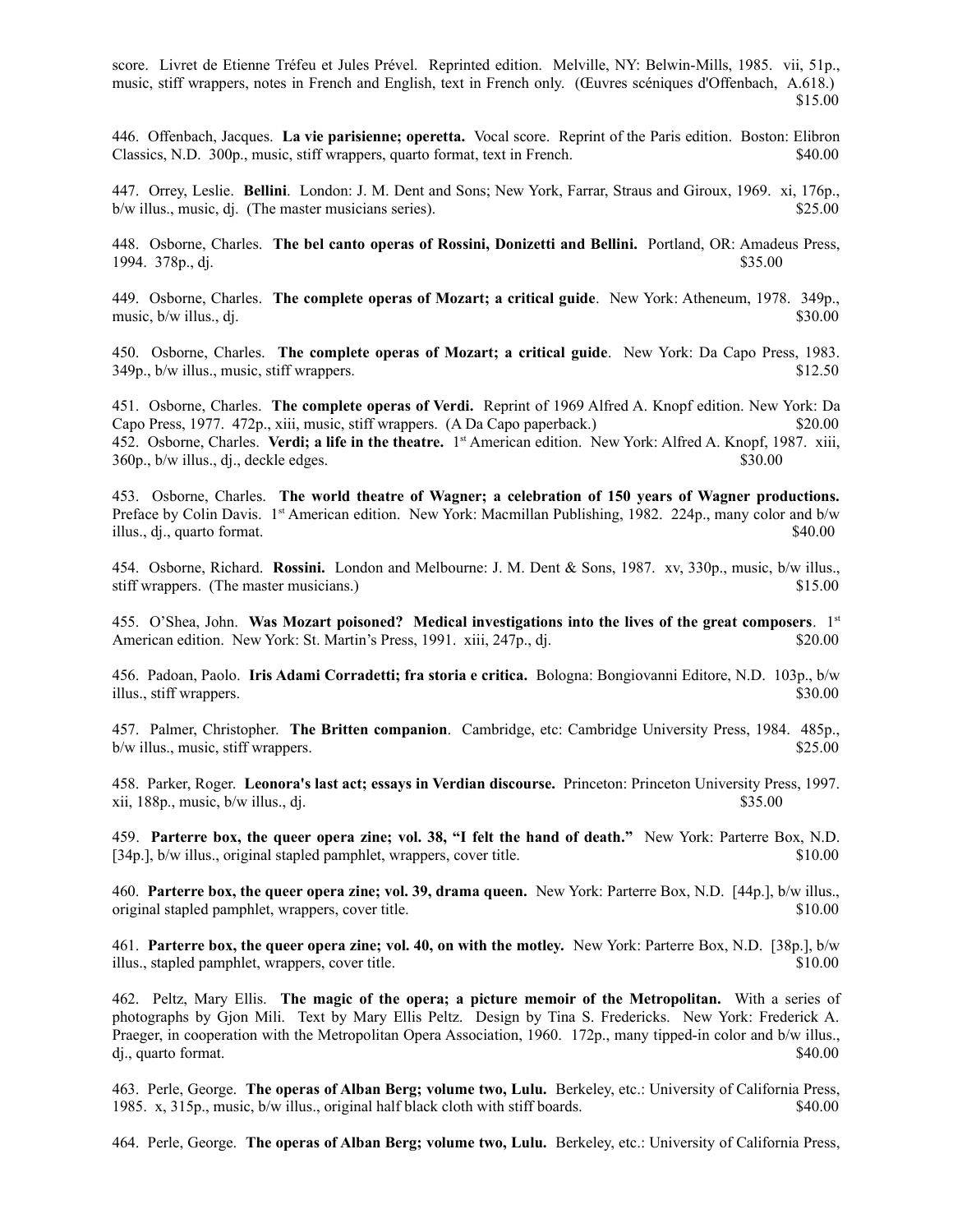score. Livret de Etienne Tréfeu et Jules Prével. Reprinted edition. Melville, NY: Belwin-Mills, 1985. vii, 51p., music, stiff wrappers, notes in French and English, text in French only. (Œuvres scéniques d'Offenbach, A.618.) $15.00

446. Offenbach, Jacques. **La vie parisienne; operetta.** Vocal score. Reprint of the Paris edition. Boston: Elibron Classics, N.D. 300p., music, stiff wrappers, quarto format, text in French. $40.00

447. Orrey, Leslie. **Bellini**. London: J. M. Dent and Sons; New York, Farrar, Straus and Giroux, 1969. xi, 176p., b/w illus., music, dj. (The master musicians series). $25.00

448. Osborne, Charles. **The bel canto operas of Rossini, Donizetti and Bellini.** Portland, OR: Amadeus Press, 1994. 378p., dj. $35.00

449. Osborne, Charles. **The complete operas of Mozart; a critical guide**. New York: Atheneum, 1978. 349p., music, b/w illus., dj. $30.00

450. Osborne, Charles. **The complete operas of Mozart; a critical guide**. New York: Da Capo Press, 1983. 349p., b/w illus., music, stiff wrappers. $12.50

451. Osborne, Charles. **The complete operas of Verdi.** Reprint of 1969 Alfred A. Knopf edition. New York: Da Capo Press, 1977. 472p., xiii, music, stiff wrappers. (A Da Capo paperback.) $20.00

452. Osborne, Charles. **Verdi; a life in the theatre.** 1st American edition. New York: Alfred A. Knopf, 1987. xiii, 360p., b/w illus., dj., deckle edges. $30.00

453. Osborne, Charles. **The world theatre of Wagner; a celebration of 150 years of Wagner productions.** Preface by Colin Davis. 1st American edition. New York: Macmillan Publishing, 1982. 224p., many color and b/w illus., dj., quarto format. $40.00

454. Osborne, Richard. **Rossini.** London and Melbourne: J. M. Dent & Sons, 1987. xv, 330p., music, b/w illus., stiff wrappers. (The master musicians.) $15.00

455. O'Shea, John. **Was Mozart poisoned? Medical investigations into the lives of the great composers**. 1st American edition. New York: St. Martin's Press, 1991. xiii, 247p., dj. $20.00

456. Padoan, Paolo. **Iris Adami Corradetti; fra storia e critica.** Bologna: Bongiovanni Editore, N.D. 103p., b/w illus., stiff wrappers. $30.00

457. Palmer, Christopher. **The Britten companion**. Cambridge, etc: Cambridge University Press, 1984. 485p., b/w illus., music, stiff wrappers. $25.00

458. Parker, Roger. **Leonora's last act; essays in Verdian discourse.** Princeton: Princeton University Press, 1997. xii, 188p., music, b/w illus., dj. $35.00

459. **Parterre box, the queer opera zine; vol. 38, "I felt the hand of death."** New York: Parterre Box, N.D. [34p.], b/w illus., original stapled pamphlet, wrappers, cover title. $10.00

460. **Parterre box, the queer opera zine; vol. 39, drama queen.** New York: Parterre Box, N.D. [44p.], b/w illus., original stapled pamphlet, wrappers, cover title. $10.00

461. **Parterre box, the queer opera zine; vol. 40, on with the motley.** New York: Parterre Box, N.D. [38p.], b/w illus., stapled pamphlet, wrappers, cover title. $10.00

462. Peltz, Mary Ellis. **The magic of the opera; a picture memoir of the Metropolitan.** With a series of photographs by Gjon Mili. Text by Mary Ellis Peltz. Design by Tina S. Fredericks. New York: Frederick A. Praeger, in cooperation with the Metropolitan Opera Association, 1960. 172p., many tipped-in color and b/w illus., dj., quarto format. $40.00

463. Perle, George. **The operas of Alban Berg; volume two, Lulu.** Berkeley, etc.: University of California Press, 1985. x, 315p., music, b/w illus., original half black cloth with stiff boards. $40.00

464. Perle, George. **The operas of Alban Berg; volume two, Lulu.** Berkeley, etc.: University of California Press,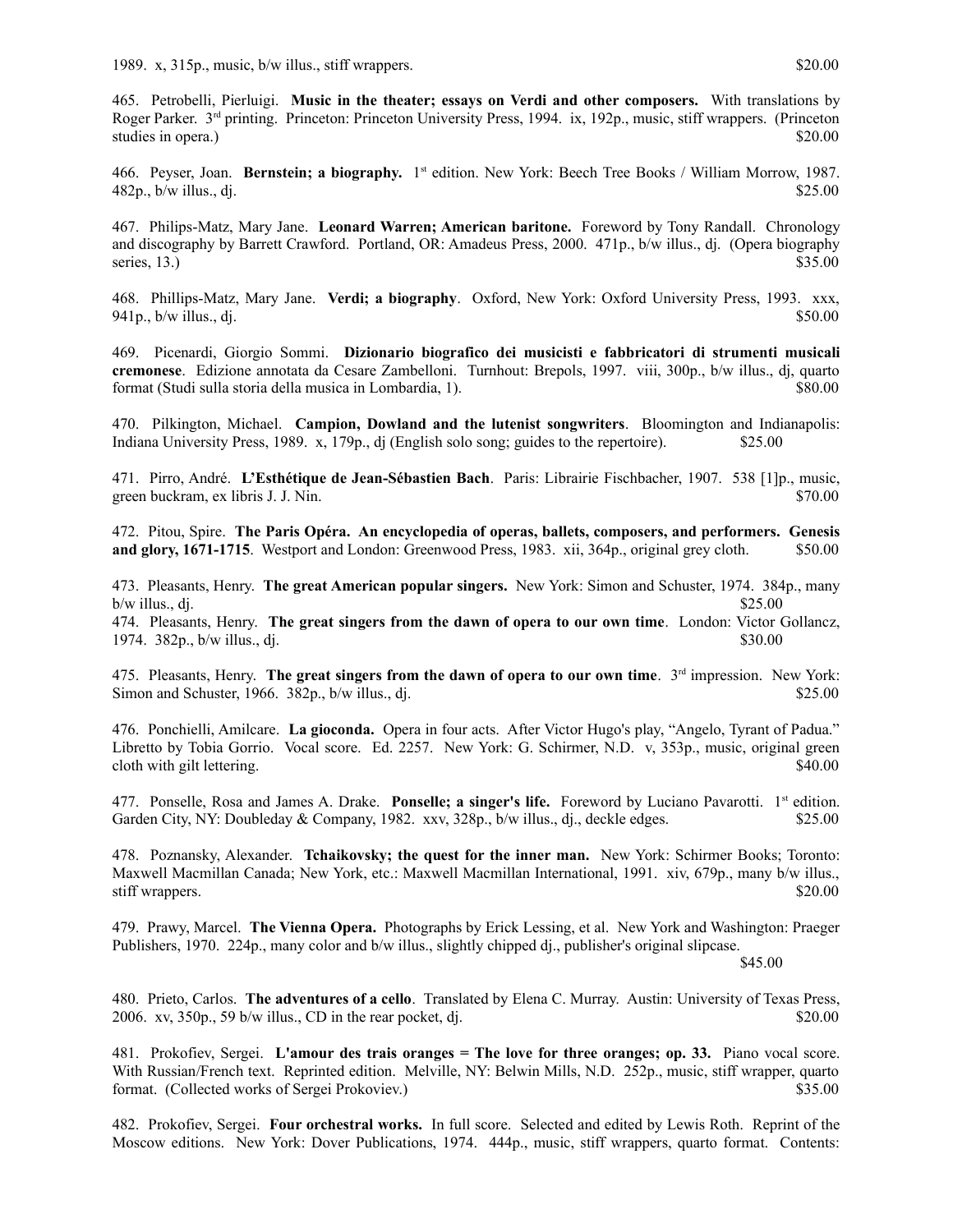1989. x, 315p., music, b/w illus., stiff wrappers. $20.00

465. Petrobelli, Pierluigi. **Music in the theater; essays on Verdi and other composers.** With translations by Roger Parker. 3rd printing. Princeton: Princeton University Press, 1994. ix, 192p., music, stiff wrappers. (Princeton studies in opera.) $20.00

466. Peyser, Joan. **Bernstein; a biography.** 1st edition. New York: Beech Tree Books / William Morrow, 1987. 482p., b/w illus., dj. $25.00

467. Philips-Matz, Mary Jane. **Leonard Warren; American baritone.** Foreword by Tony Randall. Chronology and discography by Barrett Crawford. Portland, OR: Amadeus Press, 2000. 471p., b/w illus., dj. (Opera biography series, 13.) $35.00

468. Phillips-Matz, Mary Jane. **Verdi; a biography**. Oxford, New York: Oxford University Press, 1993. xxx, 941p., b/w illus., dj. $50.00

469. Picenardi, Giorgio Sommi. **Dizionario biografico dei musicisti e fabbricatori di strumenti musicali cremonese**. Edizione annotata da Cesare Zambelloni. Turnhout: Brepols, 1997. viii, 300p., b/w illus., dj, quarto format (Studi sulla storia della musica in Lombardia, 1). $80.00

470. Pilkington, Michael. **Campion, Dowland and the lutenist songwriters**. Bloomington and Indianapolis: Indiana University Press, 1989. x, 179p., dj (English solo song; guides to the repertoire). $25.00

471. Pirro, André. **L'Esthétique de Jean-Sébastien Bach**. Paris: Librairie Fischbacher, 1907. 538 [1]p., music, green buckram, ex libris J. J. Nin. $70.00

472. Pitou, Spire. **The Paris Opéra. An encyclopedia of operas, ballets, composers, and performers. Genesis and glory, 1671-1715**. Westport and London: Greenwood Press, 1983. xii, 364p., original grey cloth. $50.00

473. Pleasants, Henry. **The great American popular singers.** New York: Simon and Schuster, 1974. 384p., many b/w illus., dj. $25.00

474. Pleasants, Henry. **The great singers from the dawn of opera to our own time**. London: Victor Gollancz, 1974. 382p., b/w illus., dj. $30.00

475. Pleasants, Henry. **The great singers from the dawn of opera to our own time**. 3rd impression. New York: Simon and Schuster, 1966. 382p., b/w illus., dj. $25.00

476. Ponchielli, Amilcare. **La gioconda.** Opera in four acts. After Victor Hugo's play, "Angelo, Tyrant of Padua." Libretto by Tobia Gorrio. Vocal score. Ed. 2257. New York: G. Schirmer, N.D. v, 353p., music, original green cloth with gilt lettering. $40.00

477. Ponselle, Rosa and James A. Drake. **Ponselle; a singer's life.** Foreword by Luciano Pavarotti. 1st edition. Garden City, NY: Doubleday & Company, 1982. xxv, 328p., b/w illus., dj., deckle edges. $25.00

478. Poznansky, Alexander. **Tchaikovsky; the quest for the inner man.** New York: Schirmer Books; Toronto: Maxwell Macmillan Canada; New York, etc.: Maxwell Macmillan International, 1991. xiv, 679p., many b/w illus., stiff wrappers. $20.00

479. Prawy, Marcel. **The Vienna Opera.** Photographs by Erick Lessing, et al. New York and Washington: Praeger Publishers, 1970. 224p., many color and b/w illus., slightly chipped dj., publisher's original slipcase. $45.00

480. Prieto, Carlos. **The adventures of a cello**. Translated by Elena C. Murray. Austin: University of Texas Press, 2006. xv, 350p., 59 b/w illus., CD in the rear pocket, dj. $20.00

481. Prokofiev, Sergei. **L'amour des trais oranges = The love for three oranges; op. 33.** Piano vocal score. With Russian/French text. Reprinted edition. Melville, NY: Belwin Mills, N.D. 252p., music, stiff wrapper, quarto format. (Collected works of Sergei Prokoviev.) $35.00

482. Prokofiev, Sergei. **Four orchestral works.** In full score. Selected and edited by Lewis Roth. Reprint of the Moscow editions. New York: Dover Publications, 1974. 444p., music, stiff wrappers, quarto format. Contents: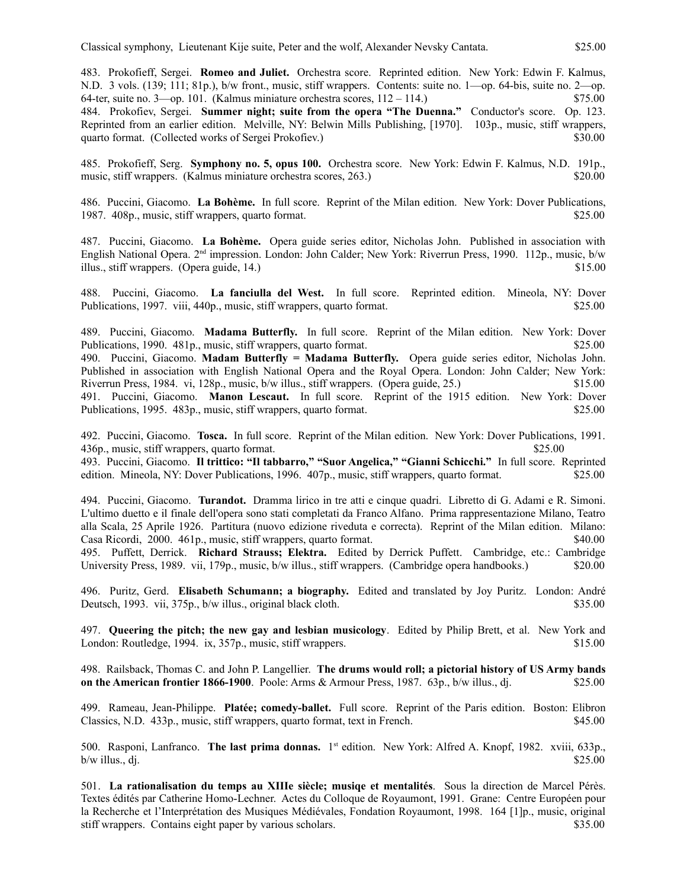Classical symphony, Lieutenant Kije suite, Peter and the wolf, Alexander Nevsky Cantata. $25.00

483. Prokofieff, Sergei. **Romeo and Juliet.** Orchestra score. Reprinted edition. New York: Edwin F. Kalmus, N.D. 3 vols. (139; 111; 81p.), b/w front., music, stiff wrappers. Contents: suite no. 1—op. 64-bis, suite no. 2—op. 64-ter, suite no. 3—op. 101. (Kalmus miniature orchestra scores, 112 – 114.) $75.00

484. Prokofiev, Sergei. **Summer night; suite from the opera "The Duenna."** Conductor's score. Op. 123. Reprinted from an earlier edition. Melville, NY: Belwin Mills Publishing, [1970]. 103p., music, stiff wrappers, quarto format. (Collected works of Sergei Prokofiev.) $30.00

485. Prokofieff, Serg. **Symphony no. 5, opus 100.** Orchestra score. New York: Edwin F. Kalmus, N.D. 191p., music, stiff wrappers. (Kalmus miniature orchestra scores, 263.) $20.00

486. Puccini, Giacomo. **La Bohème.** In full score. Reprint of the Milan edition. New York: Dover Publications, 1987. 408p., music, stiff wrappers, quarto format. $25.00

487. Puccini, Giacomo. **La Bohème.** Opera guide series editor, Nicholas John. Published in association with English National Opera. 2nd impression. London: John Calder; New York: Riverrun Press, 1990. 112p., music, b/w illus., stiff wrappers. (Opera guide, 14.) $15.00

488. Puccini, Giacomo. **La fanciulla del West.** In full score. Reprinted edition. Mineola, NY: Dover Publications, 1997. viii, 440p., music, stiff wrappers, quarto format. $25.00

489. Puccini, Giacomo. **Madama Butterfly.** In full score. Reprint of the Milan edition. New York: Dover Publications, 1990. 481p., music, stiff wrappers, quarto format. $25.00

490. Puccini, Giacomo. **Madam Butterfly = Madama Butterfly.** Opera guide series editor, Nicholas John. Published in association with English National Opera and the Royal Opera. London: John Calder; New York: Riverrun Press, 1984. vi, 128p., music, b/w illus., stiff wrappers. (Opera guide, 25.) $15.00

491. Puccini, Giacomo. **Manon Lescaut.** In full score. Reprint of the 1915 edition. New York: Dover Publications, 1995. 483p., music, stiff wrappers, quarto format. $25.00

492. Puccini, Giacomo. **Tosca.** In full score. Reprint of the Milan edition. New York: Dover Publications, 1991. 436p., music, stiff wrappers, quarto format. $25.00

493. Puccini, Giacomo. **Il trittico: "Il tabbarro," "Suor Angelica," "Gianni Schicchi."** In full score. Reprinted edition. Mineola, NY: Dover Publications, 1996. 407p., music, stiff wrappers, quarto format. $25.00

494. Puccini, Giacomo. **Turandot.** Dramma lirico in tre atti e cinque quadri. Libretto di G. Adami e R. Simoni. L'ultimo duetto e il finale dell'opera sono stati completati da Franco Alfano. Prima rappresentazione Milano, Teatro alla Scala, 25 Aprile 1926. Partitura (nuovo edizione riveduta e correcta). Reprint of the Milan edition. Milano: Casa Ricordi, 2000. 461p., music, stiff wrappers, quarto format. $40.00

495. Puffett, Derrick. **Richard Strauss; Elektra.** Edited by Derrick Puffett. Cambridge, etc.: Cambridge University Press, 1989. vii, 179p., music, b/w illus., stiff wrappers. (Cambridge opera handbooks.) $20.00

496. Puritz, Gerd. **Elisabeth Schumann; a biography.** Edited and translated by Joy Puritz. London: André Deutsch, 1993. vii, 375p., b/w illus., original black cloth. $35.00

497. **Queering the pitch; the new gay and lesbian musicology**. Edited by Philip Brett, et al. New York and London: Routledge, 1994. ix, 357p., music, stiff wrappers. $15.00

498. Railsback, Thomas C. and John P. Langellier. **The drums would roll; a pictorial history of US Army bands on the American frontier 1866-1900**. Poole: Arms & Armour Press, 1987. 63p., b/w illus., dj. $25.00

499. Rameau, Jean-Philippe. **Platée; comedy-ballet.** Full score. Reprint of the Paris edition. Boston: Elibron Classics, N.D. 433p., music, stiff wrappers, quarto format, text in French. $45.00

500. Rasponi, Lanfranco. **The last prima donnas.** 1st edition. New York: Alfred A. Knopf, 1982. xviii, 633p., b/w illus., dj. $25.00

501. **La rationalisation du temps au XIIIe siècle; musiqe et mentalités**. Sous la direction de Marcel Pérès. Textes édités par Catherine Homo-Lechner. Actes du Colloque de Royaumont, 1991. Grane: Centre Européen pour la Recherche et l'Interprétation des Musiques Médiévales, Fondation Royaumont, 1998. 164 [1]p., music, original stiff wrappers. Contains eight paper by various scholars. $35.00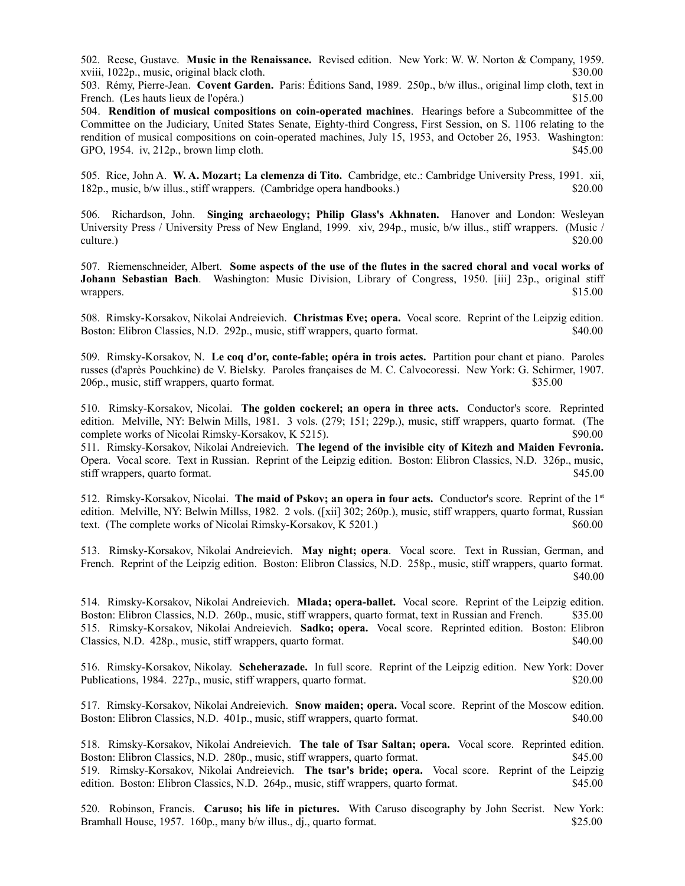502. Reese, Gustave. **Music in the Renaissance.** Revised edition. New York: W. W. Norton & Company, 1959. xviii, 1022p., music, original black cloth. $30.00

503. Rémy, Pierre-Jean. **Covent Garden.** Paris: Éditions Sand, 1989. 250p., b/w illus., original limp cloth, text in French. (Les hauts lieux de l'opéra.) $15.00

504. **Rendition of musical compositions on coin-operated machines**. Hearings before a Subcommittee of the Committee on the Judiciary, United States Senate, Eighty-third Congress, First Session, on S. 1106 relating to the rendition of musical compositions on coin-operated machines, July 15, 1953, and October 26, 1953. Washington: GPO, 1954. iv, 212p., brown limp cloth. $45.00

505. Rice, John A. **W. A. Mozart; La clemenza di Tito.** Cambridge, etc.: Cambridge University Press, 1991. xii, 182p., music, b/w illus., stiff wrappers. (Cambridge opera handbooks.) $20.00

506. Richardson, John. **Singing archaeology; Philip Glass's Akhnaten.** Hanover and London: Wesleyan University Press / University Press of New England, 1999. xiv, 294p., music, b/w illus., stiff wrappers. (Music / culture.) $20.00

507. Riemenschneider, Albert. **Some aspects of the use of the flutes in the sacred choral and vocal works of Johann Sebastian Bach**. Washington: Music Division, Library of Congress, 1950. [iii] 23p., original stiff wrappers. $15.00

508. Rimsky-Korsakov, Nikolai Andreievich. **Christmas Eve; opera.** Vocal score. Reprint of the Leipzig edition. Boston: Elibron Classics, N.D. 292p., music, stiff wrappers, quarto format. $40.00

509. Rimsky-Korsakov, N. **Le coq d'or, conte-fable; opéra in trois actes.** Partition pour chant et piano. Paroles russes (d'après Pouchkine) de V. Bielsky. Paroles françaises de M. C. Calvocoressi. New York: G. Schirmer, 1907. 206p., music, stiff wrappers, quarto format. $35.00

510. Rimsky-Korsakov, Nicolai. **The golden cockerel; an opera in three acts.** Conductor's score. Reprinted edition. Melville, NY: Belwin Mills, 1981. 3 vols. (279; 151; 229p.), music, stiff wrappers, quarto format. (The complete works of Nicolai Rimsky-Korsakov, K 5215). $90.00

511. Rimsky-Korsakov, Nikolai Andreievich. **The legend of the invisible city of Kitezh and Maiden Fevronia.** Opera. Vocal score. Text in Russian. Reprint of the Leipzig edition. Boston: Elibron Classics, N.D. 326p., music, stiff wrappers, quarto format. $45.00

512. Rimsky-Korsakov, Nicolai. **The maid of Pskov; an opera in four acts.** Conductor's score. Reprint of the 1st edition. Melville, NY: Belwin Millss, 1982. 2 vols. ([xii] 302; 260p.), music, stiff wrappers, quarto format, Russian text. (The complete works of Nicolai Rimsky-Korsakov, K 5201.) $60.00

513. Rimsky-Korsakov, Nikolai Andreievich. **May night; opera**. Vocal score. Text in Russian, German, and French. Reprint of the Leipzig edition. Boston: Elibron Classics, N.D. 258p., music, stiff wrappers, quarto format. $40.00

514. Rimsky-Korsakov, Nikolai Andreievich. **Mlada; opera-ballet.** Vocal score. Reprint of the Leipzig edition. Boston: Elibron Classics, N.D. 260p., music, stiff wrappers, quarto format, text in Russian and French. $35.00

515. Rimsky-Korsakov, Nikolai Andreievich. **Sadko; opera.** Vocal score. Reprinted edition. Boston: Elibron Classics, N.D. 428p., music, stiff wrappers, quarto format. $40.00

516. Rimsky-Korsakov, Nikolay. **Scheherazade.** In full score. Reprint of the Leipzig edition. New York: Dover Publications, 1984. 227p., music, stiff wrappers, quarto format. $20.00

517. Rimsky-Korsakov, Nikolai Andreievich. **Snow maiden; opera.** Vocal score. Reprint of the Moscow edition. Boston: Elibron Classics, N.D. 401p., music, stiff wrappers, quarto format. $40.00

518. Rimsky-Korsakov, Nikolai Andreievich. **The tale of Tsar Saltan; opera.** Vocal score. Reprinted edition. Boston: Elibron Classics, N.D. 280p., music, stiff wrappers, quarto format. $45.00

519. Rimsky-Korsakov, Nikolai Andreievich. **The tsar's bride; opera.** Vocal score. Reprint of the Leipzig edition. Boston: Elibron Classics, N.D. 264p., music, stiff wrappers, quarto format. $45.00

520. Robinson, Francis. **Caruso; his life in pictures.** With Caruso discography by John Secrist. New York: Bramhall House, 1957. 160p., many b/w illus., dj., quarto format. $25.00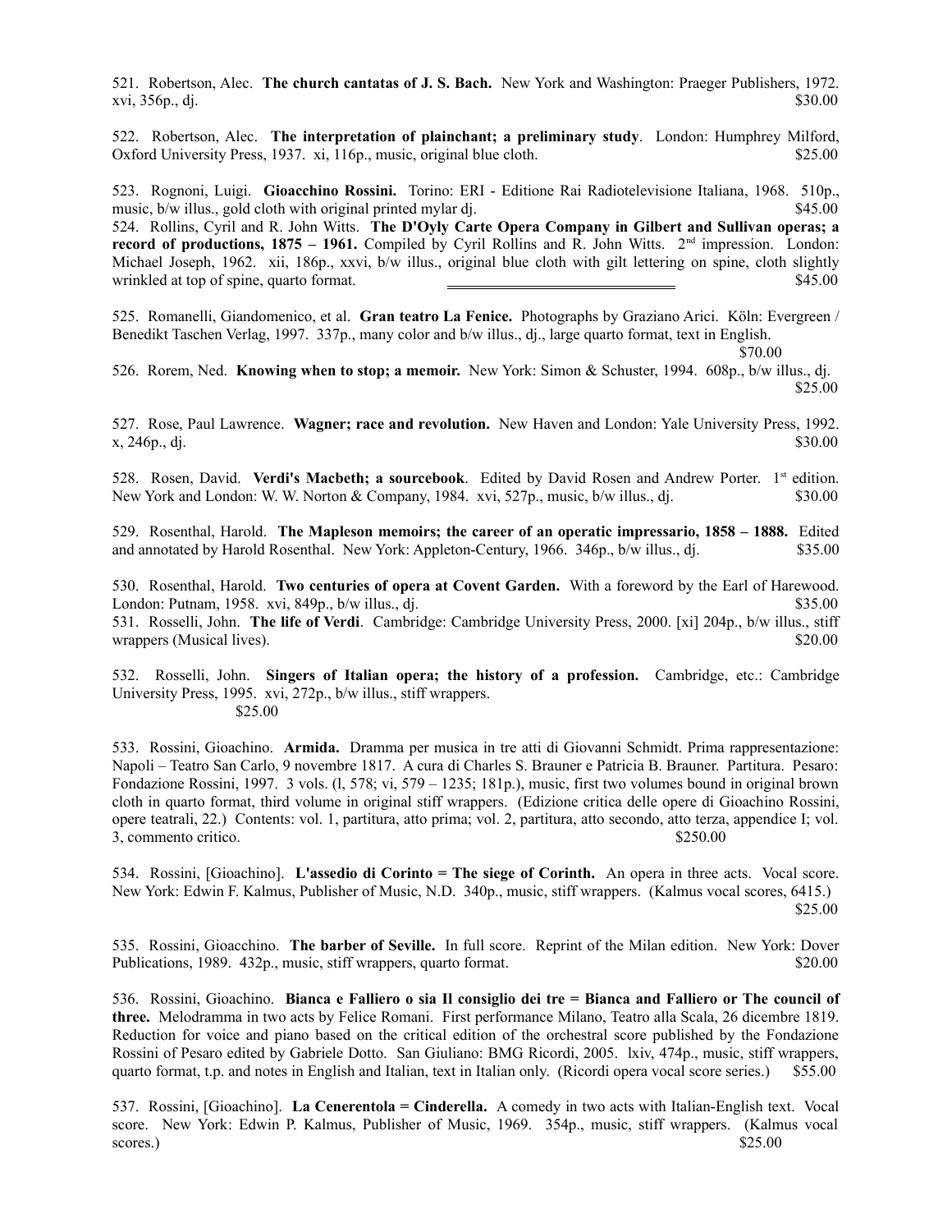521. Robertson, Alec. **The church cantatas of J. S. Bach.** New York and Washington: Praeger Publishers, 1972. xvi, 356p., dj. $30.00

522. Robertson, Alec. **The interpretation of plainchant; a preliminary study**. London: Humphrey Milford, Oxford University Press, 1937. xi, 116p., music, original blue cloth. $25.00

523. Rognoni, Luigi. **Gioacchino Rossini.** Torino: ERI - Editione Rai Radiotelevisione Italiana, 1968. 510p., music, b/w illus., gold cloth with original printed mylar dj. $45.00

524. Rollins, Cyril and R. John Witts. **The D'Oyly Carte Opera Company in Gilbert and Sullivan operas; a record of productions, 1875 – 1961.** Compiled by Cyril Rollins and R. John Witts. 2nd impression. London: Michael Joseph, 1962. xii, 186p., xxvi, b/w illus., original blue cloth with gilt lettering on spine, cloth slightly wrinkled at top of spine, quarto format. $45.00

525. Romanelli, Giandomenico, et al. **Gran teatro La Fenice.** Photographs by Graziano Arici. Köln: Evergreen / Benedikt Taschen Verlag, 1997. 337p., many color and b/w illus., dj., large quarto format, text in English. $70.00

526. Rorem, Ned. **Knowing when to stop; a memoir.** New York: Simon & Schuster, 1994. 608p., b/w illus., dj. $25.00

527. Rose, Paul Lawrence. **Wagner; race and revolution.** New Haven and London: Yale University Press, 1992. x, 246p., dj. $30.00

528. Rosen, David. **Verdi's Macbeth; a sourcebook**. Edited by David Rosen and Andrew Porter. 1st edition. New York and London: W. W. Norton & Company, 1984. xvi, 527p., music, b/w illus., dj. $30.00

529. Rosenthal, Harold. **The Mapleson memoirs; the career of an operatic impressario, 1858 – 1888.** Edited and annotated by Harold Rosenthal. New York: Appleton-Century, 1966. 346p., b/w illus., dj. $35.00

530. Rosenthal, Harold. **Two centuries of opera at Covent Garden.** With a foreword by the Earl of Harewood. London: Putnam, 1958. xvi, 849p., b/w illus., dj. $35.00

531. Rosselli, John. **The life of Verdi**. Cambridge: Cambridge University Press, 2000. [xi] 204p., b/w illus., stiff wrappers (Musical lives). $20.00

532. Rosselli, John. **Singers of Italian opera; the history of a profession.** Cambridge, etc.: Cambridge University Press, 1995. xvi, 272p., b/w illus., stiff wrappers. $25.00

533. Rossini, Gioachino. **Armida.** Dramma per musica in tre atti di Giovanni Schmidt. Prima rappresentazione: Napoli – Teatro San Carlo, 9 novembre 1817. A cura di Charles S. Brauner e Patricia B. Brauner. Partitura. Pesaro: Fondazione Rossini, 1997. 3 vols. (l, 578; vi, 579 – 1235; 181p.), music, first two volumes bound in original brown cloth in quarto format, third volume in original stiff wrappers. (Edizione critica delle opere di Gioachino Rossini, opere teatrali, 22.) Contents: vol. 1, partitura, atto prima; vol. 2, partitura, atto secondo, atto terza, appendice I; vol. 3, commento critico. $250.00

534. Rossini, [Gioachino]. **L'assedio di Corinto = The siege of Corinth.** An opera in three acts. Vocal score. New York: Edwin F. Kalmus, Publisher of Music, N.D. 340p., music, stiff wrappers. (Kalmus vocal scores, 6415.) $25.00

535. Rossini, Gioacchino. **The barber of Seville.** In full score. Reprint of the Milan edition. New York: Dover Publications, 1989. 432p., music, stiff wrappers, quarto format. $20.00

536. Rossini, Gioachino. **Bianca e Falliero o sia Il consiglio dei tre = Bianca and Falliero or The council of three.** Melodramma in two acts by Felice Romani. First performance Milano, Teatro alla Scala, 26 dicembre 1819. Reduction for voice and piano based on the critical edition of the orchestral score published by the Fondazione Rossini of Pesaro edited by Gabriele Dotto. San Giuliano: BMG Ricordi, 2005. lxiv, 474p., music, stiff wrappers, quarto format, t.p. and notes in English and Italian, text in Italian only. (Ricordi opera vocal score series.) $55.00

537. Rossini, [Gioachino]. **La Cenerentola = Cinderella.** A comedy in two acts with Italian-English text. Vocal score. New York: Edwin P. Kalmus, Publisher of Music, 1969. 354p., music, stiff wrappers. (Kalmus vocal scores.) $25.00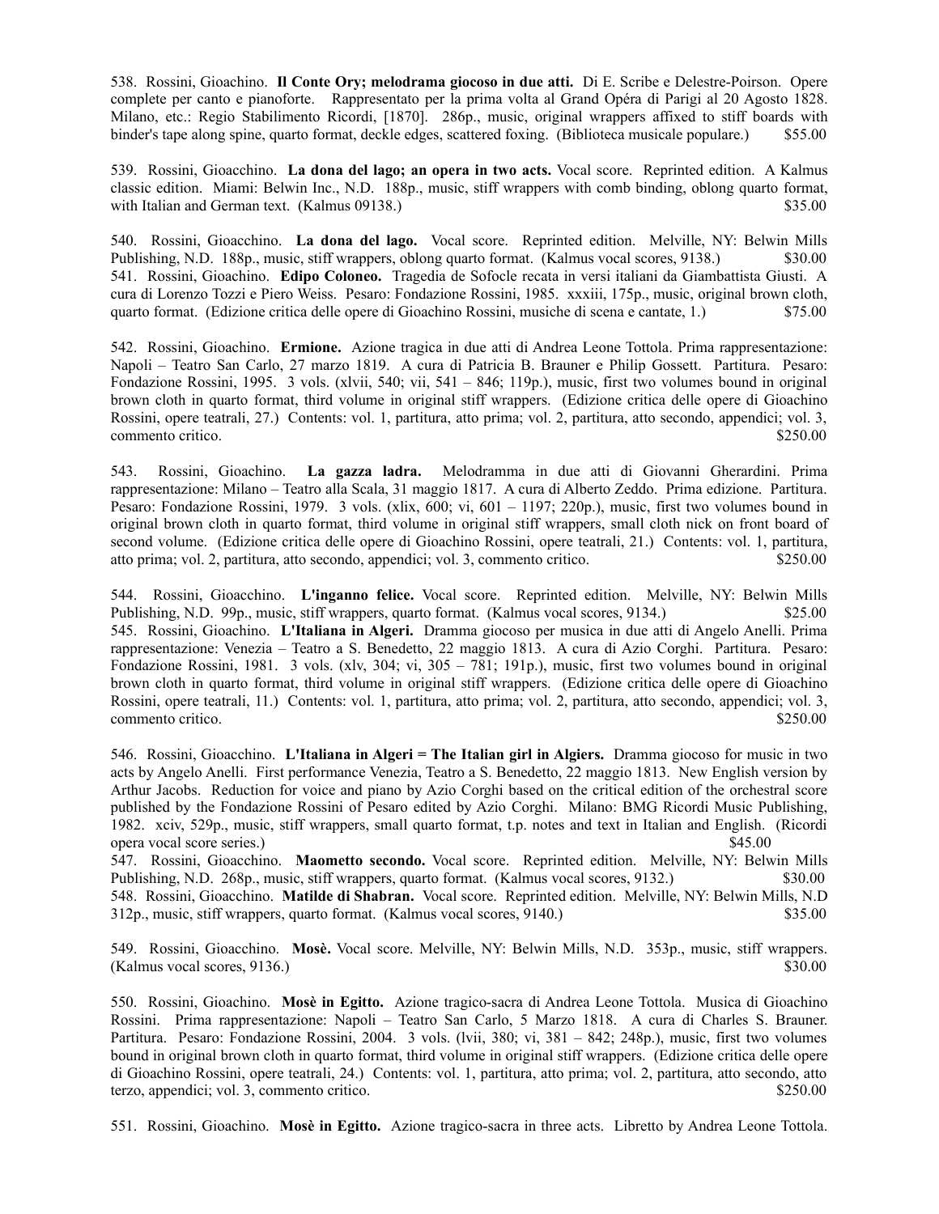538. Rossini, Gioachino. **Il Conte Ory; melodrama giocoso in due atti.** Di E. Scribe e Delestre-Poirson. Opere complete per canto e pianoforte. Rappresentato per la prima volta al Grand Opéra di Parigi al 20 Agosto 1828. Milano, etc.: Regio Stabilimento Ricordi, [1870]. 286p., music, original wrappers affixed to stiff boards with binder's tape along spine, quarto format, deckle edges, scattered foxing. (Biblioteca musicale populare.) $55.00

539. Rossini, Gioacchino. **La dona del lago; an opera in two acts.** Vocal score. Reprinted edition. A Kalmus classic edition. Miami: Belwin Inc., N.D. 188p., music, stiff wrappers with comb binding, oblong quarto format, with Italian and German text. (Kalmus 09138.) $35.00

540. Rossini, Gioacchino. **La dona del lago.** Vocal score. Reprinted edition. Melville, NY: Belwin Mills Publishing, N.D. 188p., music, stiff wrappers, oblong quarto format. (Kalmus vocal scores, 9138.) $30.00

541. Rossini, Gioachino. **Edipo Coloneo.** Tragedia de Sofocle recata in versi italiani da Giambattista Giusti. A cura di Lorenzo Tozzi e Piero Weiss. Pesaro: Fondazione Rossini, 1985. xxxiii, 175p., music, original brown cloth, quarto format. (Edizione critica delle opere di Gioachino Rossini, musiche di scena e cantate, 1.) $75.00

542. Rossini, Gioachino. **Ermione.** Azione tragica in due atti di Andrea Leone Tottola. Prima rappresentazione: Napoli – Teatro San Carlo, 27 marzo 1819. A cura di Patricia B. Brauner e Philip Gossett. Partitura. Pesaro: Fondazione Rossini, 1995. 3 vols. (xlvii, 540; vii, 541 – 846; 119p.), music, first two volumes bound in original brown cloth in quarto format, third volume in original stiff wrappers. (Edizione critica delle opere di Gioachino Rossini, opere teatrali, 27.) Contents: vol. 1, partitura, atto prima; vol. 2, partitura, atto secondo, appendici; vol. 3, commento critico. $250.00

543. Rossini, Gioachino. **La gazza ladra.** Melodramma in due atti di Giovanni Gherardini. Prima rappresentazione: Milano – Teatro alla Scala, 31 maggio 1817. A cura di Alberto Zeddo. Prima edizione. Partitura. Pesaro: Fondazione Rossini, 1979. 3 vols. (xlix, 600; vi, 601 – 1197; 220p.), music, first two volumes bound in original brown cloth in quarto format, third volume in original stiff wrappers, small cloth nick on front board of second volume. (Edizione critica delle opere di Gioachino Rossini, opere teatrali, 21.) Contents: vol. 1, partitura, atto prima; vol. 2, partitura, atto secondo, appendici; vol. 3, commento critico. $250.00

544. Rossini, Gioacchino. **L'inganno felice.** Vocal score. Reprinted edition. Melville, NY: Belwin Mills Publishing, N.D. 99p., music, stiff wrappers, quarto format. (Kalmus vocal scores, 9134.) $25.00

545. Rossini, Gioacchino. **L'Italiana in Algeri.** Dramma giocoso per musica in due atti di Angelo Anelli. Prima rappresentazione: Venezia – Teatro a S. Benedetto, 22 maggio 1813. A cura di Azio Corghi. Partitura. Pesaro: Fondazione Rossini, 1981. 3 vols. (xlv, 304; vi, 305 – 781; 191p.), music, first two volumes bound in original brown cloth in quarto format, third volume in original stiff wrappers. (Edizione critica delle opere di Gioachino Rossini, opere teatrali, 11.) Contents: vol. 1, partitura, atto prima; vol. 2, partitura, atto secondo, appendici; vol. 3, commento critico. $250.00

546. Rossini, Gioacchino. **L'Italiana in Algeri = The Italian girl in Algiers.** Dramma giocoso for music in two acts by Angelo Anelli. First performance Venezia, Teatro a S. Benedetto, 22 maggio 1813. New English version by Arthur Jacobs. Reduction for voice and piano by Azio Corghi based on the critical edition of the orchestral score published by the Fondazione Rossini of Pesaro edited by Azio Corghi. Milano: BMG Ricordi Music Publishing, 1982. xciv, 529p., music, stiff wrappers, small quarto format, t.p. notes and text in Italian and English. (Ricordi opera vocal score series.) $45.00

547. Rossini, Gioacchino. **Maometto secondo.** Vocal score. Reprinted edition. Melville, NY: Belwin Mills Publishing, N.D. 268p., music, stiff wrappers, quarto format. (Kalmus vocal scores, 9132.) $30.00

548. Rossini, Gioacchino. **Matilde di Shabran.** Vocal score. Reprinted edition. Melville, NY: Belwin Mills, N.D 312p., music, stiff wrappers, quarto format. (Kalmus vocal scores, 9140.) $35.00

549. Rossini, Gioacchino. **Mosè.** Vocal score. Melville, NY: Belwin Mills, N.D. 353p., music, stiff wrappers. (Kalmus vocal scores, 9136.) $30.00

550. Rossini, Gioacchino. **Mosè in Egitto.** Azione tragico-sacra di Andrea Leone Tottola. Musica di Gioachino Rossini. Prima rappresentazione: Napoli – Teatro San Carlo, 5 Marzo 1818. A cura di Charles S. Brauner. Partitura. Pesaro: Fondazione Rossini, 2004. 3 vols. (lvii, 380; vi, 381 – 842; 248p.), music, first two volumes bound in original brown cloth in quarto format, third volume in original stiff wrappers. (Edizione critica delle opere di Gioachino Rossini, opere teatrali, 24.) Contents: vol. 1, partitura, atto prima; vol. 2, partitura, atto secondo, atto terzo, appendici; vol. 3, commento critico. $250.00

551. Rossini, Gioachino. **Mosè in Egitto.** Azione tragico-sacra in three acts. Libretto by Andrea Leone Tottola.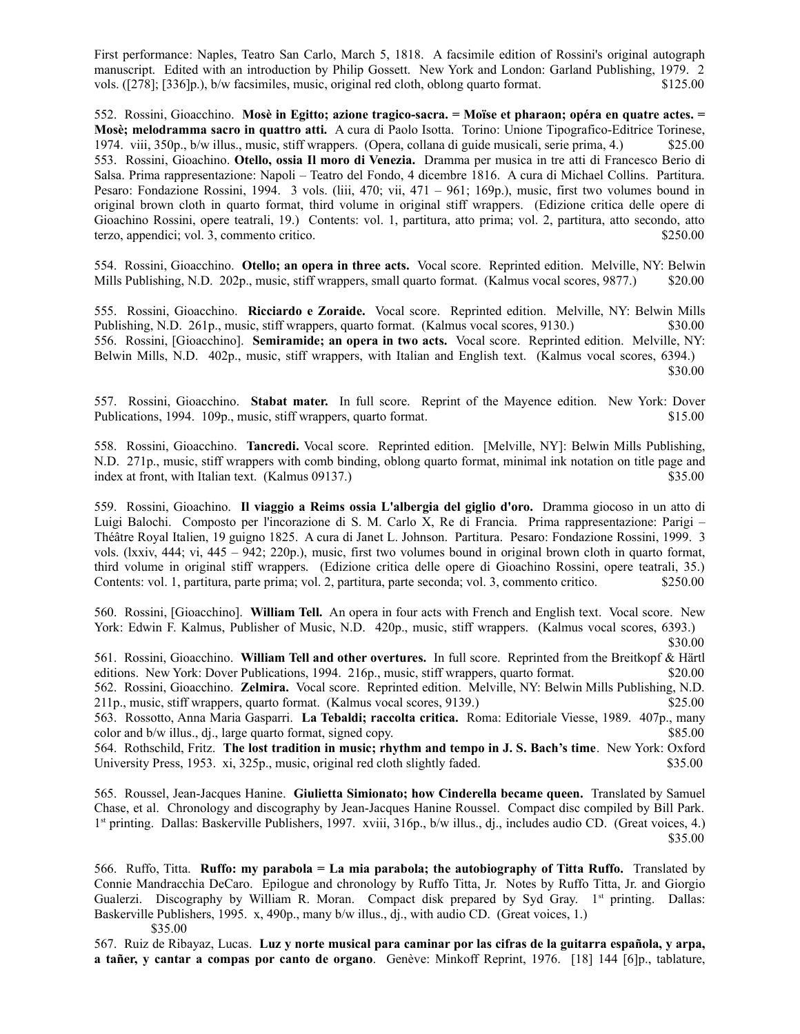First performance: Naples, Teatro San Carlo, March 5, 1818. A facsimile edition of Rossini's original autograph manuscript. Edited with an introduction by Philip Gossett. New York and London: Garland Publishing, 1979. 2 vols. ([278]; [336]p.), b/w facsimiles, music, original red cloth, oblong quarto format. $125.00

552. Rossini, Gioacchino. **Mosè in Egitto; azione tragico-sacra. = Moïse et pharaon; opéra en quatre actes. = Mosè; melodramma sacro in quattro atti.** A cura di Paolo Isotta. Torino: Unione Tipografico-Editrice Torinese, 1974. viii, 350p., b/w illus., music, stiff wrappers. (Opera, collana di guide musicali, serie prima, 4.) $25.00

553. Rossini, Gioachino. **Otello, ossia Il moro di Venezia.** Dramma per musica in tre atti di Francesco Berio di Salsa. Prima rappresentazione: Napoli – Teatro del Fondo, 4 dicembre 1816. A cura di Michael Collins. Partitura. Pesaro: Fondazione Rossini, 1994. 3 vols. (liii, 470; vii, 471 – 961; 169p.), music, first two volumes bound in original brown cloth in quarto format, third volume in original stiff wrappers. (Edizione critica delle opere di Gioachino Rossini, opere teatrali, 19.) Contents: vol. 1, partitura, atto prima; vol. 2, partitura, atto secondo, atto terzo, appendici; vol. 3, commento critico. $250.00

554. Rossini, Gioacchino. **Otello; an opera in three acts.** Vocal score. Reprinted edition. Melville, NY: Belwin Mills Publishing, N.D. 202p., music, stiff wrappers, small quarto format. (Kalmus vocal scores, 9877.) $20.00

555. Rossini, Gioacchino. **Ricciardo e Zoraide.** Vocal score. Reprinted edition. Melville, NY: Belwin Mills Publishing, N.D. 261p., music, stiff wrappers, quarto format. (Kalmus vocal scores, 9130.) $30.00

556. Rossini, [Gioacchino]. **Semiramide; an opera in two acts.** Vocal score. Reprinted edition. Melville, NY: Belwin Mills, N.D. 402p., music, stiff wrappers, with Italian and English text. (Kalmus vocal scores, 6394.) $30.00

557. Rossini, Gioacchino. **Stabat mater.** In full score. Reprint of the Mayence edition. New York: Dover Publications, 1994. 109p., music, stiff wrappers, quarto format. $15.00

558. Rossini, Gioacchino. **Tancredi.** Vocal score. Reprinted edition. [Melville, NY]: Belwin Mills Publishing, N.D. 271p., music, stiff wrappers with comb binding, oblong quarto format, minimal ink notation on title page and index at front, with Italian text. (Kalmus 09137.) $35.00

559. Rossini, Gioachino. **Il viaggio a Reims ossia L'albergia del giglio d'oro.** Dramma giocoso in un atto di Luigi Balochi. Composto per l'incorazione de S. M. Carlo X, Re di Francia. Prima rappresentazione: Parigi – Théâtre Royal Italien, 19 guigno 1825. A cura di Janet L. Johnson. Partitura. Pesaro: Fondazione Rossini, 1999. 3 vols. (lxxiv, 444; vi, 445 – 942; 220p.), music, first two volumes bound in original brown cloth in quarto format, third volume in original stiff wrappers. (Edizione critica delle opere di Gioachino Rossini, opere teatrali, 35.) Contents: vol. 1, partitura, parte prima; vol. 2, partitura, parte seconda; vol. 3, commento critico. $250.00

560. Rossini, [Gioacchino]. **William Tell.** An opera in four acts with French and English text. Vocal score. New York: Edwin F. Kalmus, Publisher of Music, N.D. 420p., music, stiff wrappers. (Kalmus vocal scores, 6393.) $30.00

561. Rossini, Gioacchino. **William Tell and other overtures.** In full score. Reprinted from the Breitkopf & Härtl editions. New York: Dover Publications, 1994. 216p., music, stiff wrappers, quarto format. $20.00

562. Rossini, Gioacchino. **Zelmira.** Vocal score. Reprinted edition. Melville, NY: Belwin Mills Publishing, N.D. 211p., music, stiff wrappers, quarto format. (Kalmus vocal scores, 9139.) $25.00

563. Rossotto, Anna Maria Gasparri. **La Tebaldi; raccolta critica.** Roma: Editoriale Viesse, 1989. 407p., many color and b/w illus., dj., large quarto format, signed copy. $85.00

564. Rothschild, Fritz. **The lost tradition in music; rhythm and tempo in J. S. Bach's time**. New York: Oxford University Press, 1953. xi, 325p., music, original red cloth slightly faded. $35.00

565. Roussel, Jean-Jacques Hanine. **Giulietta Simionato; how Cinderella became queen.** Translated by Samuel Chase, et al. Chronology and discography by Jean-Jacques Hanine Roussel. Compact disc compiled by Bill Park. 1st printing. Dallas: Baskerville Publishers, 1997. xviii, 316p., b/w illus., dj., includes audio CD. (Great voices, 4.) $35.00

566. Ruffo, Titta. **Ruffo: my parabola = La mia parabola; the autobiography of Titta Ruffo.** Translated by Connie Mandracchia DeCaro. Epilogue and chronology by Ruffo Titta, Jr. Notes by Ruffo Titta, Jr. and Giorgio Gualerzi. Discography by William R. Moran. Compact disk prepared by Syd Gray. 1st printing. Dallas: Baskerville Publishers, 1995. x, 490p., many b/w illus., dj., with audio CD. (Great voices, 1.) $35.00

567. Ruiz de Ribayaz, Lucas. **Luz y norte musical para caminar por las cifras de la guitarra española, y arpa, a tañer, y cantar a compas por canto de organo**. Genève: Minkoff Reprint, 1976. [18] 144 [6]p., tablature,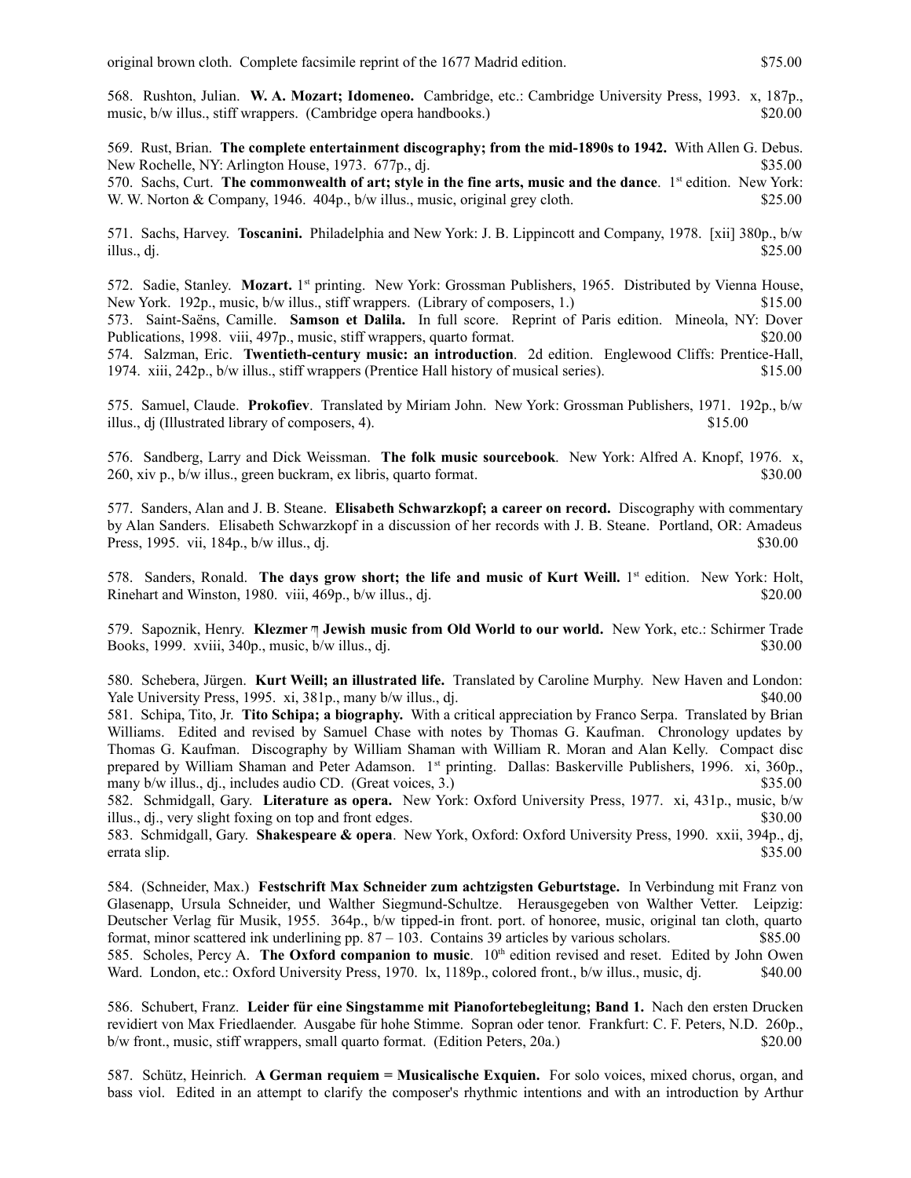original brown cloth. Complete facsimile reprint of the 1677 Madrid edition. $75.00

568. Rushton, Julian. **W. A. Mozart; Idomeneo.** Cambridge, etc.: Cambridge University Press, 1993. x, 187p., music, b/w illus., stiff wrappers. (Cambridge opera handbooks.) $20.00

569. Rust, Brian. **The complete entertainment discography; from the mid-1890s to 1942.** With Allen G. Debus. New Rochelle, NY: Arlington House, 1973. 677p., dj. $35.00

570. Sachs, Curt. **The commonwealth of art; style in the fine arts, music and the dance**. 1st edition. New York: W. W. Norton & Company, 1946. 404p., b/w illus., music, original grey cloth. $25.00

571. Sachs, Harvey. **Toscanini.** Philadelphia and New York: J. B. Lippincott and Company, 1978. [xii] 380p., b/w illus., dj. $25.00

572. Sadie, Stanley. **Mozart.** 1st printing. New York: Grossman Publishers, 1965. Distributed by Vienna House, New York. 192p., music, b/w illus., stiff wrappers. (Library of composers, 1.) $15.00

573. Saint-Saëns, Camille. **Samson et Dalila.** In full score. Reprint of Paris edition. Mineola, NY: Dover Publications, 1998. viii, 497p., music, stiff wrappers, quarto format. $20.00

574. Salzman, Eric. **Twentieth-century music: an introduction**. 2d edition. Englewood Cliffs: Prentice-Hall, 1974. xiii, 242p., b/w illus., stiff wrappers (Prentice Hall history of musical series). $15.00

575. Samuel, Claude. **Prokofiev**. Translated by Miriam John. New York: Grossman Publishers, 1971. 192p., b/w illus., dj (Illustrated library of composers, 4). $15.00

576. Sandberg, Larry and Dick Weissman. **The folk music sourcebook**. New York: Alfred A. Knopf, 1976. x, 260, xiv p., b/w illus., green buckram, ex libris, quarto format. $30.00

577. Sanders, Alan and J. B. Steane. **Elisabeth Schwarzkopf; a career on record.** Discography with commentary by Alan Sanders. Elisabeth Schwarzkopf in a discussion of her records with J. B. Steane. Portland, OR: Amadeus Press, 1995. vii, 184p., b/w illus., dj. $30.00

578. Sanders, Ronald. **The days grow short; the life and music of Kurt Weill.** 1st edition. New York: Holt, Rinehart and Winston, 1980. viii, 469p., b/w illus., dj. $20.00

579. Sapoznik, Henry. **Klezmer ╕ Jewish music from Old World to our world.** New York, etc.: Schirmer Trade Books, 1999. xviii, 340p., music, b/w illus., dj. $30.00

580. Schebera, Jürgen. **Kurt Weill; an illustrated life.** Translated by Caroline Murphy. New Haven and London: Yale University Press, 1995. xi, 381p., many b/w illus., dj. $40.00

581. Schipa, Tito, Jr. **Tito Schipa; a biography.** With a critical appreciation by Franco Serpa. Translated by Brian Williams. Edited and revised by Samuel Chase with notes by Thomas G. Kaufman. Chronology updates by Thomas G. Kaufman. Discography by William Shaman with William R. Moran and Alan Kelly. Compact disc prepared by William Shaman and Peter Adamson. 1st printing. Dallas: Baskerville Publishers, 1996. xi, 360p., many b/w illus., dj., includes audio CD. (Great voices, 3.) $35.00

582. Schmidgall, Gary. **Literature as opera.** New York: Oxford University Press, 1977. xi, 431p., music, b/w illus., dj., very slight foxing on top and front edges. $30.00

583. Schmidgall, Gary. **Shakespeare & opera**. New York, Oxford: Oxford University Press, 1990. xxii, 394p., dj, errata slip. $35.00

584. (Schneider, Max.) **Festschrift Max Schneider zum achtzigsten Geburtstage.** In Verbindung mit Franz von Glasenapp, Ursula Schneider, und Walther Siegmund-Schultze. Herausgegeben von Walther Vetter. Leipzig: Deutscher Verlag für Musik, 1955. 364p., b/w tipped-in front. port. of honoree, music, original tan cloth, quarto format, minor scattered ink underlining pp. 87 – 103. Contains 39 articles by various scholars. $85.00

585. Scholes, Percy A. **The Oxford companion to music**. 10th edition revised and reset. Edited by John Owen Ward. London, etc.: Oxford University Press, 1970. lx, 1189p., colored front., b/w illus., music, dj. $40.00

586. Schubert, Franz. **Leider für eine Singstamme mit Pianofortebegleitung; Band 1.** Nach den ersten Drucken revidiert von Max Friedlaender. Ausgabe für hohe Stimme. Sopran oder tenor. Frankfurt: C. F. Peters, N.D. 260p., b/w front., music, stiff wrappers, small quarto format. (Edition Peters, 20a.) $20.00

587. Schütz, Heinrich. **A German requiem = Musicalische Exquien.** For solo voices, mixed chorus, organ, and bass viol. Edited in an attempt to clarify the composer's rhythmic intentions and with an introduction by Arthur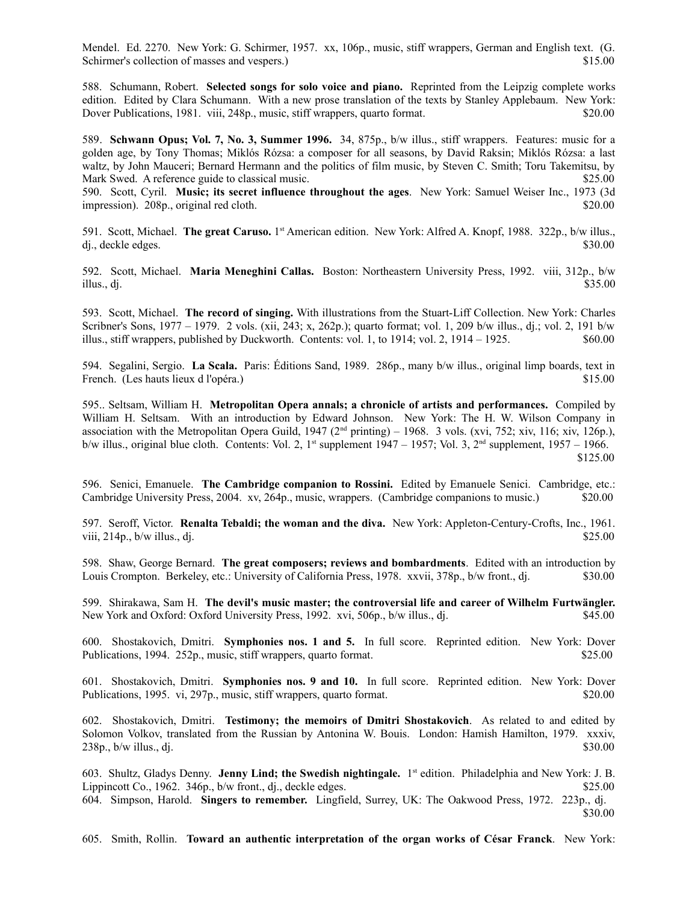Mendel. Ed. 2270. New York: G. Schirmer, 1957. xx, 106p., music, stiff wrappers, German and English text. (G. Schirmer's collection of masses and vespers.) $15.00

588. Schumann, Robert. **Selected songs for solo voice and piano.** Reprinted from the Leipzig complete works edition. Edited by Clara Schumann. With a new prose translation of the texts by Stanley Applebaum. New York: Dover Publications, 1981. viii, 248p., music, stiff wrappers, quarto format. $20.00

589. **Schwann Opus; Vol. 7, No. 3, Summer 1996.** 34, 875p., b/w illus., stiff wrappers. Features: music for a golden age, by Tony Thomas; Miklós Rózsa: a composer for all seasons, by David Raksin; Miklós Rózsa: a last waltz, by John Mauceri; Bernard Hermann and the politics of film music, by Steven C. Smith; Toru Takemitsu, by Mark Swed. A reference guide to classical music. $25.00

590. Scott, Cyril. **Music; its secret influence throughout the ages**. New York: Samuel Weiser Inc., 1973 (3d impression). 208p., original red cloth. $20.00

591. Scott, Michael. **The great Caruso.** 1st American edition. New York: Alfred A. Knopf, 1988. 322p., b/w illus., dj., deckle edges. $30.00

592. Scott, Michael. **Maria Meneghini Callas.** Boston: Northeastern University Press, 1992. viii, 312p., b/w illus., dj. $35.00

593. Scott, Michael. **The record of singing.** With illustrations from the Stuart-Liff Collection. New York: Charles Scribner's Sons, 1977 – 1979. 2 vols. (xii, 243; x, 262p.); quarto format; vol. 1, 209 b/w illus., dj.; vol. 2, 191 b/w illus., stiff wrappers, published by Duckworth. Contents: vol. 1, to 1914; vol. 2, 1914 – 1925. $60.00

594. Segalini, Sergio. **La Scala.** Paris: Éditions Sand, 1989. 286p., many b/w illus., original limp boards, text in French. (Les hauts lieux d l'opéra.) $15.00

595.. Seltsam, William H. **Metropolitan Opera annals; a chronicle of artists and performances.** Compiled by William H. Seltsam. With an introduction by Edward Johnson. New York: The H. W. Wilson Company in association with the Metropolitan Opera Guild, 1947 (2nd printing) – 1968. 3 vols. (xvi, 752; xiv, 116; xiv, 126p.), b/w illus., original blue cloth. Contents: Vol. 2, 1st supplement 1947 – 1957; Vol. 3, 2nd supplement, 1957 – 1966. $125.00

596. Senici, Emanuele. **The Cambridge companion to Rossini.** Edited by Emanuele Senici. Cambridge, etc.: Cambridge University Press, 2004. xv, 264p., music, wrappers. (Cambridge companions to music.) $20.00

597. Seroff, Victor. **Renalta Tebaldi; the woman and the diva.** New York: Appleton-Century-Crofts, Inc., 1961. viii, 214p., b/w illus., dj. $25.00

598. Shaw, George Bernard. **The great composers; reviews and bombardments**. Edited with an introduction by Louis Crompton. Berkeley, etc.: University of California Press, 1978. xxvii, 378p., b/w front., dj. $30.00

599. Shirakawa, Sam H. **The devil's music master; the controversial life and career of Wilhelm Furtwängler.** New York and Oxford: Oxford University Press, 1992. xvi, 506p., b/w illus., dj. $45.00

600. Shostakovich, Dmitri. **Symphonies nos. 1 and 5.** In full score. Reprinted edition. New York: Dover Publications, 1994. 252p., music, stiff wrappers, quarto format. $25.00

601. Shostakovich, Dmitri. **Symphonies nos. 9 and 10.** In full score. Reprinted edition. New York: Dover Publications, 1995. vi, 297p., music, stiff wrappers, quarto format. $20.00

602. Shostakovich, Dmitri. **Testimony; the memoirs of Dmitri Shostakovich**. As related to and edited by Solomon Volkov, translated from the Russian by Antonina W. Bouis. London: Hamish Hamilton, 1979. xxxiv, 238p., b/w illus., dj. $30.00

603. Shultz, Gladys Denny. **Jenny Lind; the Swedish nightingale.** 1st edition. Philadelphia and New York: J. B. Lippincott Co., 1962. 346p., b/w front., dj., deckle edges. $25.00

604. Simpson, Harold. **Singers to remember.** Lingfield, Surrey, UK: The Oakwood Press, 1972. 223p., dj. $30.00

605. Smith, Rollin. **Toward an authentic interpretation of the organ works of César Franck**. New York: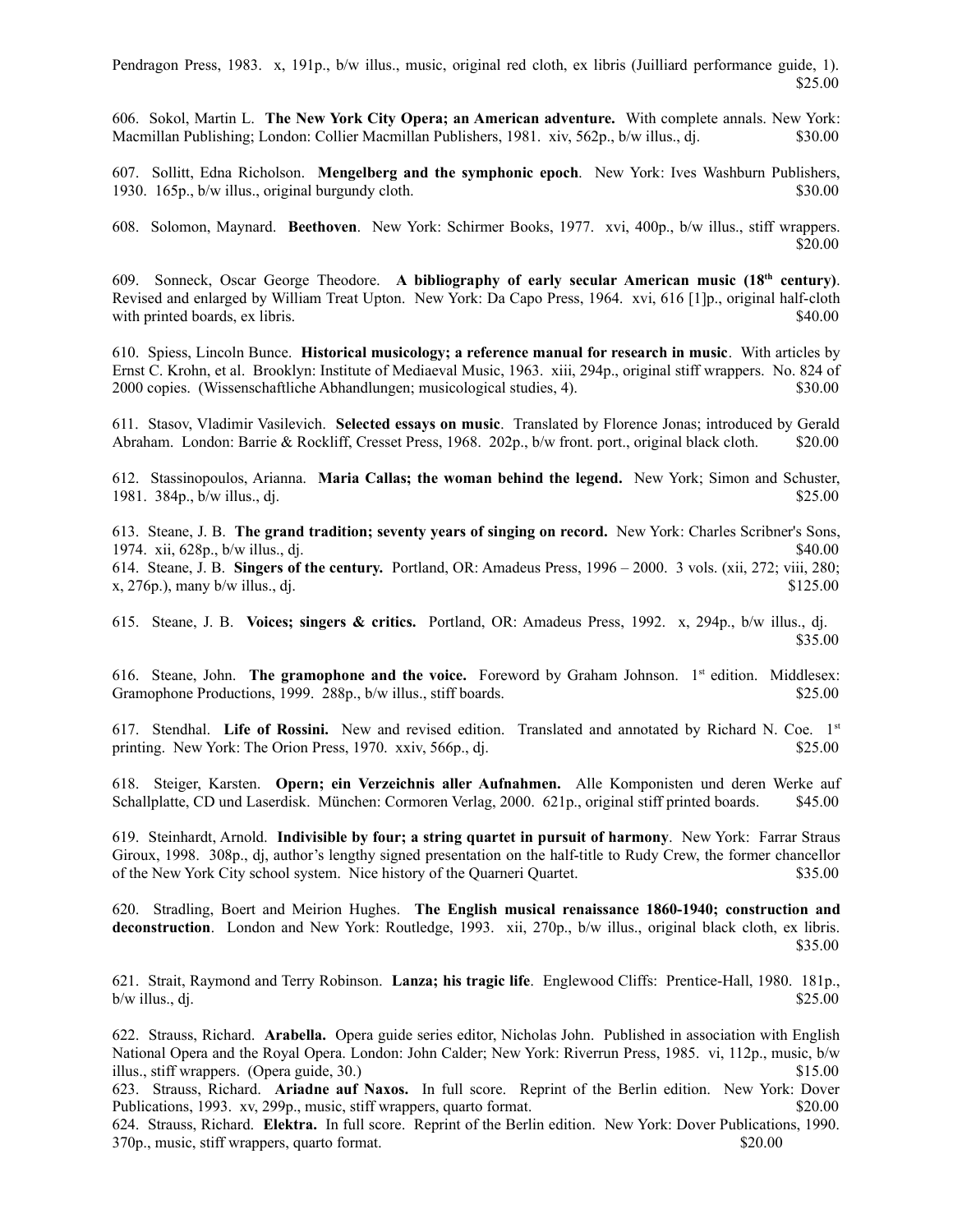Pendragon Press, 1983. x, 191p., b/w illus., music, original red cloth, ex libris (Juilliard performance guide, 1). $25.00

606. Sokol, Martin L. **The New York City Opera; an American adventure.** With complete annals. New York: Macmillan Publishing; London: Collier Macmillan Publishers, 1981. xiv, 562p., b/w illus., dj. $30.00

607. Sollitt, Edna Richolson. **Mengelberg and the symphonic epoch**. New York: Ives Washburn Publishers, 1930. 165p., b/w illus., original burgundy cloth. $30.00

608. Solomon, Maynard. **Beethoven**. New York: Schirmer Books, 1977. xvi, 400p., b/w illus., stiff wrappers. $20.00

609. Sonneck, Oscar George Theodore. **A bibliography of early secular American music (18th century)**. Revised and enlarged by William Treat Upton. New York: Da Capo Press, 1964. xvi, 616 [1]p., original half-cloth with printed boards, ex libris. $40.00

610. Spiess, Lincoln Bunce. **Historical musicology; a reference manual for research in music**. With articles by Ernst C. Krohn, et al. Brooklyn: Institute of Mediaeval Music, 1963. xiii, 294p., original stiff wrappers. No. 824 of 2000 copies. (Wissenschaftliche Abhandlungen; musicological studies, 4). $30.00

611. Stasov, Vladimir Vasilevich. **Selected essays on music**. Translated by Florence Jonas; introduced by Gerald Abraham. London: Barrie & Rockliff, Cresset Press, 1968. 202p., b/w front. port., original black cloth. $20.00

612. Stassinopoulos, Arianna. **Maria Callas; the woman behind the legend.** New York; Simon and Schuster, 1981. 384p., b/w illus., dj. $25.00

613. Steane, J. B. **The grand tradition; seventy years of singing on record.** New York: Charles Scribner's Sons, 1974. xii, 628p., b/w illus., dj. $40.00

614. Steane, J. B. **Singers of the century.** Portland, OR: Amadeus Press, 1996 – 2000. 3 vols. (xii, 272; viii, 280; x, 276p.), many b/w illus., dj. $125.00

615. Steane, J. B. **Voices; singers & critics.** Portland, OR: Amadeus Press, 1992. x, 294p., b/w illus., dj. $35.00

616. Steane, John. **The gramophone and the voice.** Foreword by Graham Johnson. 1st edition. Middlesex: Gramophone Productions, 1999. 288p., b/w illus., stiff boards. $25.00

617. Stendhal. **Life of Rossini.** New and revised edition. Translated and annotated by Richard N. Coe. 1st printing. New York: The Orion Press, 1970. xxiv, 566p., dj. $25.00

618. Steiger, Karsten. **Opern; ein Verzeichnis aller Aufnahmen.** Alle Komponisten und deren Werke auf Schallplatte, CD und Laserdisk. München: Cormoren Verlag, 2000. 621p., original stiff printed boards. $45.00

619. Steinhardt, Arnold. **Indivisible by four; a string quartet in pursuit of harmony**. New York: Farrar Straus Giroux, 1998. 308p., dj, author's lengthy signed presentation on the half-title to Rudy Crew, the former chancellor of the New York City school system. Nice history of the Quarneri Quartet. $35.00

620. Stradling, Boert and Meirion Hughes. **The English musical renaissance 1860-1940; construction and deconstruction**. London and New York: Routledge, 1993. xii, 270p., b/w illus., original black cloth, ex libris. $35.00

621. Strait, Raymond and Terry Robinson. **Lanza; his tragic life**. Englewood Cliffs: Prentice-Hall, 1980. 181p., b/w illus., dj. $25.00

622. Strauss, Richard. **Arabella.** Opera guide series editor, Nicholas John. Published in association with English National Opera and the Royal Opera. London: John Calder; New York: Riverrun Press, 1985. vi, 112p., music, b/w illus., stiff wrappers. (Opera guide, 30.) $15.00

623. Strauss, Richard. **Ariadne auf Naxos.** In full score. Reprint of the Berlin edition. New York: Dover Publications, 1993. xv, 299p., music, stiff wrappers, quarto format. $20.00

624. Strauss, Richard. **Elektra.** In full score. Reprint of the Berlin edition. New York: Dover Publications, 1990. 370p., music, stiff wrappers, quarto format. $20.00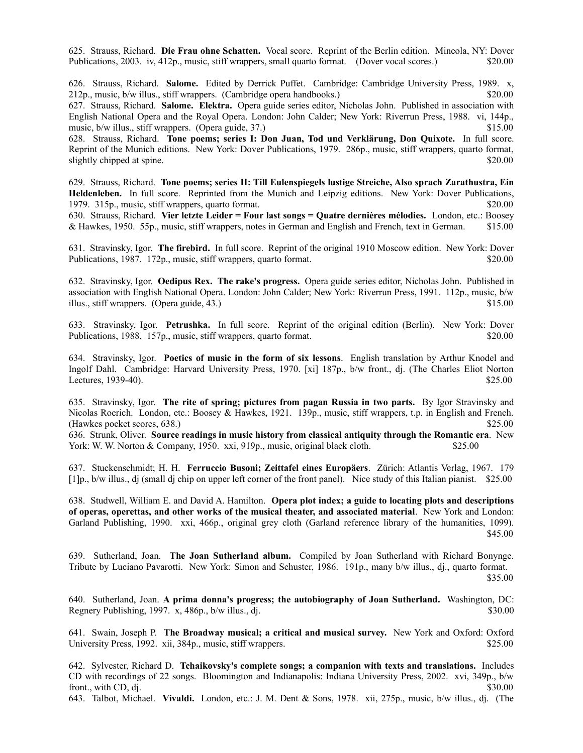625. Strauss, Richard. **Die Frau ohne Schatten.** Vocal score. Reprint of the Berlin edition. Mineola, NY: Dover Publications, 2003. iv, 412p., music, stiff wrappers, small quarto format. (Dover vocal scores.) $20.00

626. Strauss, Richard. **Salome.** Edited by Derrick Puffet. Cambridge: Cambridge University Press, 1989. x, 212p., music, b/w illus., stiff wrappers. (Cambridge opera handbooks.) $20.00

627. Strauss, Richard. **Salome. Elektra.** Opera guide series editor, Nicholas John. Published in association with English National Opera and the Royal Opera. London: John Calder; New York: Riverrun Press, 1988. vi, 144p., music, b/w illus., stiff wrappers. (Opera guide, 37.) $15.00

628. Strauss, Richard. **Tone poems; series I: Don Juan, Tod und Verklärung, Don Quixote.** In full score. Reprint of the Munich editions. New York: Dover Publications, 1979. 286p., music, stiff wrappers, quarto format, slightly chipped at spine. $20.00

629. Strauss, Richard. **Tone poems; series II: Till Eulenspiegels lustige Streiche, Also sprach Zarathustra, Ein Heldenleben.** In full score. Reprinted from the Munich and Leipzig editions. New York: Dover Publications, 1979. 315p., music, stiff wrappers, quarto format. $20.00

630. Strauss, Richard. **Vier letzte Leider = Four last songs = Quatre dernières mélodies.** London, etc.: Boosey & Hawkes, 1950. 55p., music, stiff wrappers, notes in German and English and French, text in German. $15.00

631. Stravinsky, Igor. **The firebird.** In full score. Reprint of the original 1910 Moscow edition. New York: Dover Publications, 1987. 172p., music, stiff wrappers, quarto format. $20.00

632. Stravinsky, Igor. **Oedipus Rex. The rake's progress.** Opera guide series editor, Nicholas John. Published in association with English National Opera. London: John Calder; New York: Riverrun Press, 1991. 112p., music, b/w illus., stiff wrappers. (Opera guide, 43.) $15.00

633. Stravinsky, Igor. **Petrushka.** In full score. Reprint of the original edition (Berlin). New York: Dover Publications, 1988. 157p., music, stiff wrappers, quarto format. $20.00

634. Stravinsky, Igor. **Poetics of music in the form of six lessons**. English translation by Arthur Knodel and Ingolf Dahl. Cambridge: Harvard University Press, 1970. [xi] 187p., b/w front., dj. (The Charles Eliot Norton Lectures, 1939-40). $25.00

635. Stravinsky, Igor. **The rite of spring; pictures from pagan Russia in two parts.** By Igor Stravinsky and Nicolas Roerich. London, etc.: Boosey & Hawkes, 1921. 139p., music, stiff wrappers, t.p. in English and French. (Hawkes pocket scores, 638.) $25.00

636. Strunk, Oliver. **Source readings in music history from classical antiquity through the Romantic era**. New York: W. W. Norton & Company, 1950. xxi, 919p., music, original black cloth. $25.00

637. Stuckenschmidt; H. H. **Ferruccio Busoni; Zeittafel eines Europäers**. Zürich: Atlantis Verlag, 1967. 179 [1]p., b/w illus., dj (small dj chip on upper left corner of the front panel). Nice study of this Italian pianist. $25.00

638. Studwell, William E. and David A. Hamilton. **Opera plot index; a guide to locating plots and descriptions of operas, operettas, and other works of the musical theater, and associated material**. New York and London: Garland Publishing, 1990. xxi, 466p., original grey cloth (Garland reference library of the humanities, 1099). $45.00

639. Sutherland, Joan. **The Joan Sutherland album.** Compiled by Joan Sutherland with Richard Bonynge. Tribute by Luciano Pavarotti. New York: Simon and Schuster, 1986. 191p., many b/w illus., dj., quarto format. $35.00

640. Sutherland, Joan. **A prima donna's progress; the autobiography of Joan Sutherland.** Washington, DC: Regnery Publishing, 1997. x, 486p., b/w illus., dj. $30.00

641. Swain, Joseph P. **The Broadway musical; a critical and musical survey.** New York and Oxford: Oxford University Press, 1992. xii, 384p., music, stiff wrappers. $25.00

642. Sylvester, Richard D. **Tchaikovsky's complete songs; a companion with texts and translations.** Includes CD with recordings of 22 songs. Bloomington and Indianapolis: Indiana University Press, 2002. xvi, 349p., b/w front., with CD, dj. $30.00

643. Talbot, Michael. **Vivaldi.** London, etc.: J. M. Dent & Sons, 1978. xii, 275p., music, b/w illus., dj. (The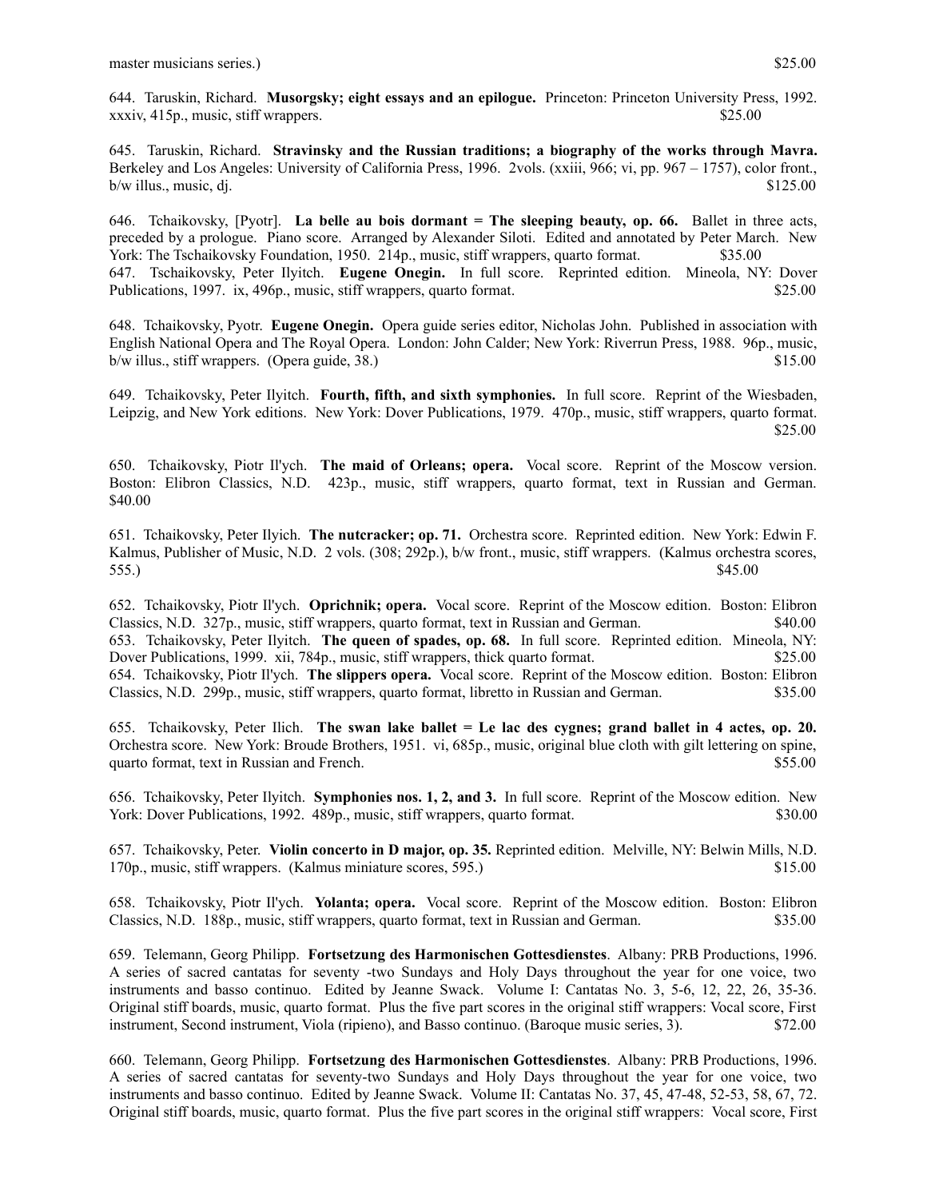master musicians series.) $25.00

644. Taruskin, Richard. **Musorgsky; eight essays and an epilogue.** Princeton: Princeton University Press, 1992. xxxiv, 415p., music, stiff wrappers. $25.00

645. Taruskin, Richard. **Stravinsky and the Russian traditions; a biography of the works through Mavra.** Berkeley and Los Angeles: University of California Press, 1996. 2vols. (xxiii, 966; vi, pp. 967 – 1757), color front., b/w illus., music, dj. $125.00

646. Tchaikovsky, [Pyotr]. **La belle au bois dormant = The sleeping beauty, op. 66.** Ballet in three acts, preceded by a prologue. Piano score. Arranged by Alexander Siloti. Edited and annotated by Peter March. New York: The Tschaikovsky Foundation, 1950. 214p., music, stiff wrappers, quarto format. $35.00

647. Tschaikovsky, Peter Ilyitch. **Eugene Onegin.** In full score. Reprinted edition. Mineola, NY: Dover Publications, 1997. ix, 496p., music, stiff wrappers, quarto format. $25.00

648. Tchaikovsky, Pyotr. **Eugene Onegin.** Opera guide series editor, Nicholas John. Published in association with English National Opera and The Royal Opera. London: John Calder; New York: Riverrun Press, 1988. 96p., music, b/w illus., stiff wrappers. (Opera guide, 38.) $15.00

649. Tchaikovsky, Peter Ilyitch. **Fourth, fifth, and sixth symphonies.** In full score. Reprint of the Wiesbaden, Leipzig, and New York editions. New York: Dover Publications, 1979. 470p., music, stiff wrappers, quarto format. $25.00

650. Tchaikovsky, Piotr Il'ych. **The maid of Orleans; opera.** Vocal score. Reprint of the Moscow version. Boston: Elibron Classics, N.D. 423p., music, stiff wrappers, quarto format, text in Russian and German. $40.00

651. Tchaikovsky, Peter Ilyich. **The nutcracker; op. 71.** Orchestra score. Reprinted edition. New York: Edwin F. Kalmus, Publisher of Music, N.D. 2 vols. (308; 292p.), b/w front., music, stiff wrappers. (Kalmus orchestra scores, 555.) $45.00

652. Tchaikovsky, Piotr Il'ych. **Oprichnik; opera.** Vocal score. Reprint of the Moscow edition. Boston: Elibron Classics, N.D. 327p., music, stiff wrappers, quarto format, text in Russian and German. $40.00

653. Tchaikovsky, Peter Ilyitch. **The queen of spades, op. 68.** In full score. Reprinted edition. Mineola, NY: Dover Publications, 1999. xii, 784p., music, stiff wrappers, thick quarto format. $25.00

654. Tchaikovsky, Piotr Il'ych. **The slippers opera.** Vocal score. Reprint of the Moscow edition. Boston: Elibron Classics, N.D. 299p., music, stiff wrappers, quarto format, libretto in Russian and German. $35.00

655. Tchaikovsky, Peter Ilich. **The swan lake ballet = Le lac des cygnes; grand ballet in 4 actes, op. 20.** Orchestra score. New York: Broude Brothers, 1951. vi, 685p., music, original blue cloth with gilt lettering on spine, quarto format, text in Russian and French. $55.00

656. Tchaikovsky, Peter Ilyitch. **Symphonies nos. 1, 2, and 3.** In full score. Reprint of the Moscow edition. New York: Dover Publications, 1992. 489p., music, stiff wrappers, quarto format. $30.00

657. Tchaikovsky, Peter. **Violin concerto in D major, op. 35.** Reprinted edition. Melville, NY: Belwin Mills, N.D. 170p., music, stiff wrappers. (Kalmus miniature scores, 595.) $15.00

658. Tchaikovsky, Piotr Il'ych. **Yolanta; opera.** Vocal score. Reprint of the Moscow edition. Boston: Elibron Classics, N.D. 188p., music, stiff wrappers, quarto format, text in Russian and German. $35.00

659. Telemann, Georg Philipp. **Fortsetzung des Harmonischen Gottesdienstes**. Albany: PRB Productions, 1996. A series of sacred cantatas for seventy -two Sundays and Holy Days throughout the year for one voice, two instruments and basso continuo. Edited by Jeanne Swack. Volume I: Cantatas No. 3, 5-6, 12, 22, 26, 35-36. Original stiff boards, music, quarto format. Plus the five part scores in the original stiff wrappers: Vocal score, First instrument, Second instrument, Viola (ripieno), and Basso continuo. (Baroque music series, 3). $72.00

660. Telemann, Georg Philipp. **Fortsetzung des Harmonischen Gottesdienstes**. Albany: PRB Productions, 1996. A series of sacred cantatas for seventy-two Sundays and Holy Days throughout the year for one voice, two instruments and basso continuo. Edited by Jeanne Swack. Volume II: Cantatas No. 37, 45, 47-48, 52-53, 58, 67, 72. Original stiff boards, music, quarto format. Plus the five part scores in the original stiff wrappers: Vocal score, First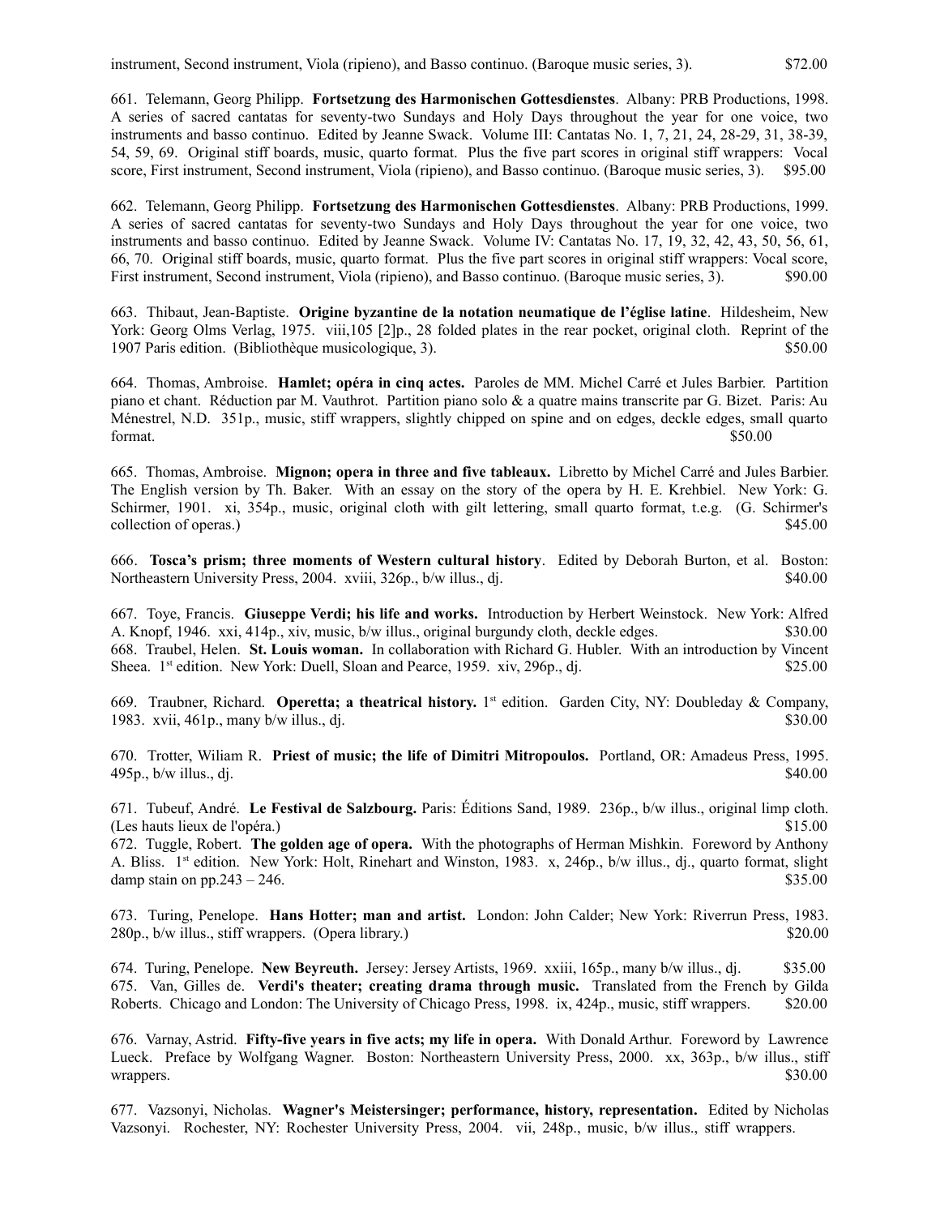instrument, Second instrument, Viola (ripieno), and Basso continuo. (Baroque music series, 3). $72.00

661. Telemann, Georg Philipp. **Fortsetzung des Harmonischen Gottesdienstes**. Albany: PRB Productions, 1998. A series of sacred cantatas for seventy-two Sundays and Holy Days throughout the year for one voice, two instruments and basso continuo. Edited by Jeanne Swack. Volume III: Cantatas No. 1, 7, 21, 24, 28-29, 31, 38-39, 54, 59, 69. Original stiff boards, music, quarto format. Plus the five part scores in original stiff wrappers: Vocal score, First instrument, Second instrument, Viola (ripieno), and Basso continuo. (Baroque music series, 3). $95.00

662. Telemann, Georg Philipp. **Fortsetzung des Harmonischen Gottesdienstes**. Albany: PRB Productions, 1999. A series of sacred cantatas for seventy-two Sundays and Holy Days throughout the year for one voice, two instruments and basso continuo. Edited by Jeanne Swack. Volume IV: Cantatas No. 17, 19, 32, 42, 43, 50, 56, 61, 66, 70. Original stiff boards, music, quarto format. Plus the five part scores in original stiff wrappers: Vocal score, First instrument, Second instrument, Viola (ripieno), and Basso continuo. (Baroque music series, 3). $90.00

663. Thibaut, Jean-Baptiste. **Origine byzantine de la notation neumatique de l'église latine**. Hildesheim, New York: Georg Olms Verlag, 1975. viii,105 [2]p., 28 folded plates in the rear pocket, original cloth. Reprint of the 1907 Paris edition. (Bibliothèque musicologique, 3). $50.00

664. Thomas, Ambroise. **Hamlet; opéra in cinq actes.** Paroles de MM. Michel Carré et Jules Barbier. Partition piano et chant. Réduction par M. Vauthrot. Partition piano solo & a quatre mains transcrite par G. Bizet. Paris: Au Ménestrel, N.D. 351p., music, stiff wrappers, slightly chipped on spine and on edges, deckle edges, small quarto format. $50.00

665. Thomas, Ambroise. **Mignon; opera in three and five tableaux.** Libretto by Michel Carré and Jules Barbier. The English version by Th. Baker. With an essay on the story of the opera by H. E. Krehbiel. New York: G. Schirmer, 1901. xi, 354p., music, original cloth with gilt lettering, small quarto format, t.e.g. (G. Schirmer's collection of operas.) $45.00

666. **Tosca's prism; three moments of Western cultural history**. Edited by Deborah Burton, et al. Boston: Northeastern University Press, 2004. xviii, 326p., b/w illus., dj. $40.00

667. Toye, Francis. **Giuseppe Verdi; his life and works.** Introduction by Herbert Weinstock. New York: Alfred A. Knopf, 1946. xxi, 414p., xiv, music, b/w illus., original burgundy cloth, deckle edges. $30.00

668. Traubel, Helen. **St. Louis woman.** In collaboration with Richard G. Hubler. With an introduction by Vincent Sheea. 1st edition. New York: Duell, Sloan and Pearce, 1959. xiv, 296p., dj. $25.00

669. Traubner, Richard. **Operetta; a theatrical history.** 1st edition. Garden City, NY: Doubleday & Company, 1983. xvii, 461p., many b/w illus., dj. $30.00

670. Trotter, Wiliam R. **Priest of music; the life of Dimitri Mitropoulos.** Portland, OR: Amadeus Press, 1995. 495p., b/w illus., dj. $40.00

671. Tubeuf, André. **Le Festival de Salzbourg.** Paris: Éditions Sand, 1989. 236p., b/w illus., original limp cloth. (Les hauts lieux de l'opéra.) $15.00

672. Tuggle, Robert. **The golden age of opera.** With the photographs of Herman Mishkin. Foreword by Anthony A. Bliss. 1st edition. New York: Holt, Rinehart and Winston, 1983. x, 246p., b/w illus., dj., quarto format, slight damp stain on pp.243 – 246. $35.00

673. Turing, Penelope. **Hans Hotter; man and artist.** London: John Calder; New York: Riverrun Press, 1983. 280p., b/w illus., stiff wrappers. (Opera library.) $20.00

674. Turing, Penelope. **New Beyreuth.** Jersey: Jersey Artists, 1969. xxiii, 165p., many b/w illus., dj. $35.00

675. Van, Gilles de. **Verdi's theater; creating drama through music.** Translated from the French by Gilda Roberts. Chicago and London: The University of Chicago Press, 1998. ix, 424p., music, stiff wrappers. $20.00

676. Varnay, Astrid. **Fifty-five years in five acts; my life in opera.** With Donald Arthur. Foreword by Lawrence Lueck. Preface by Wolfgang Wagner. Boston: Northeastern University Press, 2000. xx, 363p., b/w illus., stiff wrappers. $30.00

677. Vazsonyi, Nicholas. **Wagner's Meistersinger; performance, history, representation.** Edited by Nicholas Vazsonyi. Rochester, NY: Rochester University Press, 2004. vii, 248p., music, b/w illus., stiff wrappers.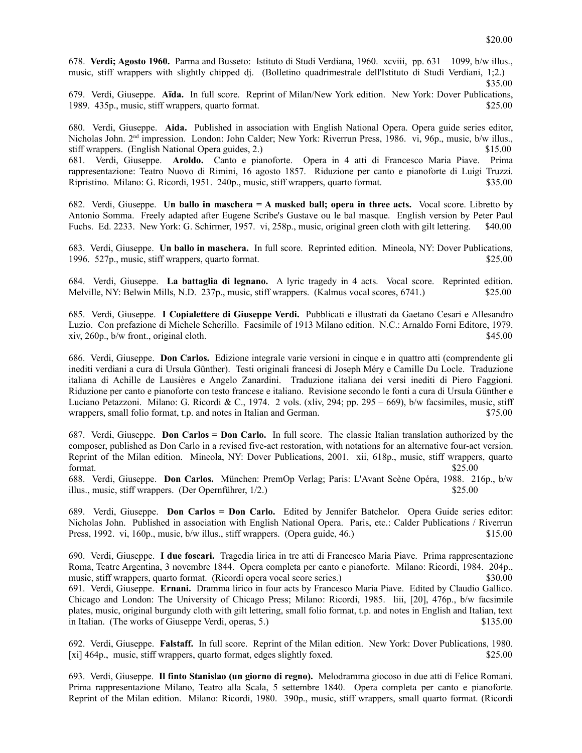$20.00

678. **Verdi; Agosto 1960.** Parma and Busseto: Istituto di Studi Verdiana, 1960. xcviii, pp. 631 – 1099, b/w illus., music, stiff wrappers with slightly chipped dj. (Bolletino quadrimestrale dell'Istituto di Studi Verdiani, 1;2.) $35.00

679. Verdi, Giuseppe. **Aïda.** In full score. Reprint of Milan/New York edition. New York: Dover Publications, 1989. 435p., music, stiff wrappers, quarto format. $25.00

680. Verdi, Giuseppe. **Aida.** Published in association with English National Opera. Opera guide series editor, Nicholas John. 2nd impression. London: John Calder; New York: Riverrun Press, 1986. vi, 96p., music, b/w illus., stiff wrappers. (English National Opera guides, 2.) $15.00

681. Verdi, Giuseppe. **Aroldo.** Canto e pianoforte. Opera in 4 atti di Francesco Maria Piave. Prima rappresentazione: Teatro Nuovo di Rimini, 16 agosto 1857. Riduzione per canto e pianoforte di Luigi Truzzi. Ripristino. Milano: G. Ricordi, 1951. 240p., music, stiff wrappers, quarto format. $35.00

682. Verdi, Giuseppe. **Un ballo in maschera = A masked ball; opera in three acts.** Vocal score. Libretto by Antonio Somma. Freely adapted after Eugene Scribe's Gustave ou le bal masque. English version by Peter Paul Fuchs. Ed. 2233. New York: G. Schirmer, 1957. vi, 258p., music, original green cloth with gilt lettering. $40.00

683. Verdi, Giuseppe. **Un ballo in maschera.** In full score. Reprinted edition. Mineola, NY: Dover Publications, 1996. 527p., music, stiff wrappers, quarto format. $25.00

684. Verdi, Giuseppe. **La battaglia di legnano.** A lyric tragedy in 4 acts. Vocal score. Reprinted edition. Melville, NY: Belwin Mills, N.D. 237p., music, stiff wrappers. (Kalmus vocal scores, 6741.) $25.00

685. Verdi, Giuseppe. **I Copialettere di Giuseppe Verdi.** Pubblicati e illustrati da Gaetano Cesari e Allesandro Luzio. Con prefazione di Michele Scherillo. Facsimile of 1913 Milano edition. N.C.: Arnaldo Forni Editore, 1979. xiv, 260p., b/w front., original cloth. $45.00

686. Verdi, Giuseppe. **Don Carlos.** Edizione integrale varie versioni in cinque e in quattro atti (comprendente gli inediti verdiani a cura di Ursula Günther). Testi originali francesi di Joseph Méry e Camille Du Locle. Traduzione italiana di Achille de Lausières e Angelo Zanardini. Traduzione italiana dei versi inediti di Piero Faggioni. Riduzione per canto e pianoforte con testo francese e italiano. Revisione secondo le fonti a cura di Ursula Günther e Luciano Petazzoni. Milano: G. Ricordi & C., 1974. 2 vols. (xliv, 294; pp. 295 – 669), b/w facsimiles, music, stiff wrappers, small folio format, t.p. and notes in Italian and German. $75.00

687. Verdi, Giuseppe. **Don Carlos = Don Carlo.** In full score. The classic Italian translation authorized by the composer, published as Don Carlo in a revised five-act restoration, with notations for an alternative four-act version. Reprint of the Milan edition. Mineola, NY: Dover Publications, 2001. xii, 618p., music, stiff wrappers, quarto format. $25.00

688. Verdi, Giuseppe. **Don Carlos.** München: PremOp Verlag; Paris: L'Avant Scène Opéra, 1988. 216p., b/w illus., music, stiff wrappers. (Der Opernführer, 1/2.) $25.00

689. Verdi, Giuseppe. **Don Carlos = Don Carlo.** Edited by Jennifer Batchelor. Opera Guide series editor: Nicholas John. Published in association with English National Opera. Paris, etc.: Calder Publications / Riverrun Press, 1992. vi, 160p., music, b/w illus., stiff wrappers. (Opera guide, 46.) $15.00

690. Verdi, Giuseppe. **I due foscari.** Tragedia lirica in tre atti di Francesco Maria Piave. Prima rappresentazione Roma, Teatre Argentina, 3 novembre 1844. Opera completa per canto e pianoforte. Milano: Ricordi, 1984. 204p., music, stiff wrappers, quarto format. (Ricordi opera vocal score series.) $30.00

691. Verdi, Giuseppe. **Ernani.** Dramma lirico in four acts by Francesco Maria Piave. Edited by Claudio Gallico. Chicago and London: The University of Chicago Press; Milano: Ricordi, 1985. liii, [20], 476p., b/w facsimile plates, music, original burgundy cloth with gilt lettering, small folio format, t.p. and notes in English and Italian, text in Italian. (The works of Giuseppe Verdi, operas, 5.) $135.00

692. Verdi, Giuseppe. **Falstaff.** In full score. Reprint of the Milan edition. New York: Dover Publications, 1980. [xi] 464p., music, stiff wrappers, quarto format, edges slightly foxed. $25.00

693. Verdi, Giuseppe. **Il finto Stanislao (un giorno di regno).** Melodramma giocoso in due atti di Felice Romani. Prima rappresentazione Milano, Teatro alla Scala, 5 settembre 1840. Opera completa per canto e pianoforte. Reprint of the Milan edition. Milano: Ricordi, 1980. 390p., music, stiff wrappers, small quarto format. (Ricordi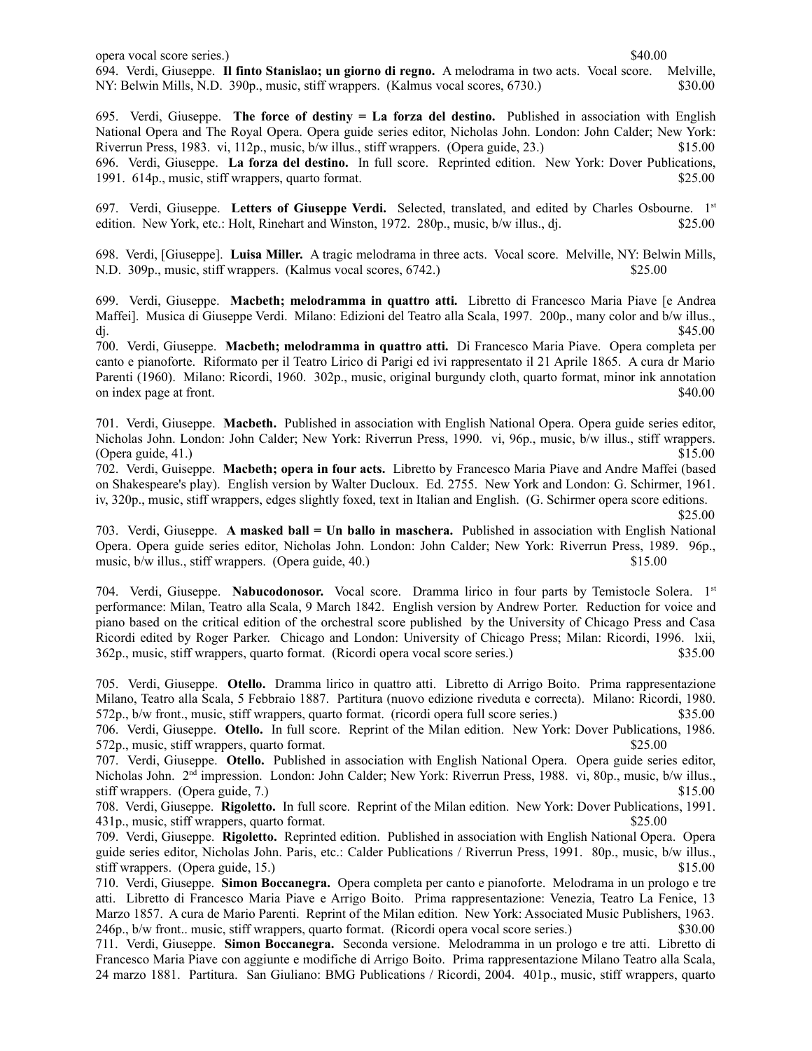opera vocal score series.) $40.00

694. Verdi, Giuseppe. **Il finto Stanislao; un giorno di regno.** A melodrama in two acts. Vocal score. Melville, NY: Belwin Mills, N.D. 390p., music, stiff wrappers. (Kalmus vocal scores, 6730.) $30.00

695. Verdi, Giuseppe. **The force of destiny = La forza del destino.** Published in association with English National Opera and The Royal Opera. Opera guide series editor, Nicholas John. London: John Calder; New York: Riverrun Press, 1983. vi, 112p., music, b/w illus., stiff wrappers. (Opera guide, 23.) $15.00

696. Verdi, Giuseppe. **La forza del destino.** In full score. Reprinted edition. New York: Dover Publications, 1991. 614p., music, stiff wrappers, quarto format. $25.00

697. Verdi, Giuseppe. **Letters of Giuseppe Verdi.** Selected, translated, and edited by Charles Osbourne. 1st edition. New York, etc.: Holt, Rinehart and Winston, 1972. 280p., music, b/w illus., dj. $25.00

698. Verdi, [Giuseppe]. **Luisa Miller.** A tragic melodrama in three acts. Vocal score. Melville, NY: Belwin Mills, N.D. 309p., music, stiff wrappers. (Kalmus vocal scores, 6742.) $25.00

699. Verdi, Giuseppe. **Macbeth; melodramma in quattro atti.** Libretto di Francesco Maria Piave [e Andrea Maffei]. Musica di Giuseppe Verdi. Milano: Edizioni del Teatro alla Scala, 1997. 200p., many color and b/w illus., dj. $45.00

700. Verdi, Giuseppe. **Macbeth; melodramma in quattro atti.** Di Francesco Maria Piave. Opera completa per canto e pianoforte. Riformato per il Teatro Lirico di Parigi ed ivi rappresentato il 21 Aprile 1865. A cura dr Mario Parenti (1960). Milano: Ricordi, 1960. 302p., music, original burgundy cloth, quarto format, minor ink annotation on index page at front. $40.00

701. Verdi, Giuseppe. **Macbeth.** Published in association with English National Opera. Opera guide series editor, Nicholas John. London: John Calder; New York: Riverrun Press, 1990. vi, 96p., music, b/w illus., stiff wrappers. (Opera guide, 41.) $15.00

702. Verdi, Guiseppe. **Macbeth; opera in four acts.** Libretto by Francesco Maria Piave and Andre Maffei (based on Shakespeare's play). English version by Walter Ducloux. Ed. 2755. New York and London: G. Schirmer, 1961. iv, 320p., music, stiff wrappers, edges slightly foxed, text in Italian and English. (G. Schirmer opera score editions. $25.00

703. Verdi, Giuseppe. **A masked ball = Un ballo in maschera.** Published in association with English National Opera. Opera guide series editor, Nicholas John. London: John Calder; New York: Riverrun Press, 1989. 96p., music, b/w illus., stiff wrappers. (Opera guide, 40.) $15.00

704. Verdi, Giuseppe. **Nabucodonosor.** Vocal score. Dramma lirico in four parts by Temistocle Solera. 1st performance: Milan, Teatro alla Scala, 9 March 1842. English version by Andrew Porter. Reduction for voice and piano based on the critical edition of the orchestral score published by the University of Chicago Press and Casa Ricordi edited by Roger Parker. Chicago and London: University of Chicago Press; Milan: Ricordi, 1996. lxii, 362p., music, stiff wrappers, quarto format. (Ricordi opera vocal score series.) $35.00

705. Verdi, Giuseppe. **Otello.** Dramma lirico in quattro atti. Libretto di Arrigo Boito. Prima rappresentazione Milano, Teatro alla Scala, 5 Febbraio 1887. Partitura (nuovo edizione riveduta e correcta). Milano: Ricordi, 1980. 572p., b/w front., music, stiff wrappers, quarto format. (ricordi opera full score series.) $35.00

706. Verdi, Giuseppe. **Otello.** In full score. Reprint of the Milan edition. New York: Dover Publications, 1986. 572p., music, stiff wrappers, quarto format. $25.00

707. Verdi, Giuseppe. **Otello.** Published in association with English National Opera. Opera guide series editor, Nicholas John. 2nd impression. London: John Calder; New York: Riverrun Press, 1988. vi, 80p., music, b/w illus., stiff wrappers. (Opera guide, 7.) $15.00

708. Verdi, Giuseppe. **Rigoletto.** In full score. Reprint of the Milan edition. New York: Dover Publications, 1991. 431p., music, stiff wrappers, quarto format. $25.00

709. Verdi, Giuseppe. **Rigoletto.** Reprinted edition. Published in association with English National Opera. Opera guide series editor, Nicholas John. Paris, etc.: Calder Publications / Riverrun Press, 1991. 80p., music, b/w illus., stiff wrappers. (Opera guide, 15.) $15.00

710. Verdi, Giuseppe. **Simon Boccanegra.** Opera completa per canto e pianoforte. Melodrama in un prologo e tre atti. Libretto di Francesco Maria Piave e Arrigo Boito. Prima rappresentazione: Venezia, Teatro La Fenice, 13 Marzo 1857. A cura de Mario Parenti. Reprint of the Milan edition. New York: Associated Music Publishers, 1963. 246p., b/w front.. music, stiff wrappers, quarto format. (Ricordi opera vocal score series.) $30.00

711. Verdi, Giuseppe. **Simon Boccanegra.** Seconda versione. Melodramma in un prologo e tre atti. Libretto di Francesco Maria Piave con aggiunte e modifiche di Arrigo Boito. Prima rappresentazione Milano Teatro alla Scala, 24 marzo 1881. Partitura. San Giuliano: BMG Publications / Ricordi, 2004. 401p., music, stiff wrappers, quarto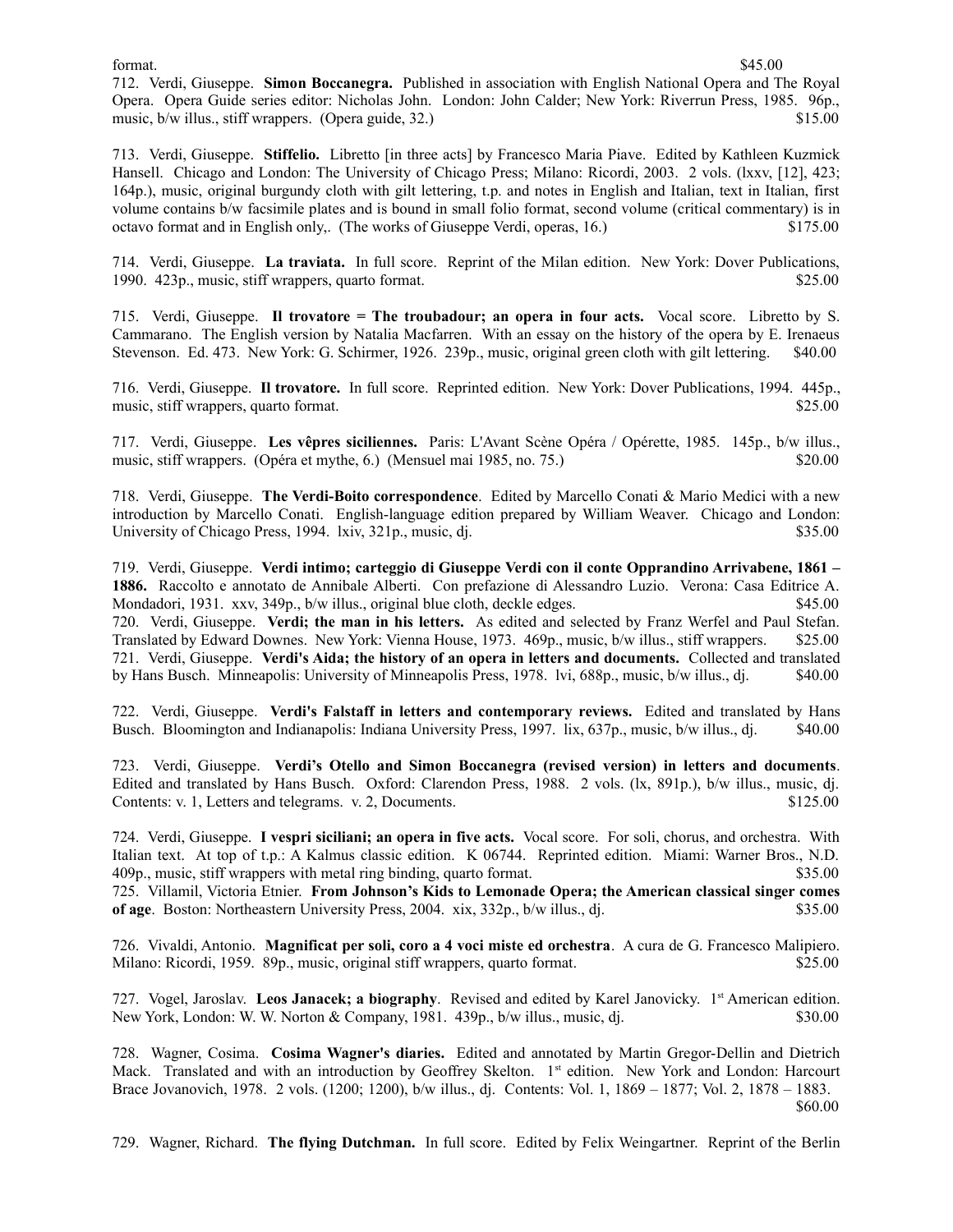format. $45.00

712. Verdi, Giuseppe. **Simon Boccanegra.** Published in association with English National Opera and The Royal Opera. Opera Guide series editor: Nicholas John. London: John Calder; New York: Riverrun Press, 1985. 96p., music, b/w illus., stiff wrappers. (Opera guide, 32.) $15.00

713. Verdi, Giuseppe. **Stiffelio.** Libretto [in three acts] by Francesco Maria Piave. Edited by Kathleen Kuzmick Hansell. Chicago and London: The University of Chicago Press; Milano: Ricordi, 2003. 2 vols. (lxxv, [12], 423; 164p.), music, original burgundy cloth with gilt lettering, t.p. and notes in English and Italian, text in Italian, first volume contains b/w facsimile plates and is bound in small folio format, second volume (critical commentary) is in octavo format and in English only,. (The works of Giuseppe Verdi, operas, 16.) $175.00

714. Verdi, Giuseppe. **La traviata.** In full score. Reprint of the Milan edition. New York: Dover Publications, 1990. 423p., music, stiff wrappers, quarto format. $25.00

715. Verdi, Giuseppe. **Il trovatore = The troubadour; an opera in four acts.** Vocal score. Libretto by S. Cammarano. The English version by Natalia Macfarren. With an essay on the history of the opera by E. Irenaeus Stevenson. Ed. 473. New York: G. Schirmer, 1926. 239p., music, original green cloth with gilt lettering. $40.00

716. Verdi, Giuseppe. **Il trovatore.** In full score. Reprinted edition. New York: Dover Publications, 1994. 445p., music, stiff wrappers, quarto format. $25.00

717. Verdi, Giuseppe. **Les vêpres siciliennes.** Paris: L'Avant Scène Opéra / Opérette, 1985. 145p., b/w illus., music, stiff wrappers. (Opéra et mythe, 6.) (Mensuel mai 1985, no. 75.) $20.00

718. Verdi, Giuseppe. **The Verdi-Boito correspondence**. Edited by Marcello Conati & Mario Medici with a new introduction by Marcello Conati. English-language edition prepared by William Weaver. Chicago and London: University of Chicago Press, 1994. lxiv, 321p., music, dj. $35.00

719. Verdi, Giuseppe. **Verdi intimo; carteggio di Giuseppe Verdi con il conte Opprandino Arrivabene, 1861 – 1886.** Raccolto e annotato de Annibale Alberti. Con prefazione di Alessandro Luzio. Verona: Casa Editrice A. Mondadori, 1931. xxv, 349p., b/w illus., original blue cloth, deckle edges. $45.00

720. Verdi, Giuseppe. **Verdi; the man in his letters.** As edited and selected by Franz Werfel and Paul Stefan. Translated by Edward Downes. New York: Vienna House, 1973. 469p., music, b/w illus., stiff wrappers. $25.00

721. Verdi, Giuseppe. **Verdi's Aida; the history of an opera in letters and documents.** Collected and translated by Hans Busch. Minneapolis: University of Minneapolis Press, 1978. lvi, 688p., music, b/w illus., dj. $40.00

722. Verdi, Giuseppe. **Verdi's Falstaff in letters and contemporary reviews.** Edited and translated by Hans Busch. Bloomington and Indianapolis: Indiana University Press, 1997. lix, 637p., music, b/w illus., dj. $40.00

723. Verdi, Giuseppe. **Verdi's Otello and Simon Boccanegra (revised version) in letters and documents**. Edited and translated by Hans Busch. Oxford: Clarendon Press, 1988. 2 vols. (lx, 891p.), b/w illus., music, dj. Contents: v. 1, Letters and telegrams. v. 2, Documents. $125.00

724. Verdi, Giuseppe. **I vespri siciliani; an opera in five acts.** Vocal score. For soli, chorus, and orchestra. With Italian text. At top of t.p.: A Kalmus classic edition. K 06744. Reprinted edition. Miami: Warner Bros., N.D. 409p., music, stiff wrappers with metal ring binding, quarto format. $35.00

725. Villamil, Victoria Etnier. **From Johnson's Kids to Lemonade Opera; the American classical singer comes of age**. Boston: Northeastern University Press, 2004. xix, 332p., b/w illus., dj. $35.00

726. Vivaldi, Antonio. **Magnificat per soli, coro a 4 voci miste ed orchestra**. A cura de G. Francesco Malipiero. Milano: Ricordi, 1959. 89p., music, original stiff wrappers, quarto format. $25.00

727. Vogel, Jaroslav. **Leos Janacek; a biography**. Revised and edited by Karel Janovicky. 1st American edition. New York, London: W. W. Norton & Company, 1981. 439p., b/w illus., music, dj. $30.00

728. Wagner, Cosima. **Cosima Wagner's diaries.** Edited and annotated by Martin Gregor-Dellin and Dietrich Mack. Translated and with an introduction by Geoffrey Skelton. 1st edition. New York and London: Harcourt Brace Jovanovich, 1978. 2 vols. (1200; 1200), b/w illus., dj. Contents: Vol. 1, 1869 – 1877; Vol. 2, 1878 – 1883. $60.00

729. Wagner, Richard. **The flying Dutchman.** In full score. Edited by Felix Weingartner. Reprint of the Berlin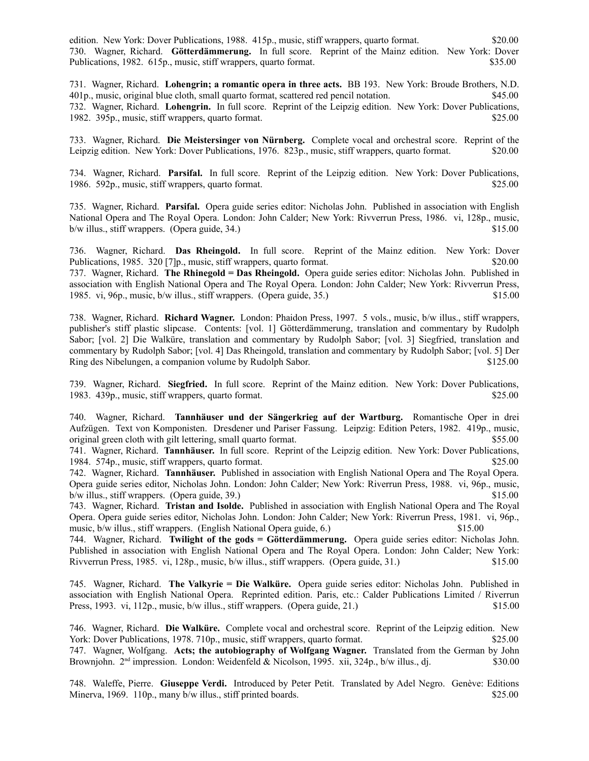edition. New York: Dover Publications, 1988. 415p., music, stiff wrappers, quarto format. $20.00

730. Wagner, Richard. **Götterdämmerung.** In full score. Reprint of the Mainz edition. New York: Dover Publications, 1982. 615p., music, stiff wrappers, quarto format. $35.00

731. Wagner, Richard. **Lohengrin; a romantic opera in three acts.** BB 193. New York: Broude Brothers, N.D. 401p., music, original blue cloth, small quarto format, scattered red pencil notation. $45.00

732. Wagner, Richard. **Lohengrin.** In full score. Reprint of the Leipzig edition. New York: Dover Publications, 1982. 395p., music, stiff wrappers, quarto format. $25.00

733. Wagner, Richard. **Die Meistersinger von Nürnberg.** Complete vocal and orchestral score. Reprint of the Leipzig edition. New York: Dover Publications, 1976. 823p., music, stiff wrappers, quarto format. $20.00

734. Wagner, Richard. **Parsifal.** In full score. Reprint of the Leipzig edition. New York: Dover Publications, 1986. 592p., music, stiff wrappers, quarto format. $25.00

735. Wagner, Richard. **Parsifal.** Opera guide series editor: Nicholas John. Published in association with English National Opera and The Royal Opera. London: John Calder; New York: Rivverrun Press, 1986. vi, 128p., music, b/w illus., stiff wrappers. (Opera guide, 34.) $15.00

736. Wagner, Richard. **Das Rheingold.** In full score. Reprint of the Mainz edition. New York: Dover Publications, 1985. 320 [7]p., music, stiff wrappers, quarto format. $20.00

737. Wagner, Richard. **The Rhinegold = Das Rheingold.** Opera guide series editor: Nicholas John. Published in association with English National Opera and The Royal Opera. London: John Calder; New York: Rivverrun Press, 1985. vi, 96p., music, b/w illus., stiff wrappers. (Opera guide, 35.) $15.00

738. Wagner, Richard. **Richard Wagner.** London: Phaidon Press, 1997. 5 vols., music, b/w illus., stiff wrappers, publisher's stiff plastic slipcase. Contents: [vol. 1] Götterdämmerung, translation and commentary by Rudolph Sabor; [vol. 2] Die Walküre, translation and commentary by Rudolph Sabor; [vol. 3] Siegfried, translation and commentary by Rudolph Sabor; [vol. 4] Das Rheingold, translation and commentary by Rudolph Sabor; [vol. 5] Der Ring des Nibelungen, a companion volume by Rudolph Sabor. $125.00

739. Wagner, Richard. **Siegfried.** In full score. Reprint of the Mainz edition. New York: Dover Publications, 1983. 439p., music, stiff wrappers, quarto format. $25.00

740. Wagner, Richard. **Tannhäuser und der Sängerkrieg auf der Wartburg.** Romantische Oper in drei Aufzügen. Text von Komponisten. Dresdener und Pariser Fassung. Leipzig: Edition Peters, 1982. 419p., music, original green cloth with gilt lettering, small quarto format. $55.00

741. Wagner, Richard. **Tannhäuser.** In full score. Reprint of the Leipzig edition. New York: Dover Publications, 1984. 574p., music, stiff wrappers, quarto format. $25.00

742. Wagner, Richard. **Tannhäuser.** Published in association with English National Opera and The Royal Opera. Opera guide series editor, Nicholas John. London: John Calder; New York: Riverrun Press, 1988. vi, 96p., music, b/w illus., stiff wrappers. (Opera guide, 39.) $15.00

743. Wagner, Richard. **Tristan and Isolde.** Published in association with English National Opera and The Royal Opera. Opera guide series editor, Nicholas John. London: John Calder; New York: Riverrun Press, 1981. vi, 96p., music, b/w illus., stiff wrappers. (English National Opera guide, 6.) $15.00

744. Wagner, Richard. **Twilight of the gods = Götterdämmerung.** Opera guide series editor: Nicholas John. Published in association with English National Opera and The Royal Opera. London: John Calder; New York: Rivverrun Press, 1985. vi, 128p., music, b/w illus., stiff wrappers. (Opera guide, 31.) $15.00

745. Wagner, Richard. **The Valkyrie = Die Walküre.** Opera guide series editor: Nicholas John. Published in association with English National Opera. Reprinted edition. Paris, etc.: Calder Publications Limited / Riverrun Press, 1993. vi, 112p., music, b/w illus., stiff wrappers. (Opera guide, 21.) $15.00

746. Wagner, Richard. **Die Walküre.** Complete vocal and orchestral score. Reprint of the Leipzig edition. New York: Dover Publications, 1978. 710p., music, stiff wrappers, quarto format. $25.00

747. Wagner, Wolfgang. **Acts; the autobiography of Wolfgang Wagner.** Translated from the German by John Brownjohn. 2nd impression. London: Weidenfeld & Nicolson, 1995. xii, 324p., b/w illus., dj. $30.00

748. Waleffe, Pierre. **Giuseppe Verdi.** Introduced by Peter Petit. Translated by Adel Negro. Genève: Editions Minerva, 1969. 110p., many b/w illus., stiff printed boards. $25.00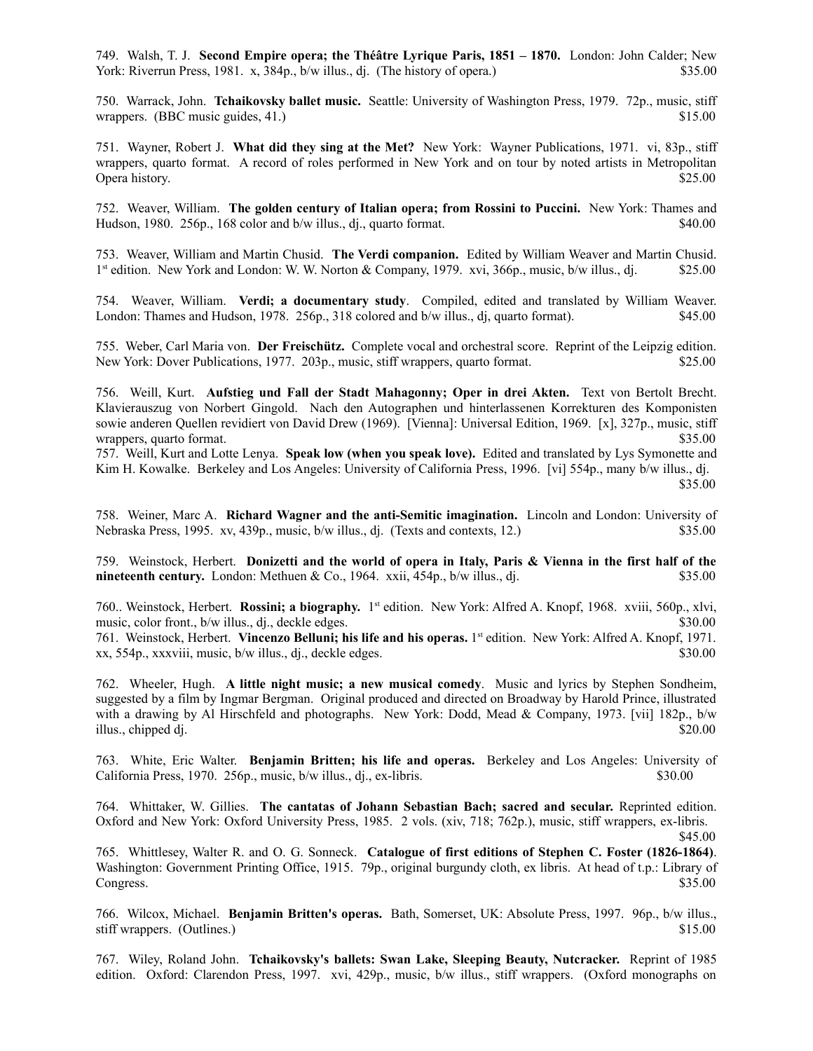749. Walsh, T. J. **Second Empire opera; the Théâtre Lyrique Paris, 1851 – 1870.** London: John Calder; New York: Riverrun Press, 1981. x, 384p., b/w illus., dj. (The history of opera.) $35.00

750. Warrack, John. **Tchaikovsky ballet music.** Seattle: University of Washington Press, 1979. 72p., music, stiff wrappers. (BBC music guides, 41.) $15.00

751. Wayner, Robert J. **What did they sing at the Met?** New York: Wayner Publications, 1971. vi, 83p., stiff wrappers, quarto format. A record of roles performed in New York and on tour by noted artists in Metropolitan Opera history. $25.00

752. Weaver, William. **The golden century of Italian opera; from Rossini to Puccini.** New York: Thames and Hudson, 1980. 256p., 168 color and b/w illus., dj., quarto format. $40.00

753. Weaver, William and Martin Chusid. **The Verdi companion.** Edited by William Weaver and Martin Chusid. 1st edition. New York and London: W. W. Norton & Company, 1979. xvi, 366p., music, b/w illus., dj. $25.00

754. Weaver, William. **Verdi; a documentary study**. Compiled, edited and translated by William Weaver. London: Thames and Hudson, 1978. 256p., 318 colored and b/w illus., dj, quarto format). $45.00

755. Weber, Carl Maria von. **Der Freischütz.** Complete vocal and orchestral score. Reprint of the Leipzig edition. New York: Dover Publications, 1977. 203p., music, stiff wrappers, quarto format. $25.00

756. Weill, Kurt. **Aufstieg und Fall der Stadt Mahagonny; Oper in drei Akten.** Text von Bertolt Brecht. Klavierauszug von Norbert Gingold. Nach den Autographen und hinterlassenen Korrekturen des Komponisten sowie anderen Quellen revidiert von David Drew (1969). [Vienna]: Universal Edition, 1969. [x], 327p., music, stiff wrappers, quarto format. $35.00

757. Weill, Kurt and Lotte Lenya. **Speak low (when you speak love).** Edited and translated by Lys Symonette and Kim H. Kowalke. Berkeley and Los Angeles: University of California Press, 1996. [vi] 554p., many b/w illus., dj. $35.00

758. Weiner, Marc A. **Richard Wagner and the anti-Semitic imagination.** Lincoln and London: University of Nebraska Press, 1995. xv, 439p., music, b/w illus., dj. (Texts and contexts, 12.) $35.00

759. Weinstock, Herbert. **Donizetti and the world of opera in Italy, Paris & Vienna in the first half of the nineteenth century.** London: Methuen & Co., 1964. xxii, 454p., b/w illus., dj. $35.00

760.. Weinstock, Herbert. **Rossini; a biography.** 1st edition. New York: Alfred A. Knopf, 1968. xviii, 560p., xlvi, music, color front., b/w illus., dj., deckle edges. $30.00

761. Weinstock, Herbert. **Vincenzo Belluni; his life and his operas.** 1st edition. New York: Alfred A. Knopf, 1971. xx, 554p., xxxviii, music, b/w illus., dj., deckle edges. $30.00

762. Wheeler, Hugh. **A little night music; a new musical comedy**. Music and lyrics by Stephen Sondheim, suggested by a film by Ingmar Bergman. Original produced and directed on Broadway by Harold Prince, illustrated with a drawing by Al Hirschfeld and photographs. New York: Dodd, Mead & Company, 1973. [vii] 182p., b/w illus., chipped dj. $20.00

763. White, Eric Walter. **Benjamin Britten; his life and operas.** Berkeley and Los Angeles: University of California Press, 1970. 256p., music, b/w illus., dj., ex-libris. $30.00

764. Whittaker, W. Gillies. **The cantatas of Johann Sebastian Bach; sacred and secular.** Reprinted edition. Oxford and New York: Oxford University Press, 1985. 2 vols. (xiv, 718; 762p.), music, stiff wrappers, ex-libris. $45.00

765. Whittlesey, Walter R. and O. G. Sonneck. **Catalogue of first editions of Stephen C. Foster (1826-1864)**. Washington: Government Printing Office, 1915. 79p., original burgundy cloth, ex libris. At head of t.p.: Library of Congress. $35.00

766. Wilcox, Michael. **Benjamin Britten's operas.** Bath, Somerset, UK: Absolute Press, 1997. 96p., b/w illus., stiff wrappers. (Outlines.) $15.00

767. Wiley, Roland John. **Tchaikovsky's ballets: Swan Lake, Sleeping Beauty, Nutcracker.** Reprint of 1985 edition. Oxford: Clarendon Press, 1997. xvi, 429p., music, b/w illus., stiff wrappers. (Oxford monographs on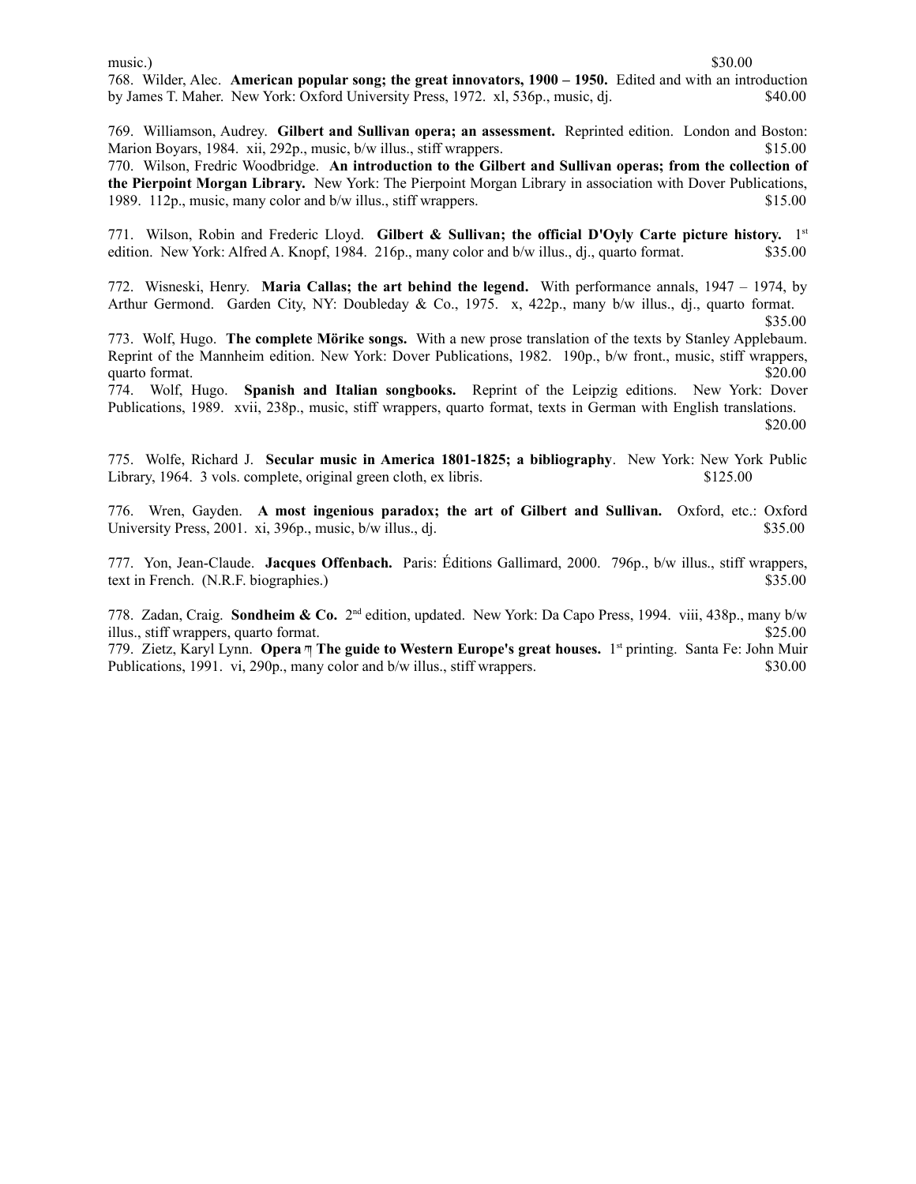music.) $30.00

768. Wilder, Alec. **American popular song; the great innovators, 1900 – 1950.** Edited and with an introduction by James T. Maher. New York: Oxford University Press, 1972. xl, 536p., music, dj. $40.00

769. Williamson, Audrey. **Gilbert and Sullivan opera; an assessment.** Reprinted edition. London and Boston: Marion Boyars, 1984. xii, 292p., music, b/w illus., stiff wrappers. $15.00

770. Wilson, Fredric Woodbridge. **An introduction to the Gilbert and Sullivan operas; from the collection of the Pierpoint Morgan Library.** New York: The Pierpoint Morgan Library in association with Dover Publications, 1989. 112p., music, many color and b/w illus., stiff wrappers. $15.00

771. Wilson, Robin and Frederic Lloyd. **Gilbert & Sullivan; the official D'Oyly Carte picture history.** 1st edition. New York: Alfred A. Knopf, 1984. 216p., many color and b/w illus., dj., quarto format. $35.00

772. Wisneski, Henry. **Maria Callas; the art behind the legend.** With performance annals, 1947 – 1974, by Arthur Germond. Garden City, NY: Doubleday & Co., 1975. x, 422p., many b/w illus., dj., quarto format. $35.00

773. Wolf, Hugo. **The complete Mörike songs.** With a new prose translation of the texts by Stanley Applebaum. Reprint of the Mannheim edition. New York: Dover Publications, 1982. 190p., b/w front., music, stiff wrappers, quarto format. $20.00

774. Wolf, Hugo. **Spanish and Italian songbooks.** Reprint of the Leipzig editions. New York: Dover Publications, 1989. xvii, 238p., music, stiff wrappers, quarto format, texts in German with English translations. $20.00

775. Wolfe, Richard J. **Secular music in America 1801-1825; a bibliography**. New York: New York Public Library, 1964. 3 vols. complete, original green cloth, ex libris. $125.00

776. Wren, Gayden. **A most ingenious paradox; the art of Gilbert and Sullivan.** Oxford, etc.: Oxford University Press, 2001. xi, 396p., music, b/w illus., dj. $35.00

777. Yon, Jean-Claude. **Jacques Offenbach.** Paris: Éditions Gallimard, 2000. 796p., b/w illus., stiff wrappers, text in French. (N.R.F. biographies.) $35.00

778. Zadan, Craig. **Sondheim & Co.** 2nd edition, updated. New York: Da Capo Press, 1994. viii, 438p., many b/w illus., stiff wrappers, quarto format. $25.00

779. Zietz, Karyl Lynn. **Opera ╗ The guide to Western Europe's great houses.** 1st printing. Santa Fe: John Muir Publications, 1991. vi, 290p., many color and b/w illus., stiff wrappers. $30.00